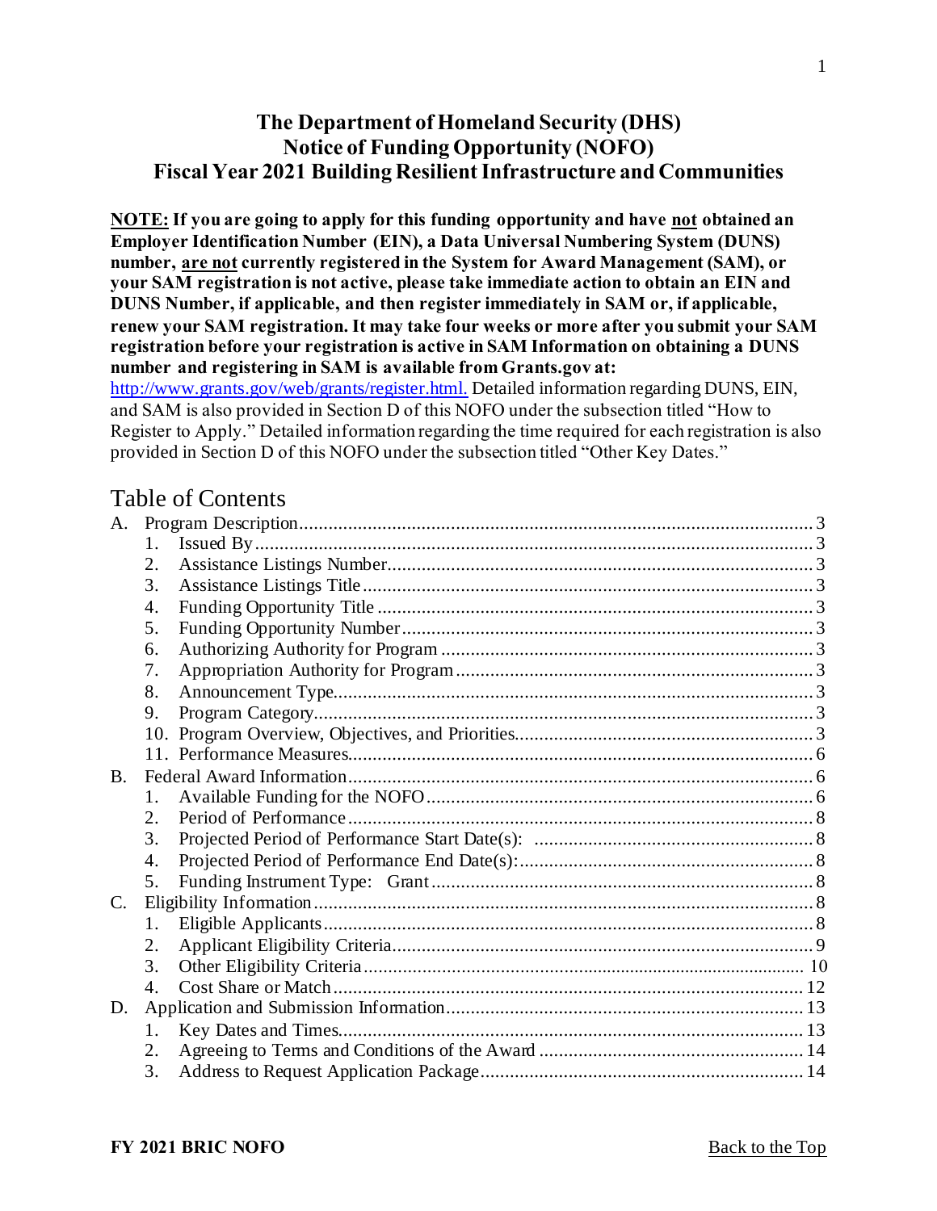# The Department of Homeland Security (DHS) Notice of Funding Opportunity (NOFO) Fiscal Year 2021 Building Resilient Infrastructure and Communities

**NOTE: If you are going to apply for this funding opportunity and have not obtained an Employer Identification Number (EIN), a Data Universal Numbering System (DUNS) number, are not currently registered in the System for Award Management (SAM), or your SAM registration is not active, please take immediate action to obtain an EIN and DUNS Number, if applicable, and then register immediately in SAM or, if applicable, renew your SAM registration. It may take four weeks or more after you submit your SAM registration before your registration is active in SAM Information on obtaining a DUNS number and registering in SAM is available from Grants.gov at:** http://www.grants.gov/web/grants/register.html. Detailed information regarding DUNS, EIN, and SAM is also provided in Section D of this NOFO under the subsection titled "How to Register to Apply." Detailed information regarding the time required for each registration is also provided in Section D of this NOFO under the subsection titled "Other Key Dates."

## Table of Contents

A. Program Description ... 3
  1. Issued By ... 3
  2. Assistance Listings Number ... 3
  3. Assistance Listings Title ... 3
  4. Funding Opportunity Title ... 3
  5. Funding Opportunity Number ... 3
  6. Authorizing Authority for Program ... 3
  7. Appropriation Authority for Program ... 3
  8. Announcement Type ... 3
  9. Program Category ... 3
  10. Program Overview, Objectives, and Priorities ... 3
  11. Performance Measures ... 6

B. Federal Award Information ... 6
  1. Available Funding for the NOFO ... 6
  2. Period of Performance ... 8
  3. Projected Period of Performance Start Date(s): ... 8
  4. Projected Period of Performance End Date(s): ... 8
  5. Funding Instrument Type: Grant ... 8

C. Eligibility Information ... 8
  1. Eligible Applicants ... 8
  2. Applicant Eligibility Criteria ... 9
  3. Other Eligibility Criteria ... 10
  4. Cost Share or Match ... 12

D. Application and Submission Information ... 13
  1. Key Dates and Times ... 13
  2. Agreeing to Terms and Conditions of the Award ... 14
  3. Address to Request Application Package ... 14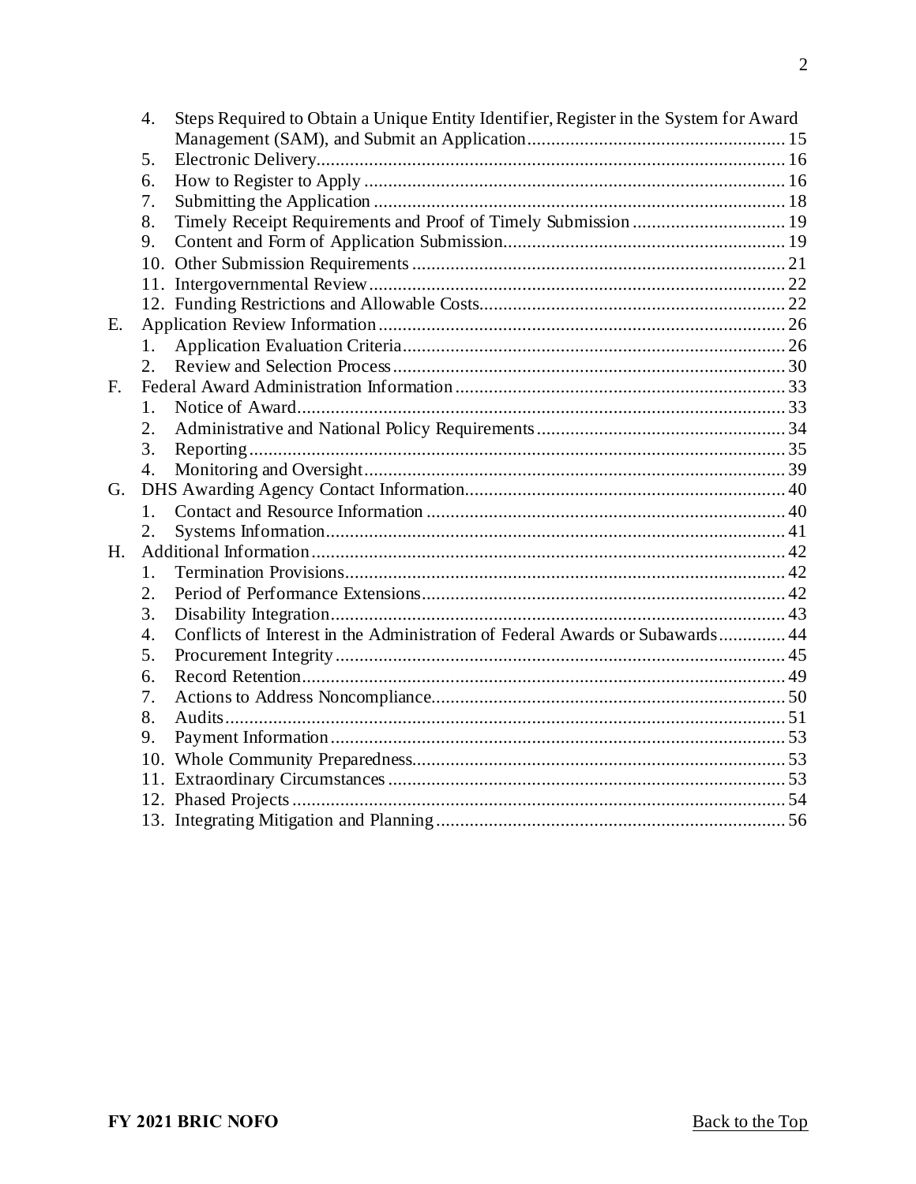4. Steps Required to Obtain a Unique Entity Identifier, Register in the System for Award Management (SAM), and Submit an Application ...... 15
5. Electronic Delivery ...... 16
6. How to Register to Apply ...... 16
7. Submitting the Application ...... 18
8. Timely Receipt Requirements and Proof of Timely Submission ...... 19
9. Content and Form of Application Submission ...... 19
10. Other Submission Requirements ...... 21
11. Intergovernmental Review ...... 22
12. Funding Restrictions and Allowable Costs ...... 22

E. Application Review Information ...... 26
1. Application Evaluation Criteria ...... 26
2. Review and Selection Process ...... 30

F. Federal Award Administration Information ...... 33
1. Notice of Award ...... 33
2. Administrative and National Policy Requirements ...... 34
3. Reporting ...... 35
4. Monitoring and Oversight ...... 39

G. DHS Awarding Agency Contact Information ...... 40
1. Contact and Resource Information ...... 40
2. Systems Information ...... 41

H. Additional Information ...... 42
1. Termination Provisions ...... 42
2. Period of Performance Extensions ...... 42
3. Disability Integration ...... 43
4. Conflicts of Interest in the Administration of Federal Awards or Subawards ...... 44
5. Procurement Integrity ...... 45
6. Record Retention ...... 49
7. Actions to Address Noncompliance ...... 50
8. Audits ...... 51
9. Payment Information ...... 53
10. Whole Community Preparedness ...... 53
11. Extraordinary Circumstances ...... 53
12. Phased Projects ...... 54
13. Integrating Mitigation and Planning ...... 56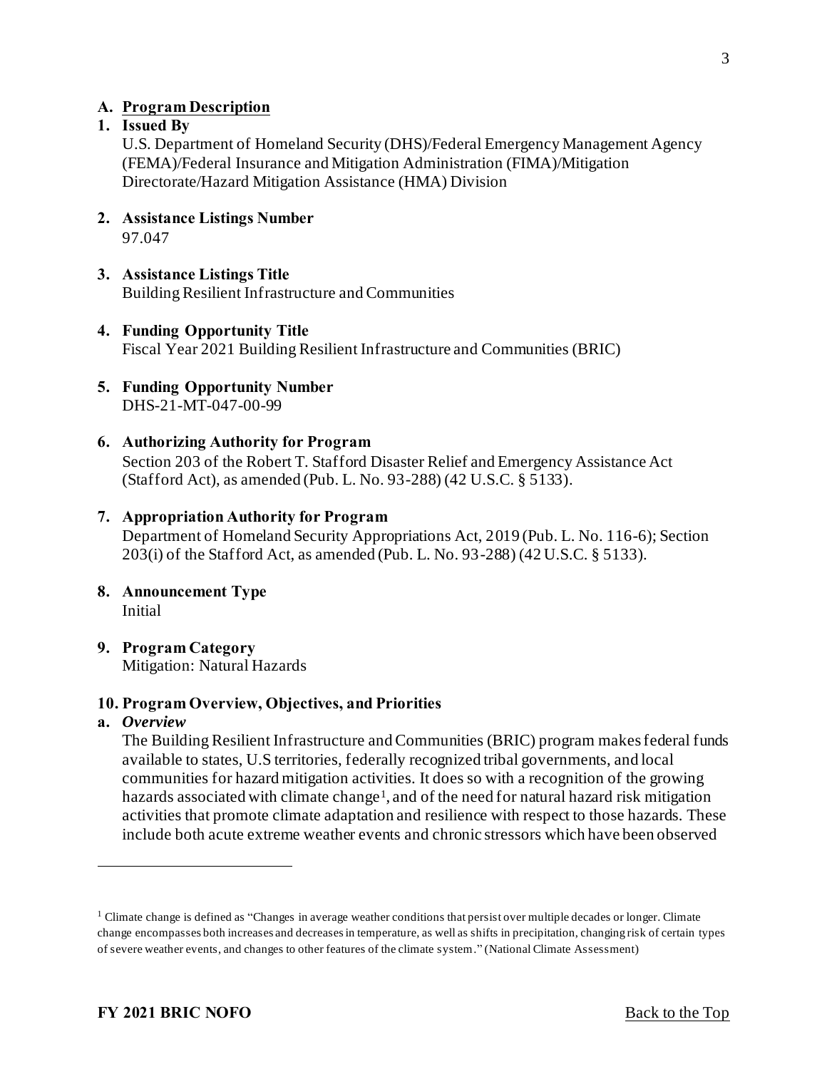## A. Program Description

### 1. Issued By

U.S. Department of Homeland Security (DHS)/Federal Emergency Management Agency (FEMA)/Federal Insurance and Mitigation Administration (FIMA)/Mitigation Directorate/Hazard Mitigation Assistance (HMA) Division

### 2. Assistance Listings Number

97.047

### 3. Assistance Listings Title

Building Resilient Infrastructure and Communities

### 4. Funding Opportunity Title

Fiscal Year 2021 Building Resilient Infrastructure and Communities (BRIC)

### 5. Funding Opportunity Number

DHS-21-MT-047-00-99

### 6. Authorizing Authority for Program

Section 203 of the Robert T. Stafford Disaster Relief and Emergency Assistance Act (Stafford Act), as amended (Pub. L. No. 93-288) (42 U.S.C. § 5133).

### 7. Appropriation Authority for Program

Department of Homeland Security Appropriations Act, 2019 (Pub. L. No. 116-6); Section 203(i) of the Stafford Act, as amended (Pub. L. No. 93-288) (42 U.S.C. § 5133).

### 8. Announcement Type

Initial

### 9. Program Category

Mitigation: Natural Hazards

### 10. Program Overview, Objectives, and Priorities

#### a. *Overview*

The Building Resilient Infrastructure and Communities (BRIC) program makes federal funds available to states, U.S territories, federally recognized tribal governments, and local communities for hazard mitigation activities. It does so with a recognition of the growing hazards associated with climate change[1], and of the need for natural hazard risk mitigation activities that promote climate adaptation and resilience with respect to those hazards. These include both acute extreme weather events and chronic stressors which have been observed

---

[1] Climate change is defined as "Changes in average weather conditions that persist over multiple decades or longer. Climate change encompasses both increases and decreases in temperature, as well as shifts in precipitation, changing risk of certain types of severe weather events, and changes to other features of the climate system." (National Climate Assessment)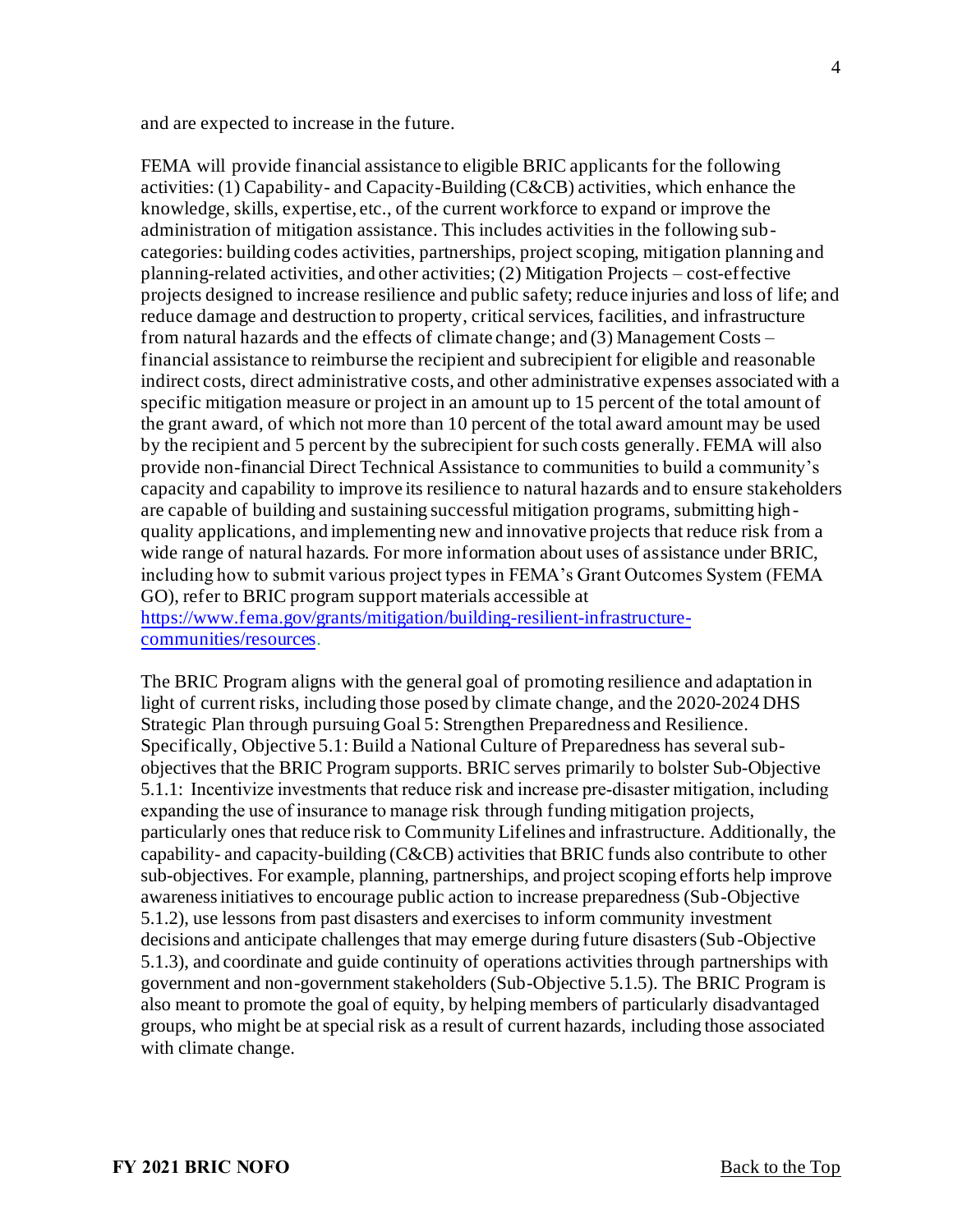and are expected to increase in the future.

FEMA will provide financial assistance to eligible BRIC applicants for the following activities: (1) Capability- and Capacity-Building (C&CB) activities, which enhance the knowledge, skills, expertise, etc., of the current workforce to expand or improve the administration of mitigation assistance. This includes activities in the following sub-categories: building codes activities, partnerships, project scoping, mitigation planning and planning-related activities, and other activities; (2) Mitigation Projects – cost-effective projects designed to increase resilience and public safety; reduce injuries and loss of life; and reduce damage and destruction to property, critical services, facilities, and infrastructure from natural hazards and the effects of climate change; and (3) Management Costs – financial assistance to reimburse the recipient and subrecipient for eligible and reasonable indirect costs, direct administrative costs, and other administrative expenses associated with a specific mitigation measure or project in an amount up to 15 percent of the total amount of the grant award, of which not more than 10 percent of the total award amount may be used by the recipient and 5 percent by the subrecipient for such costs generally. FEMA will also provide non-financial Direct Technical Assistance to communities to build a community's capacity and capability to improve its resilience to natural hazards and to ensure stakeholders are capable of building and sustaining successful mitigation programs, submitting high-quality applications, and implementing new and innovative projects that reduce risk from a wide range of natural hazards. For more information about uses of assistance under BRIC, including how to submit various project types in FEMA's Grant Outcomes System (FEMA GO), refer to BRIC program support materials accessible at [https://www.fema.gov/grants/mitigation/building-resilient-infrastructure-communities/resources](https://www.fema.gov/grants/mitigation/building-resilient-infrastructure-communities/resources).

The BRIC Program aligns with the general goal of promoting resilience and adaptation in light of current risks, including those posed by climate change, and the 2020-2024 DHS Strategic Plan through pursuing Goal 5: Strengthen Preparedness and Resilience. Specifically, Objective 5.1: Build a National Culture of Preparedness has several sub-objectives that the BRIC Program supports. BRIC serves primarily to bolster Sub-Objective 5.1.1: Incentivize investments that reduce risk and increase pre-disaster mitigation, including expanding the use of insurance to manage risk through funding mitigation projects, particularly ones that reduce risk to Community Lifelines and infrastructure. Additionally, the capability- and capacity-building (C&CB) activities that BRIC funds also contribute to other sub-objectives. For example, planning, partnerships, and project scoping efforts help improve awareness initiatives to encourage public action to increase preparedness (Sub-Objective 5.1.2), use lessons from past disasters and exercises to inform community investment decisions and anticipate challenges that may emerge during future disasters (Sub-Objective 5.1.3), and coordinate and guide continuity of operations activities through partnerships with government and non-government stakeholders (Sub-Objective 5.1.5). The BRIC Program is also meant to promote the goal of equity, by helping members of particularly disadvantaged groups, who might be at special risk as a result of current hazards, including those associated with climate change.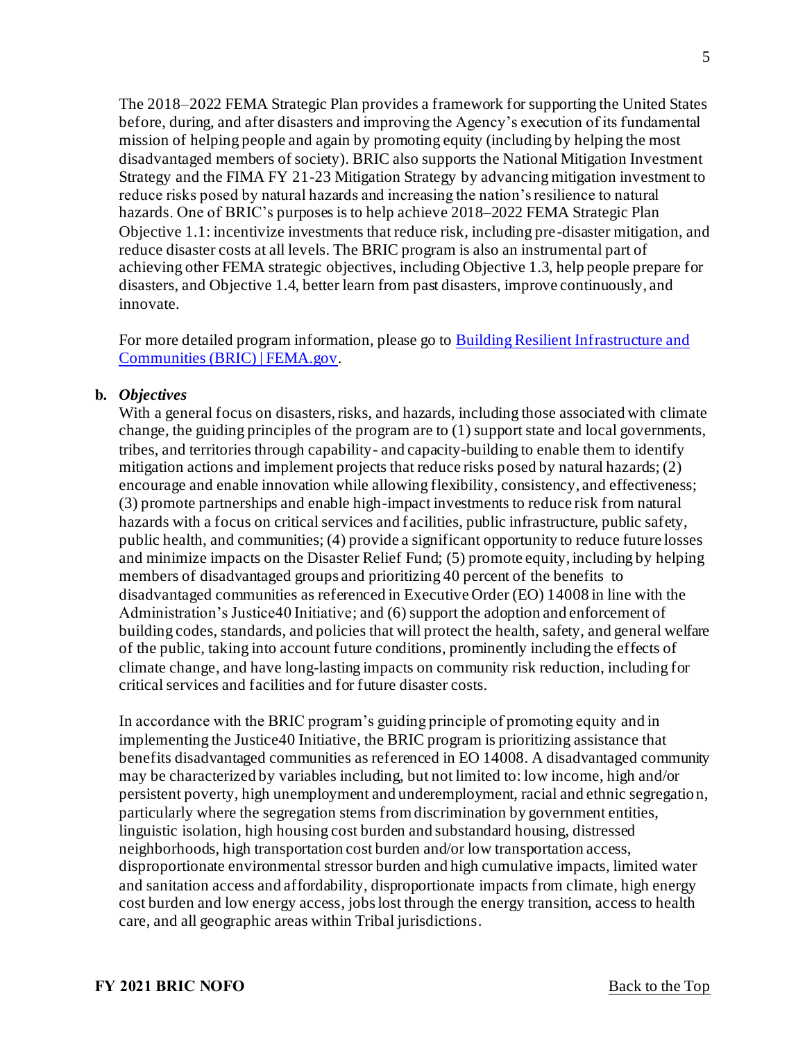The 2018–2022 FEMA Strategic Plan provides a framework for supporting the United States before, during, and after disasters and improving the Agency's execution of its fundamental mission of helping people and again by promoting equity (including by helping the most disadvantaged members of society). BRIC also supports the National Mitigation Investment Strategy and the FIMA FY 21-23 Mitigation Strategy by advancing mitigation investment to reduce risks posed by natural hazards and increasing the nation's resilience to natural hazards. One of BRIC's purposes is to help achieve 2018–2022 FEMA Strategic Plan Objective 1.1: incentivize investments that reduce risk, including pre-disaster mitigation, and reduce disaster costs at all levels. The BRIC program is also an instrumental part of achieving other FEMA strategic objectives, including Objective 1.3, help people prepare for disasters, and Objective 1.4, better learn from past disasters, improve continuously, and innovate.

For more detailed program information, please go to [Building Resilient Infrastructure and Communities (BRIC) | FEMA.gov](https://www.fema.gov).

**b.** ***Objectives***

With a general focus on disasters, risks, and hazards, including those associated with climate change, the guiding principles of the program are to (1) support state and local governments, tribes, and territories through capability- and capacity-building to enable them to identify mitigation actions and implement projects that reduce risks posed by natural hazards; (2) encourage and enable innovation while allowing flexibility, consistency, and effectiveness; (3) promote partnerships and enable high-impact investments to reduce risk from natural hazards with a focus on critical services and facilities, public infrastructure, public safety, public health, and communities; (4) provide a significant opportunity to reduce future losses and minimize impacts on the Disaster Relief Fund; (5) promote equity, including by helping members of disadvantaged groups and prioritizing 40 percent of the benefits to disadvantaged communities as referenced in Executive Order (EO) 14008 in line with the Administration's Justice40 Initiative; and (6) support the adoption and enforcement of building codes, standards, and policies that will protect the health, safety, and general welfare of the public, taking into account future conditions, prominently including the effects of climate change, and have long-lasting impacts on community risk reduction, including for critical services and facilities and for future disaster costs.

In accordance with the BRIC program's guiding principle of promoting equity and in implementing the Justice40 Initiative, the BRIC program is prioritizing assistance that benefits disadvantaged communities as referenced in EO 14008. A disadvantaged community may be characterized by variables including, but not limited to: low income, high and/or persistent poverty, high unemployment and underemployment, racial and ethnic segregation, particularly where the segregation stems from discrimination by government entities, linguistic isolation, high housing cost burden and substandard housing, distressed neighborhoods, high transportation cost burden and/or low transportation access, disproportionate environmental stressor burden and high cumulative impacts, limited water and sanitation access and affordability, disproportionate impacts from climate, high energy cost burden and low energy access, jobs lost through the energy transition, access to health care, and all geographic areas within Tribal jurisdictions.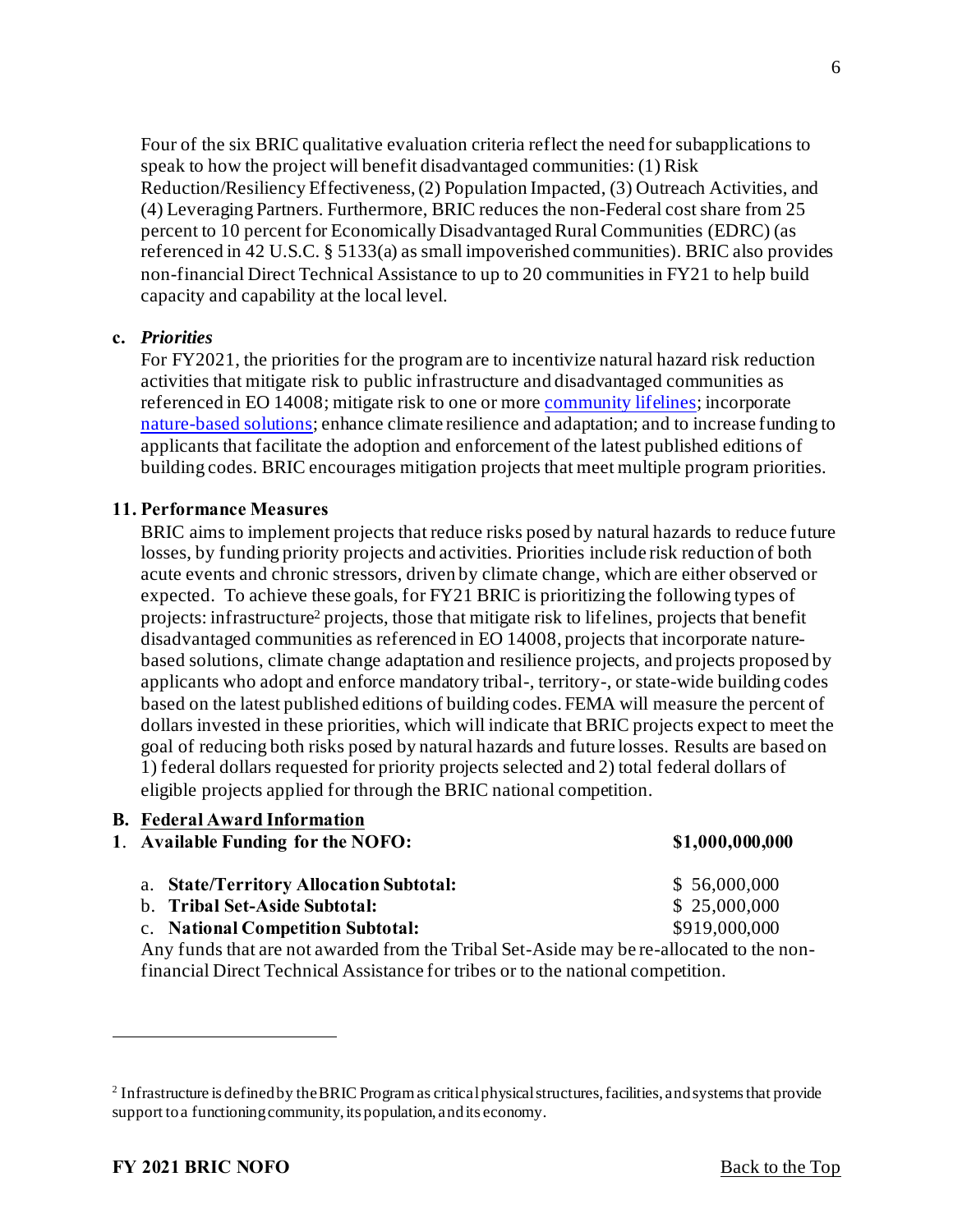Four of the six BRIC qualitative evaluation criteria reflect the need for subapplications to speak to how the project will benefit disadvantaged communities: (1) Risk Reduction/Resiliency Effectiveness, (2) Population Impacted, (3) Outreach Activities, and (4) Leveraging Partners. Furthermore, BRIC reduces the non-Federal cost share from 25 percent to 10 percent for Economically Disadvantaged Rural Communities (EDRC) (as referenced in 42 U.S.C. § 5133(a) as small impoverished communities). BRIC also provides non-financial Direct Technical Assistance to up to 20 communities in FY21 to help build capacity and capability at the local level.

**c.** ***Priorities***

For FY2021, the priorities for the program are to incentivize natural hazard risk reduction activities that mitigate risk to public infrastructure and disadvantaged communities as referenced in EO 14008; mitigate risk to one or more community lifelines; incorporate nature-based solutions; enhance climate resilience and adaptation; and to increase funding to applicants that facilitate the adoption and enforcement of the latest published editions of building codes. BRIC encourages mitigation projects that meet multiple program priorities.

**11. Performance Measures**

BRIC aims to implement projects that reduce risks posed by natural hazards to reduce future losses, by funding priority projects and activities. Priorities include risk reduction of both acute events and chronic stressors, driven by climate change, which are either observed or expected. To achieve these goals, for FY21 BRIC is prioritizing the following types of projects: infrastructure[2] projects, those that mitigate risk to lifelines, projects that benefit disadvantaged communities as referenced in EO 14008, projects that incorporate nature-based solutions, climate change adaptation and resilience projects, and projects proposed by applicants who adopt and enforce mandatory tribal-, territory-, or state-wide building codes based on the latest published editions of building codes. FEMA will measure the percent of dollars invested in these priorities, which will indicate that BRIC projects expect to meet the goal of reducing both risks posed by natural hazards and future losses. Results are based on 1) federal dollars requested for priority projects selected and 2) total federal dollars of eligible projects applied for through the BRIC national competition.

**B. Federal Award Information**

| | |
|---|---|
| **1. Available Funding for the NOFO:** | **$1,000,000,000** |
| a. **State/Territory Allocation Subtotal:** | $ 56,000,000 |
| b. **Tribal Set-Aside Subtotal:** | $ 25,000,000 |
| c. **National Competition Subtotal:** | $919,000,000 |

Any funds that are not awarded from the Tribal Set-Aside may be re-allocated to the non-financial Direct Technical Assistance for tribes or to the national competition.

---

[2] Infrastructure is defined by the BRIC Program as critical physical structures, facilities, and systems that provide support to a functioning community, its population, and its economy.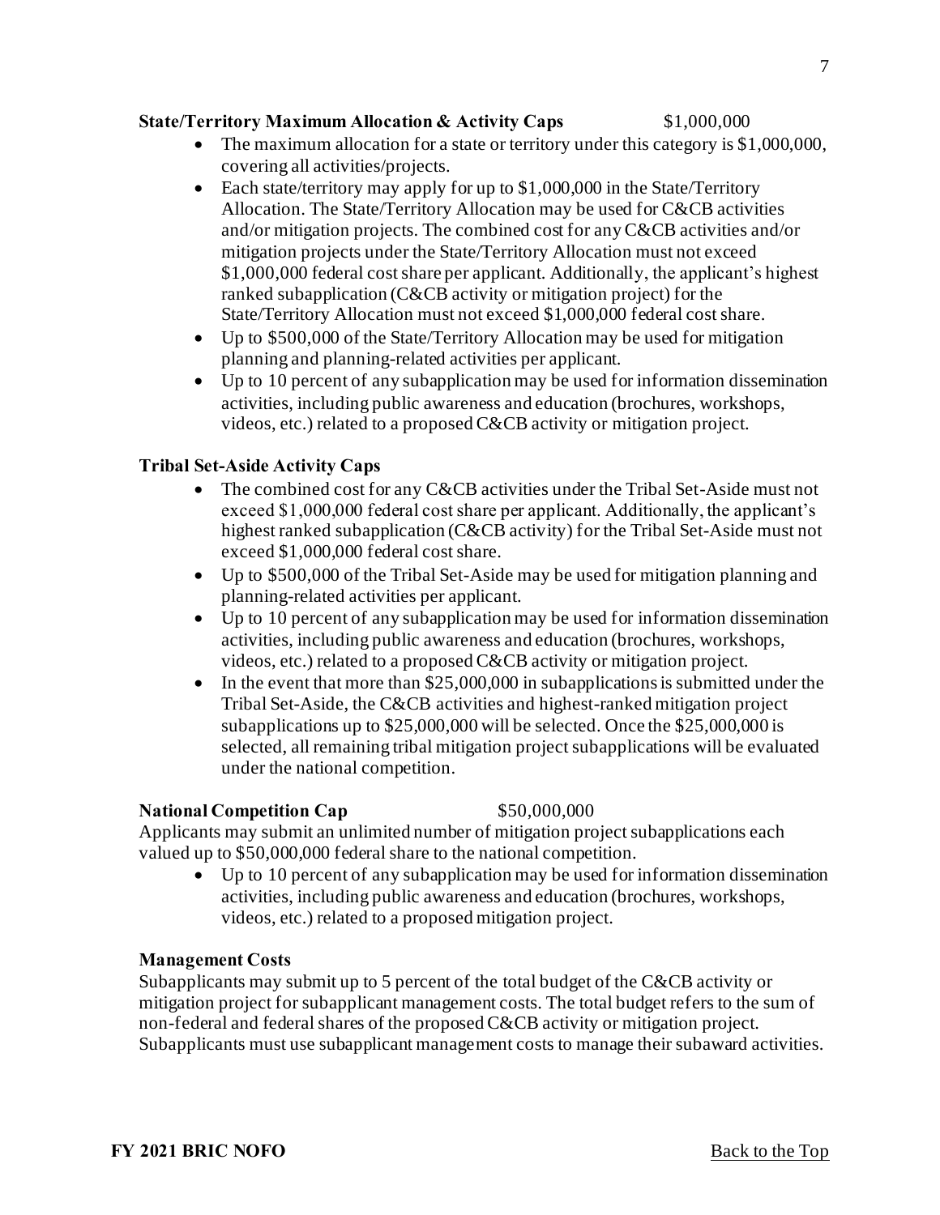**State/Territory Maximum Allocation & Activity Caps** $1,000,000

- The maximum allocation for a state or territory under this category is $1,000,000, covering all activities/projects.
- Each state/territory may apply for up to $1,000,000 in the State/Territory Allocation. The State/Territory Allocation may be used for C&CB activities and/or mitigation projects. The combined cost for any C&CB activities and/or mitigation projects under the State/Territory Allocation must not exceed $1,000,000 federal cost share per applicant. Additionally, the applicant's highest ranked subapplication (C&CB activity or mitigation project) for the State/Territory Allocation must not exceed $1,000,000 federal cost share.
- Up to $500,000 of the State/Territory Allocation may be used for mitigation planning and planning-related activities per applicant.
- Up to 10 percent of any subapplication may be used for information dissemination activities, including public awareness and education (brochures, workshops, videos, etc.) related to a proposed C&CB activity or mitigation project.

**Tribal Set-Aside Activity Caps**

- The combined cost for any C&CB activities under the Tribal Set-Aside must not exceed $1,000,000 federal cost share per applicant. Additionally, the applicant's highest ranked subapplication (C&CB activity) for the Tribal Set-Aside must not exceed $1,000,000 federal cost share.
- Up to $500,000 of the Tribal Set-Aside may be used for mitigation planning and planning-related activities per applicant.
- Up to 10 percent of any subapplication may be used for information dissemination activities, including public awareness and education (brochures, workshops, videos, etc.) related to a proposed C&CB activity or mitigation project.
- In the event that more than $25,000,000 in subapplications is submitted under the Tribal Set-Aside, the C&CB activities and highest-ranked mitigation project subapplications up to $25,000,000 will be selected. Once the $25,000,000 is selected, all remaining tribal mitigation project subapplications will be evaluated under the national competition.

**National Competition Cap** $50,000,000

Applicants may submit an unlimited number of mitigation project subapplications each valued up to $50,000,000 federal share to the national competition.

- Up to 10 percent of any subapplication may be used for information dissemination activities, including public awareness and education (brochures, workshops, videos, etc.) related to a proposed mitigation project.

**Management Costs**

Subapplicants may submit up to 5 percent of the total budget of the C&CB activity or mitigation project for subapplicant management costs. The total budget refers to the sum of non-federal and federal shares of the proposed C&CB activity or mitigation project. Subapplicants must use subapplicant management costs to manage their subaward activities.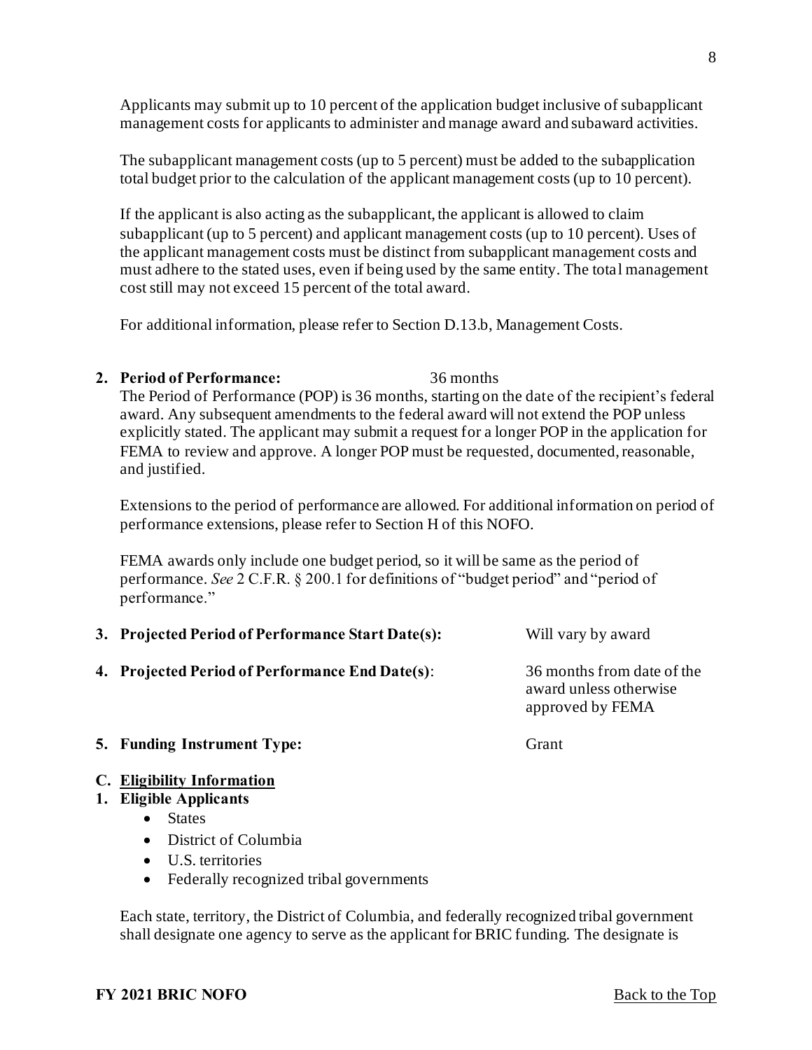Applicants may submit up to 10 percent of the application budget inclusive of subapplicant management costs for applicants to administer and manage award and subaward activities.

The subapplicant management costs (up to 5 percent) must be added to the subapplication total budget prior to the calculation of the applicant management costs (up to 10 percent).

If the applicant is also acting as the subapplicant, the applicant is allowed to claim subapplicant (up to 5 percent) and applicant management costs (up to 10 percent). Uses of the applicant management costs must be distinct from subapplicant management costs and must adhere to the stated uses, even if being used by the same entity. The total management cost still may not exceed 15 percent of the total award.

For additional information, please refer to Section D.13.b, Management Costs.

2. **Period of Performance:** 36 months

The Period of Performance (POP) is 36 months, starting on the date of the recipient's federal award. Any subsequent amendments to the federal award will not extend the POP unless explicitly stated. The applicant may submit a request for a longer POP in the application for FEMA to review and approve. A longer POP must be requested, documented, reasonable, and justified.

Extensions to the period of performance are allowed. For additional information on period of performance extensions, please refer to Section H of this NOFO.

FEMA awards only include one budget period, so it will be same as the period of performance. *See* 2 C.F.R. § 200.1 for definitions of "budget period" and "period of performance."

3. **Projected Period of Performance Start Date(s):** Will vary by award

4. **Projected Period of Performance End Date(s)**: 36 months from date of the award unless otherwise approved by FEMA

5. **Funding Instrument Type:** Grant

## C. Eligibility Information

### 1. Eligible Applicants

- States
- District of Columbia
- U.S. territories
- Federally recognized tribal governments

Each state, territory, the District of Columbia, and federally recognized tribal government shall designate one agency to serve as the applicant for BRIC funding. The designate is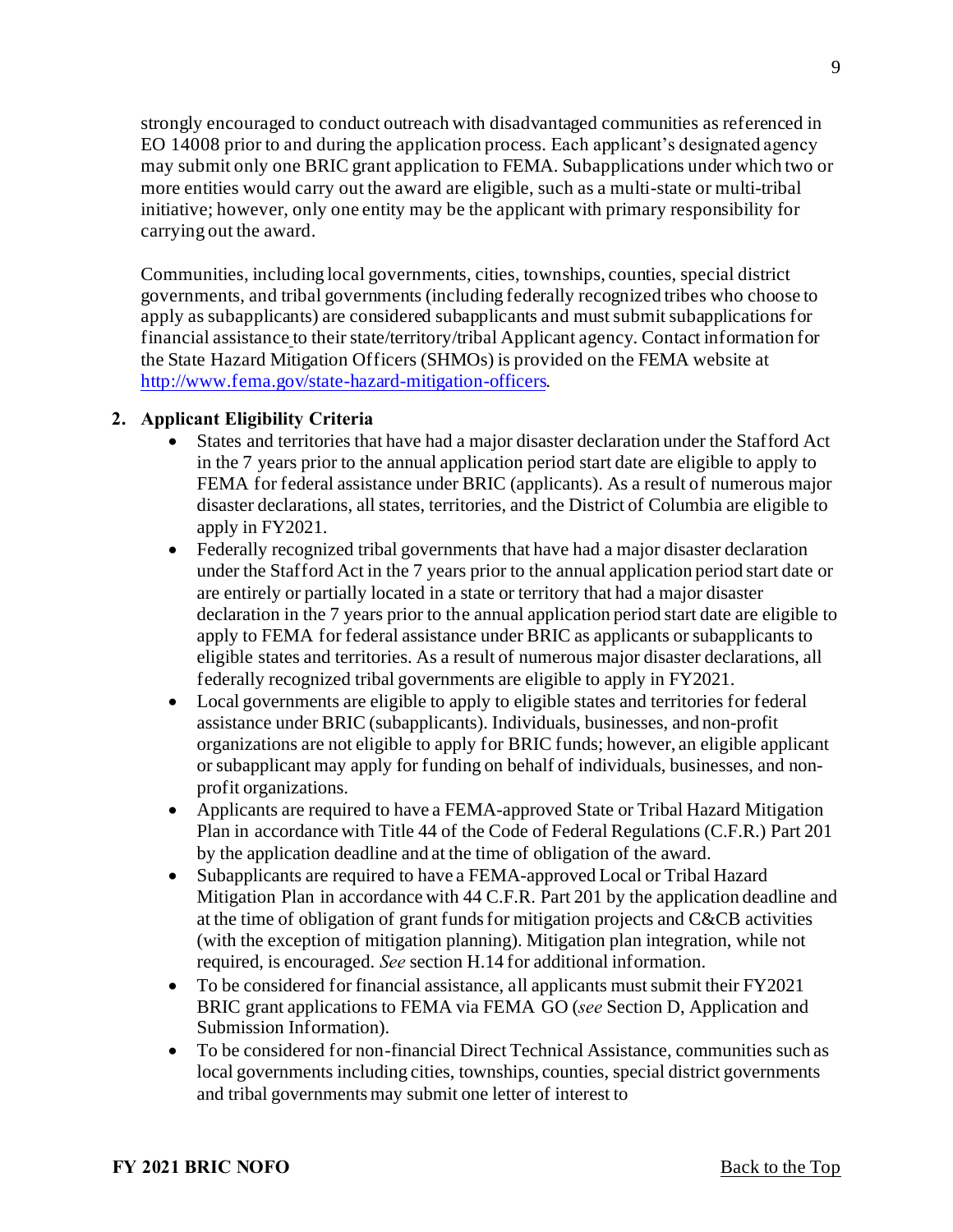strongly encouraged to conduct outreach with disadvantaged communities as referenced in EO 14008 prior to and during the application process. Each applicant's designated agency may submit only one BRIC grant application to FEMA. Subapplications under which two or more entities would carry out the award are eligible, such as a multi-state or multi-tribal initiative; however, only one entity may be the applicant with primary responsibility for carrying out the award.

Communities, including local governments, cities, townships, counties, special district governments, and tribal governments (including federally recognized tribes who choose to apply as subapplicants) are considered subapplicants and must submit subapplications for financial assistance to their state/territory/tribal Applicant agency. Contact information for the State Hazard Mitigation Officers (SHMOs) is provided on the FEMA website at http://www.fema.gov/state-hazard-mitigation-officers.

**2. Applicant Eligibility Criteria**

- States and territories that have had a major disaster declaration under the Stafford Act in the 7 years prior to the annual application period start date are eligible to apply to FEMA for federal assistance under BRIC (applicants). As a result of numerous major disaster declarations, all states, territories, and the District of Columbia are eligible to apply in FY2021.
- Federally recognized tribal governments that have had a major disaster declaration under the Stafford Act in the 7 years prior to the annual application period start date or are entirely or partially located in a state or territory that had a major disaster declaration in the 7 years prior to the annual application period start date are eligible to apply to FEMA for federal assistance under BRIC as applicants or subapplicants to eligible states and territories. As a result of numerous major disaster declarations, all federally recognized tribal governments are eligible to apply in FY2021.
- Local governments are eligible to apply to eligible states and territories for federal assistance under BRIC (subapplicants). Individuals, businesses, and non-profit organizations are not eligible to apply for BRIC funds; however, an eligible applicant or subapplicant may apply for funding on behalf of individuals, businesses, and non-profit organizations.
- Applicants are required to have a FEMA-approved State or Tribal Hazard Mitigation Plan in accordance with Title 44 of the Code of Federal Regulations (C.F.R.) Part 201 by the application deadline and at the time of obligation of the award.
- Subapplicants are required to have a FEMA-approved Local or Tribal Hazard Mitigation Plan in accordance with 44 C.F.R. Part 201 by the application deadline and at the time of obligation of grant funds for mitigation projects and C&CB activities (with the exception of mitigation planning). Mitigation plan integration, while not required, is encouraged. *See* section H.14 for additional information.
- To be considered for financial assistance, all applicants must submit their FY2021 BRIC grant applications to FEMA via FEMA GO (*see* Section D, Application and Submission Information).
- To be considered for non-financial Direct Technical Assistance, communities such as local governments including cities, townships, counties, special district governments and tribal governments may submit one letter of interest to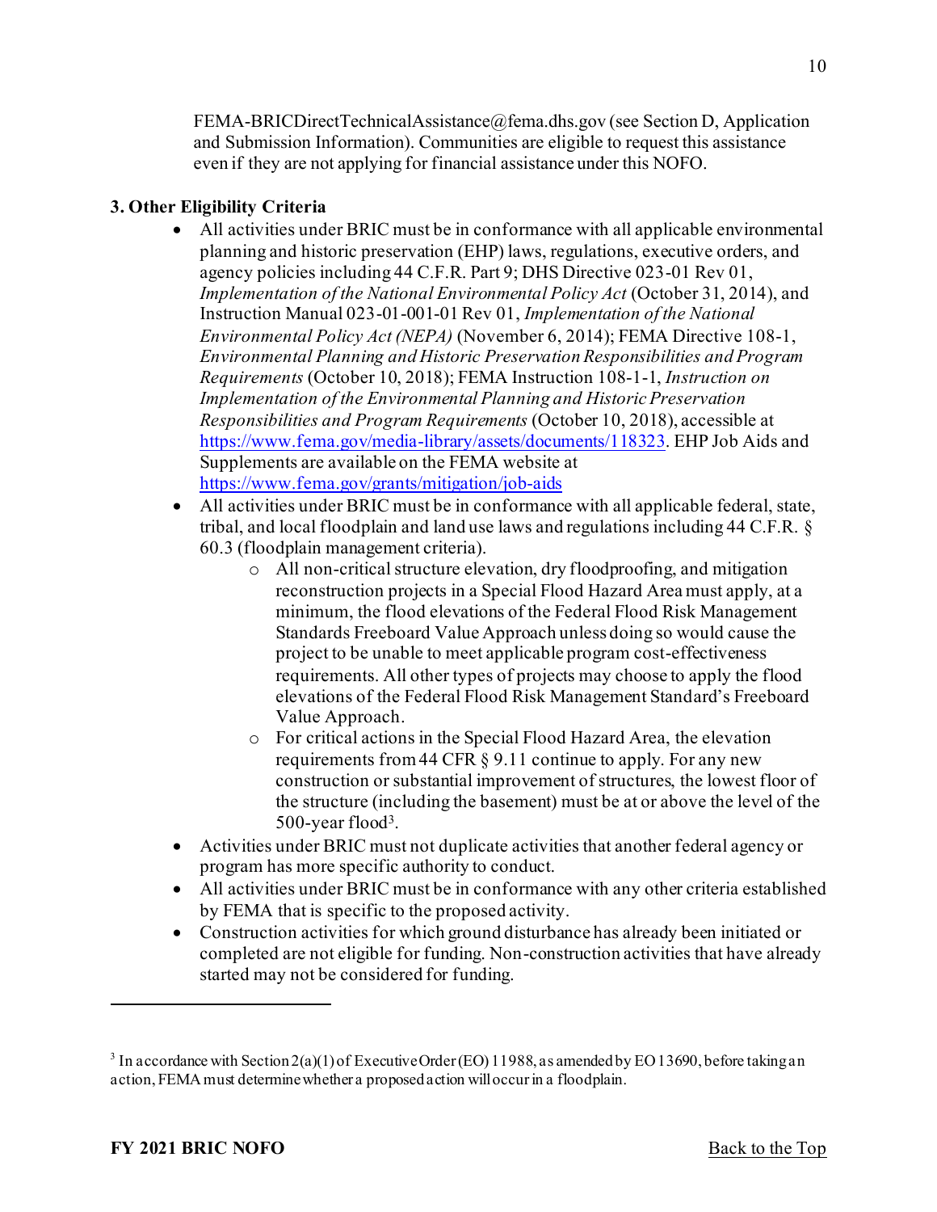FEMA-BRICDirectTechnicalAssistance@fema.dhs.gov (see Section D, Application and Submission Information). Communities are eligible to request this assistance even if they are not applying for financial assistance under this NOFO.

### 3. Other Eligibility Criteria

- All activities under BRIC must be in conformance with all applicable environmental planning and historic preservation (EHP) laws, regulations, executive orders, and agency policies including 44 C.F.R. Part 9; DHS Directive 023-01 Rev 01, *Implementation of the National Environmental Policy Act* (October 31, 2014), and Instruction Manual 023-01-001-01 Rev 01, *Implementation of the National Environmental Policy Act (NEPA)* (November 6, 2014); FEMA Directive 108-1, *Environmental Planning and Historic Preservation Responsibilities and Program Requirements* (October 10, 2018); FEMA Instruction 108-1-1, *Instruction on Implementation of the Environmental Planning and Historic Preservation Responsibilities and Program Requirements* (October 10, 2018), accessible at [https://www.fema.gov/media-library/assets/documents/118323](https://www.fema.gov/media-library/assets/documents/118323). EHP Job Aids and Supplements are available on the FEMA website at [https://www.fema.gov/grants/mitigation/job-aids](https://www.fema.gov/grants/mitigation/job-aids)
- All activities under BRIC must be in conformance with all applicable federal, state, tribal, and local floodplain and land use laws and regulations including 44 C.F.R. § 60.3 (floodplain management criteria).
  - All non-critical structure elevation, dry floodproofing, and mitigation reconstruction projects in a Special Flood Hazard Area must apply, at a minimum, the flood elevations of the Federal Flood Risk Management Standards Freeboard Value Approach unless doing so would cause the project to be unable to meet applicable program cost-effectiveness requirements. All other types of projects may choose to apply the flood elevations of the Federal Flood Risk Management Standard's Freeboard Value Approach.
  - For critical actions in the Special Flood Hazard Area, the elevation requirements from 44 CFR § 9.11 continue to apply. For any new construction or substantial improvement of structures, the lowest floor of the structure (including the basement) must be at or above the level of the 500-year flood[3].
- Activities under BRIC must not duplicate activities that another federal agency or program has more specific authority to conduct.
- All activities under BRIC must be in conformance with any other criteria established by FEMA that is specific to the proposed activity.
- Construction activities for which ground disturbance has already been initiated or completed are not eligible for funding. Non-construction activities that have already started may not be considered for funding.

---

[3] In accordance with Section 2(a)(1) of Executive Order (EO) 11988, as amended by EO 13690, before taking an action, FEMA must determine whether a proposed action will occur in a floodplain.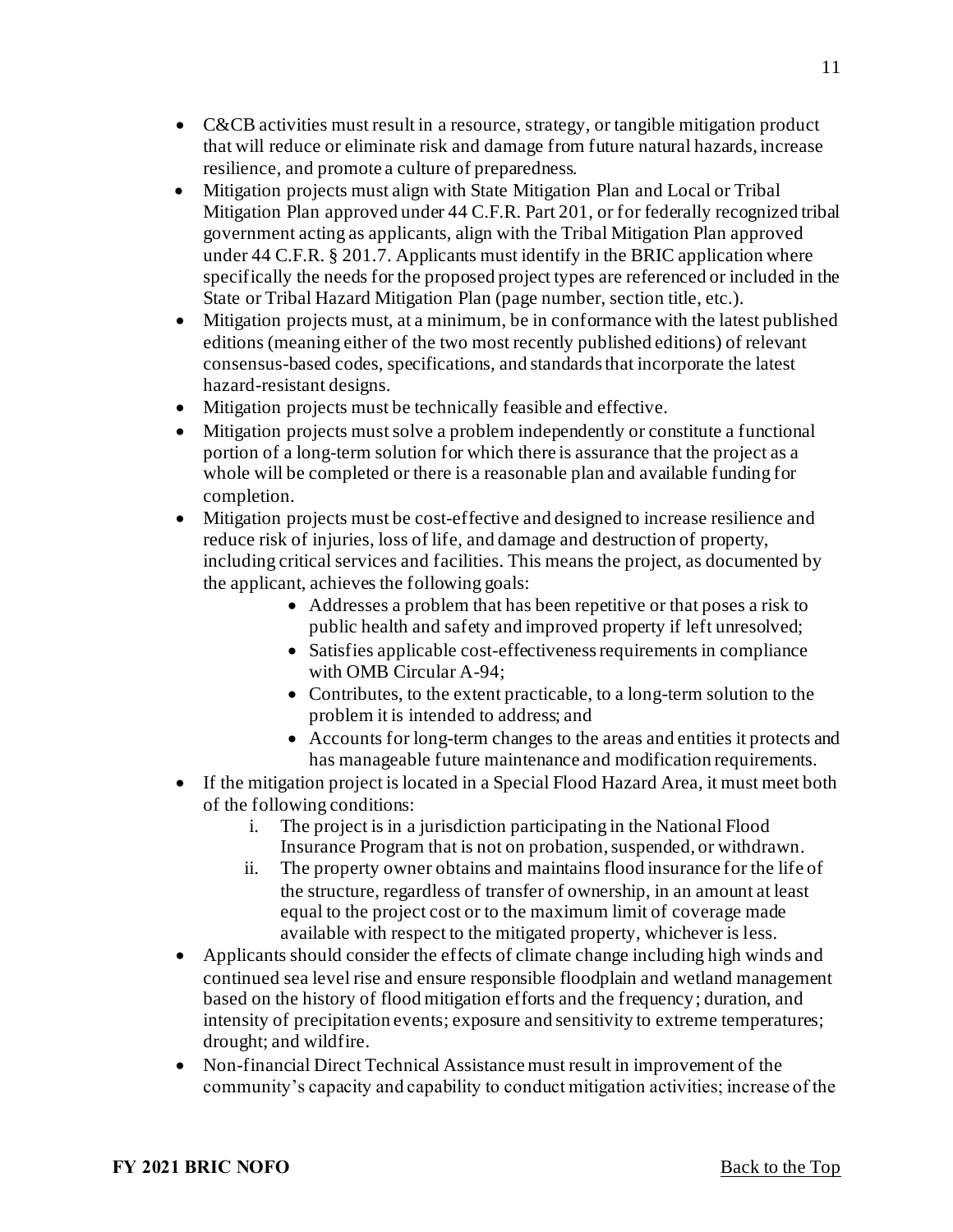- C&CB activities must result in a resource, strategy, or tangible mitigation product that will reduce or eliminate risk and damage from future natural hazards, increase resilience, and promote a culture of preparedness.
- Mitigation projects must align with State Mitigation Plan and Local or Tribal Mitigation Plan approved under 44 C.F.R. Part 201, or for federally recognized tribal government acting as applicants, align with the Tribal Mitigation Plan approved under 44 C.F.R. § 201.7. Applicants must identify in the BRIC application where specifically the needs for the proposed project types are referenced or included in the State or Tribal Hazard Mitigation Plan (page number, section title, etc.).
- Mitigation projects must, at a minimum, be in conformance with the latest published editions (meaning either of the two most recently published editions) of relevant consensus-based codes, specifications, and standards that incorporate the latest hazard-resistant designs.
- Mitigation projects must be technically feasible and effective.
- Mitigation projects must solve a problem independently or constitute a functional portion of a long-term solution for which there is assurance that the project as a whole will be completed or there is a reasonable plan and available funding for completion.
- Mitigation projects must be cost-effective and designed to increase resilience and reduce risk of injuries, loss of life, and damage and destruction of property, including critical services and facilities. This means the project, as documented by the applicant, achieves the following goals:
    - Addresses a problem that has been repetitive or that poses a risk to public health and safety and improved property if left unresolved;
    - Satisfies applicable cost-effectiveness requirements in compliance with OMB Circular A-94;
    - Contributes, to the extent practicable, to a long-term solution to the problem it is intended to address; and
    - Accounts for long-term changes to the areas and entities it protects and has manageable future maintenance and modification requirements.
- If the mitigation project is located in a Special Flood Hazard Area, it must meet both of the following conditions:
    i. The project is in a jurisdiction participating in the National Flood Insurance Program that is not on probation, suspended, or withdrawn.
    ii. The property owner obtains and maintains flood insurance for the life of the structure, regardless of transfer of ownership, in an amount at least equal to the project cost or to the maximum limit of coverage made available with respect to the mitigated property, whichever is less.
- Applicants should consider the effects of climate change including high winds and continued sea level rise and ensure responsible floodplain and wetland management based on the history of flood mitigation efforts and the frequency; duration, and intensity of precipitation events; exposure and sensitivity to extreme temperatures; drought; and wildfire.
- Non-financial Direct Technical Assistance must result in improvement of the community's capacity and capability to conduct mitigation activities; increase of the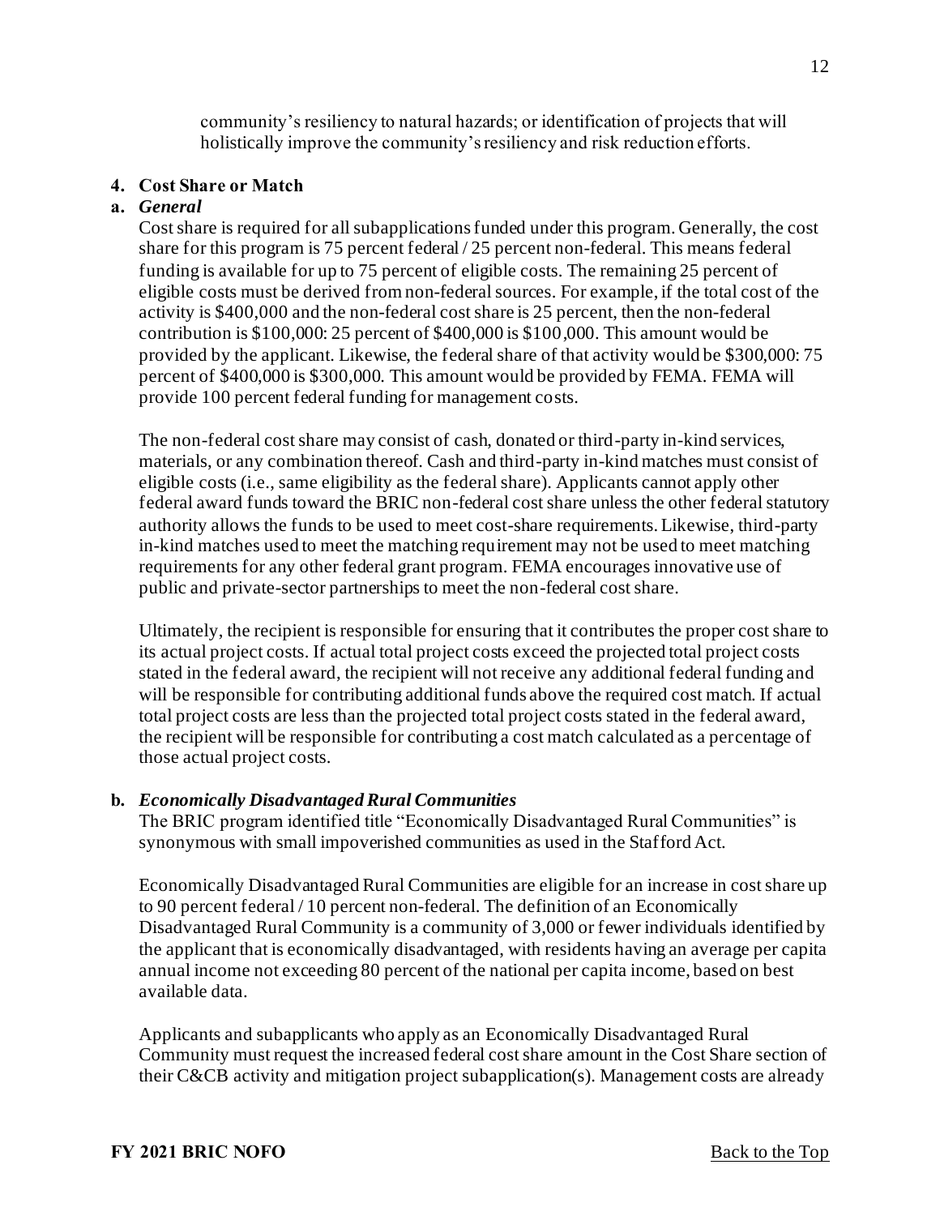community's resiliency to natural hazards; or identification of projects that will holistically improve the community's resiliency and risk reduction efforts.

### 4. Cost Share or Match

#### a. *General*

Cost share is required for all subapplications funded under this program. Generally, the cost share for this program is 75 percent federal / 25 percent non-federal. This means federal funding is available for up to 75 percent of eligible costs. The remaining 25 percent of eligible costs must be derived from non-federal sources. For example, if the total cost of the activity is $400,000 and the non-federal cost share is 25 percent, then the non-federal contribution is $100,000: 25 percent of $400,000 is $100,000. This amount would be provided by the applicant. Likewise, the federal share of that activity would be $300,000: 75 percent of $400,000 is $300,000. This amount would be provided by FEMA. FEMA will provide 100 percent federal funding for management costs.

The non-federal cost share may consist of cash, donated or third-party in-kind services, materials, or any combination thereof. Cash and third-party in-kind matches must consist of eligible costs (i.e., same eligibility as the federal share). Applicants cannot apply other federal award funds toward the BRIC non-federal cost share unless the other federal statutory authority allows the funds to be used to meet cost-share requirements. Likewise, third-party in-kind matches used to meet the matching requirement may not be used to meet matching requirements for any other federal grant program. FEMA encourages innovative use of public and private-sector partnerships to meet the non-federal cost share.

Ultimately, the recipient is responsible for ensuring that it contributes the proper cost share to its actual project costs. If actual total project costs exceed the projected total project costs stated in the federal award, the recipient will not receive any additional federal funding and will be responsible for contributing additional funds above the required cost match. If actual total project costs are less than the projected total project costs stated in the federal award, the recipient will be responsible for contributing a cost match calculated as a percentage of those actual project costs.

#### b. *Economically Disadvantaged Rural Communities*

The BRIC program identified title "Economically Disadvantaged Rural Communities" is synonymous with small impoverished communities as used in the Stafford Act.

Economically Disadvantaged Rural Communities are eligible for an increase in cost share up to 90 percent federal / 10 percent non-federal. The definition of an Economically Disadvantaged Rural Community is a community of 3,000 or fewer individuals identified by the applicant that is economically disadvantaged, with residents having an average per capita annual income not exceeding 80 percent of the national per capita income, based on best available data.

Applicants and subapplicants who apply as an Economically Disadvantaged Rural Community must request the increased federal cost share amount in the Cost Share section of their C&CB activity and mitigation project subapplication(s). Management costs are already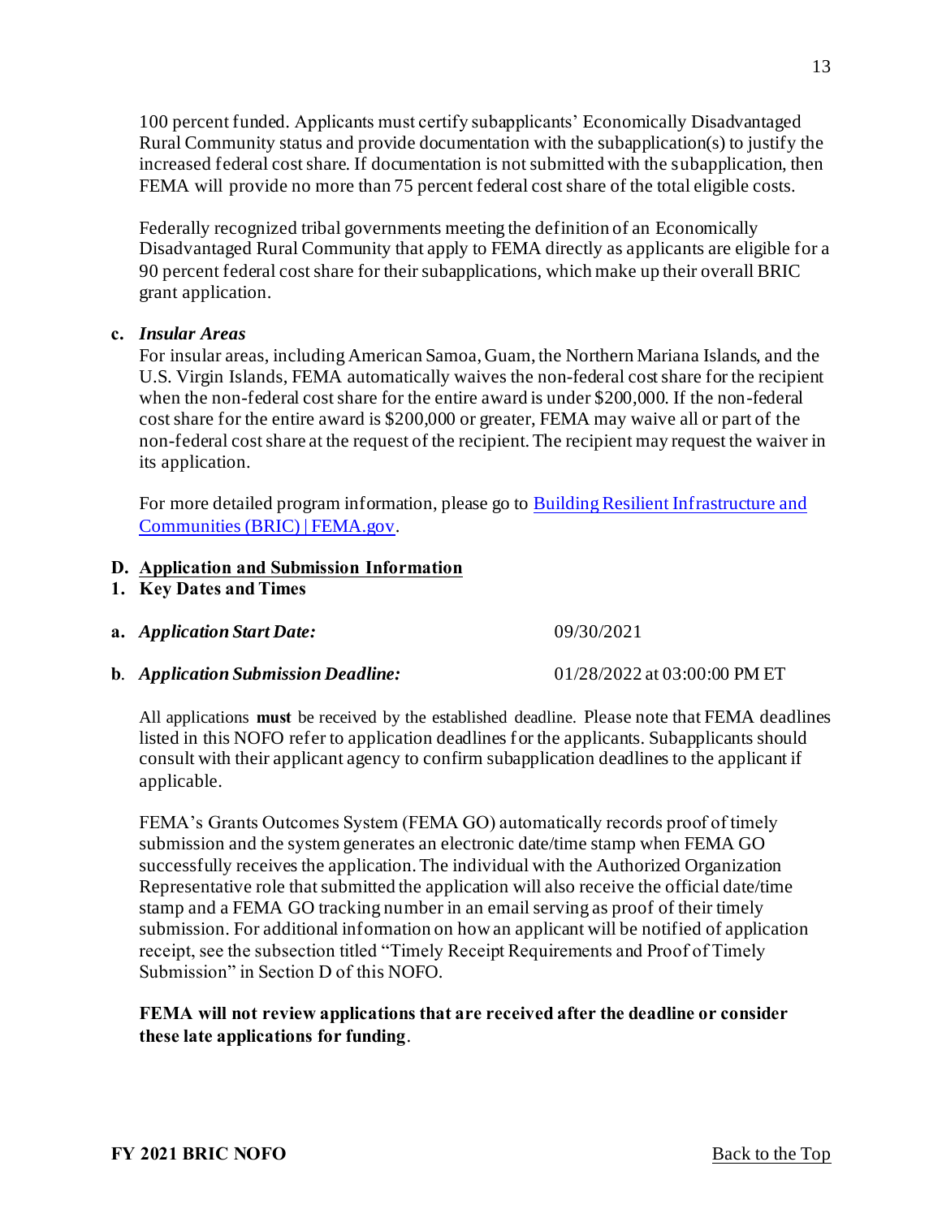100 percent funded. Applicants must certify subapplicants' Economically Disadvantaged Rural Community status and provide documentation with the subapplication(s) to justify the increased federal cost share. If documentation is not submitted with the subapplication, then FEMA will provide no more than 75 percent federal cost share of the total eligible costs.

Federally recognized tribal governments meeting the definition of an Economically Disadvantaged Rural Community that apply to FEMA directly as applicants are eligible for a 90 percent federal cost share for their subapplications, which make up their overall BRIC grant application.

**c. *Insular Areas***

For insular areas, including American Samoa, Guam, the Northern Mariana Islands, and the U.S. Virgin Islands, FEMA automatically waives the non-federal cost share for the recipient when the non-federal cost share for the entire award is under $200,000. If the non-federal cost share for the entire award is $200,000 or greater, FEMA may waive all or part of the non-federal cost share at the request of the recipient. The recipient may request the waiver in its application.

For more detailed program information, please go to [Building Resilient Infrastructure and Communities (BRIC) | FEMA.gov](https://www.fema.gov).

## D. Application and Submission Information

### 1. Key Dates and Times

**a. *Application Start Date:*** 09/30/2021

**b. *Application Submission Deadline:*** 01/28/2022 at 03:00:00 PM ET

All applications **must** be received by the established deadline. Please note that FEMA deadlines listed in this NOFO refer to application deadlines for the applicants. Subapplicants should consult with their applicant agency to confirm subapplication deadlines to the applicant if applicable.

FEMA's Grants Outcomes System (FEMA GO) automatically records proof of timely submission and the system generates an electronic date/time stamp when FEMA GO successfully receives the application. The individual with the Authorized Organization Representative role that submitted the application will also receive the official date/time stamp and a FEMA GO tracking number in an email serving as proof of their timely submission. For additional information on how an applicant will be notified of application receipt, see the subsection titled "Timely Receipt Requirements and Proof of Timely Submission" in Section D of this NOFO.

**FEMA will not review applications that are received after the deadline or consider these late applications for funding**.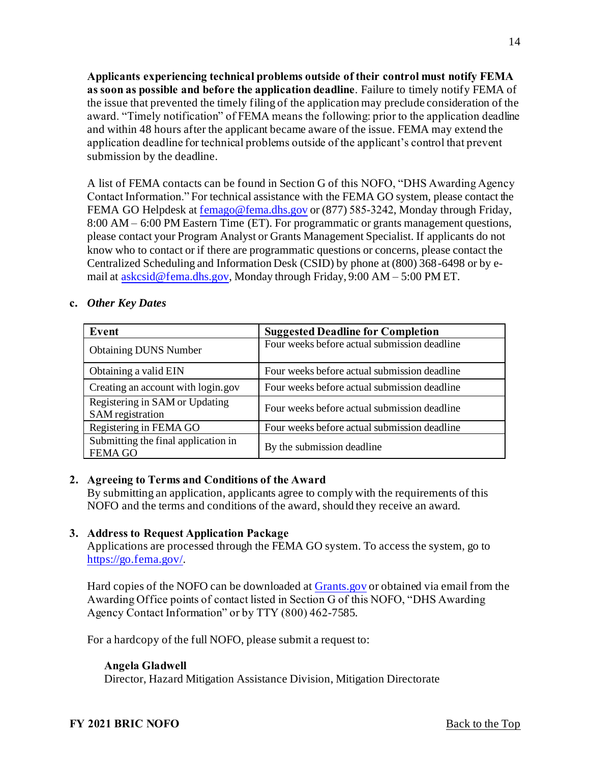**Applicants experiencing technical problems outside of their control must notify FEMA as soon as possible and before the application deadline**. Failure to timely notify FEMA of the issue that prevented the timely filing of the application may preclude consideration of the award. "Timely notification" of FEMA means the following: prior to the application deadline and within 48 hours after the applicant became aware of the issue. FEMA may extend the application deadline for technical problems outside of the applicant's control that prevent submission by the deadline.

A list of FEMA contacts can be found in Section G of this NOFO, "DHS Awarding Agency Contact Information." For technical assistance with the FEMA GO system, please contact the FEMA GO Helpdesk at femago@fema.dhs.gov or (877) 585-3242, Monday through Friday, 8:00 AM – 6:00 PM Eastern Time (ET). For programmatic or grants management questions, please contact your Program Analyst or Grants Management Specialist. If applicants do not know who to contact or if there are programmatic questions or concerns, please contact the Centralized Scheduling and Information Desk (CSID) by phone at (800) 368-6498 or by e-mail at askcsid@fema.dhs.gov, Monday through Friday, 9:00 AM – 5:00 PM ET.

**c.** ***Other Key Dates***

| Event | Suggested Deadline for Completion |
|---|---|
| Obtaining DUNS Number | Four weeks before actual submission deadline |
| Obtaining a valid EIN | Four weeks before actual submission deadline |
| Creating an account with login.gov | Four weeks before actual submission deadline |
| Registering in SAM or Updating SAM registration | Four weeks before actual submission deadline |
| Registering in FEMA GO | Four weeks before actual submission deadline |
| Submitting the final application in FEMA GO | By the submission deadline |

**2. Agreeing to Terms and Conditions of the Award**

By submitting an application, applicants agree to comply with the requirements of this NOFO and the terms and conditions of the award, should they receive an award.

**3. Address to Request Application Package**

Applications are processed through the FEMA GO system. To access the system, go to https://go.fema.gov/.

Hard copies of the NOFO can be downloaded at Grants.gov or obtained via email from the Awarding Office points of contact listed in Section G of this NOFO, "DHS Awarding Agency Contact Information" or by TTY (800) 462-7585.

For a hardcopy of the full NOFO, please submit a request to:

**Angela Gladwell**
Director, Hazard Mitigation Assistance Division, Mitigation Directorate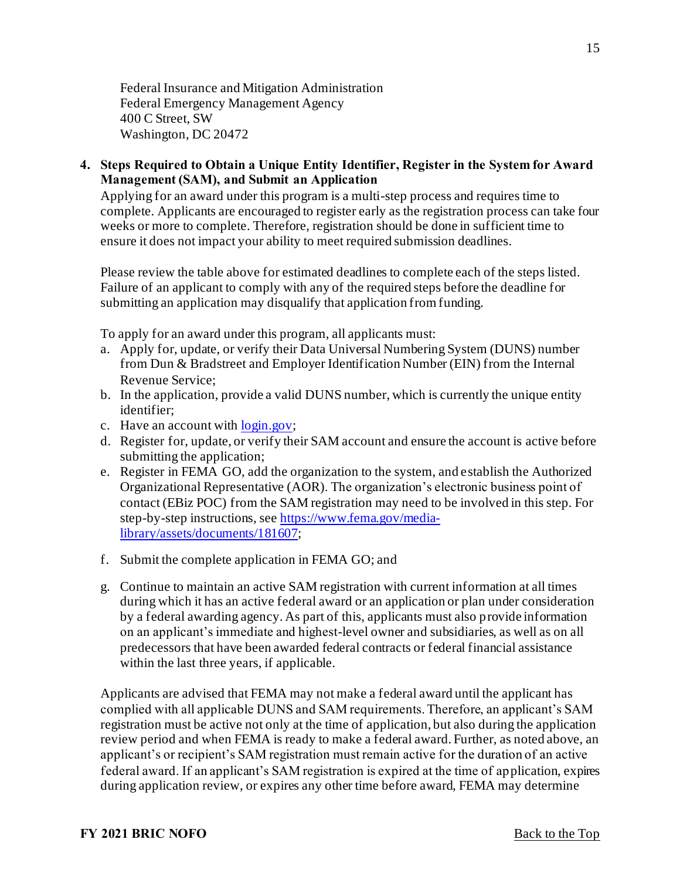Federal Insurance and Mitigation Administration
Federal Emergency Management Agency
400 C Street, SW
Washington, DC 20472

**4. Steps Required to Obtain a Unique Entity Identifier, Register in the System for Award Management (SAM), and Submit an Application**

Applying for an award under this program is a multi-step process and requires time to complete. Applicants are encouraged to register early as the registration process can take four weeks or more to complete. Therefore, registration should be done in sufficient time to ensure it does not impact your ability to meet required submission deadlines.

Please review the table above for estimated deadlines to complete each of the steps listed. Failure of an applicant to comply with any of the required steps before the deadline for submitting an application may disqualify that application from funding.

To apply for an award under this program, all applicants must:

a. Apply for, update, or verify their Data Universal Numbering System (DUNS) number from Dun & Bradstreet and Employer Identification Number (EIN) from the Internal Revenue Service;
b. In the application, provide a valid DUNS number, which is currently the unique entity identifier;
c. Have an account with [login.gov](https://login.gov);
d. Register for, update, or verify their SAM account and ensure the account is active before submitting the application;
e. Register in FEMA GO, add the organization to the system, and establish the Authorized Organizational Representative (AOR). The organization's electronic business point of contact (EBiz POC) from the SAM registration may need to be involved in this step. For step-by-step instructions, see [https://www.fema.gov/media-library/assets/documents/181607](https://www.fema.gov/media-library/assets/documents/181607);
f. Submit the complete application in FEMA GO; and
g. Continue to maintain an active SAM registration with current information at all times during which it has an active federal award or an application or plan under consideration by a federal awarding agency. As part of this, applicants must also provide information on an applicant's immediate and highest-level owner and subsidiaries, as well as on all predecessors that have been awarded federal contracts or federal financial assistance within the last three years, if applicable.

Applicants are advised that FEMA may not make a federal award until the applicant has complied with all applicable DUNS and SAM requirements. Therefore, an applicant's SAM registration must be active not only at the time of application, but also during the application review period and when FEMA is ready to make a federal award. Further, as noted above, an applicant's or recipient's SAM registration must remain active for the duration of an active federal award. If an applicant's SAM registration is expired at the time of application, expires during application review, or expires any other time before award, FEMA may determine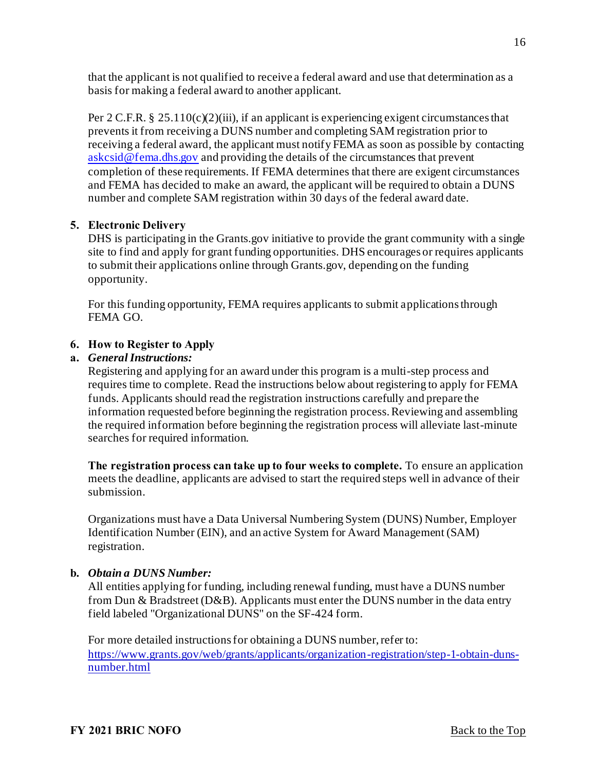that the applicant is not qualified to receive a federal award and use that determination as a basis for making a federal award to another applicant.

Per 2 C.F.R. § 25.110(c)(2)(iii), if an applicant is experiencing exigent circumstances that prevents it from receiving a DUNS number and completing SAM registration prior to receiving a federal award, the applicant must notify FEMA as soon as possible by contacting askcsid@fema.dhs.gov and providing the details of the circumstances that prevent completion of these requirements. If FEMA determines that there are exigent circumstances and FEMA has decided to make an award, the applicant will be required to obtain a DUNS number and complete SAM registration within 30 days of the federal award date.

**5. Electronic Delivery**

DHS is participating in the Grants.gov initiative to provide the grant community with a single site to find and apply for grant funding opportunities. DHS encourages or requires applicants to submit their applications online through Grants.gov, depending on the funding opportunity.

For this funding opportunity, FEMA requires applicants to submit applications through FEMA GO.

**6. How to Register to Apply**

**a. *General Instructions:***

Registering and applying for an award under this program is a multi-step process and requires time to complete. Read the instructions below about registering to apply for FEMA funds. Applicants should read the registration instructions carefully and prepare the information requested before beginning the registration process. Reviewing and assembling the required information before beginning the registration process will alleviate last-minute searches for required information.

**The registration process can take up to four weeks to complete.** To ensure an application meets the deadline, applicants are advised to start the required steps well in advance of their submission.

Organizations must have a Data Universal Numbering System (DUNS) Number, Employer Identification Number (EIN), and an active System for Award Management (SAM) registration.

**b. *Obtain a DUNS Number:***

All entities applying for funding, including renewal funding, must have a DUNS number from Dun & Bradstreet (D&B). Applicants must enter the DUNS number in the data entry field labeled "Organizational DUNS" on the SF-424 form.

For more detailed instructions for obtaining a DUNS number, refer to: https://www.grants.gov/web/grants/applicants/organization-registration/step-1-obtain-duns-number.html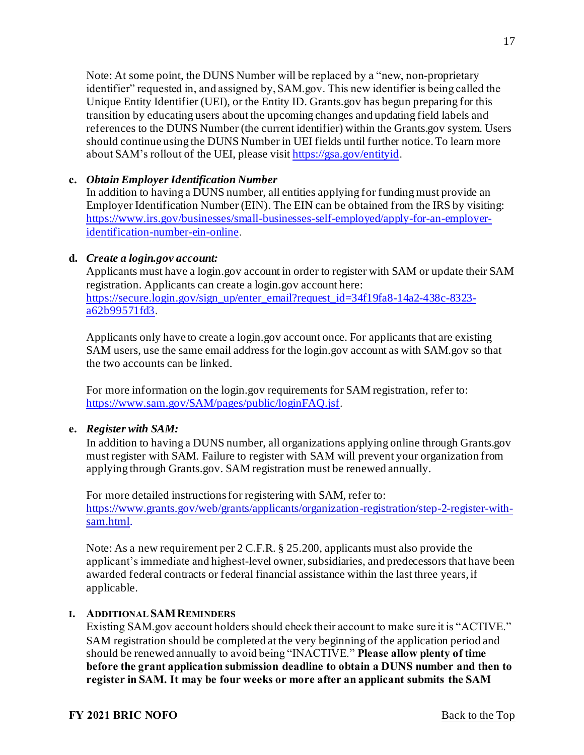Note: At some point, the DUNS Number will be replaced by a "new, non-proprietary identifier" requested in, and assigned by, SAM.gov. This new identifier is being called the Unique Entity Identifier (UEI), or the Entity ID. Grants.gov has begun preparing for this transition by educating users about the upcoming changes and updating field labels and references to the DUNS Number (the current identifier) within the Grants.gov system. Users should continue using the DUNS Number in UEI fields until further notice. To learn more about SAM's rollout of the UEI, please visit https://gsa.gov/entityid.

**c.** ***Obtain Employer Identification Number***

In addition to having a DUNS number, all entities applying for funding must provide an Employer Identification Number (EIN). The EIN can be obtained from the IRS by visiting: https://www.irs.gov/businesses/small-businesses-self-employed/apply-for-an-employer-identification-number-ein-online.

**d.** ***Create a login.gov account:***

Applicants must have a login.gov account in order to register with SAM or update their SAM registration. Applicants can create a login.gov account here: https://secure.login.gov/sign_up/enter_email?request_id=34f19fa8-14a2-438c-8323-a62b99571fd3.

Applicants only have to create a login.gov account once. For applicants that are existing SAM users, use the same email address for the login.gov account as with SAM.gov so that the two accounts can be linked.

For more information on the login.gov requirements for SAM registration, refer to: https://www.sam.gov/SAM/pages/public/loginFAQ.jsf.

**e.** ***Register with SAM:***

In addition to having a DUNS number, all organizations applying online through Grants.gov must register with SAM. Failure to register with SAM will prevent your organization from applying through Grants.gov. SAM registration must be renewed annually.

For more detailed instructions for registering with SAM, refer to: https://www.grants.gov/web/grants/applicants/organization-registration/step-2-register-with-sam.html.

Note: As a new requirement per 2 C.F.R. § 25.200, applicants must also provide the applicant's immediate and highest-level owner, subsidiaries, and predecessors that have been awarded federal contracts or federal financial assistance within the last three years, if applicable.

**I. ADDITIONAL SAM REMINDERS**

Existing SAM.gov account holders should check their account to make sure it is "ACTIVE." SAM registration should be completed at the very beginning of the application period and should be renewed annually to avoid being "INACTIVE." **Please allow plenty of time before the grant application submission deadline to obtain a DUNS number and then to register in SAM. It may be four weeks or more after an applicant submits the SAM**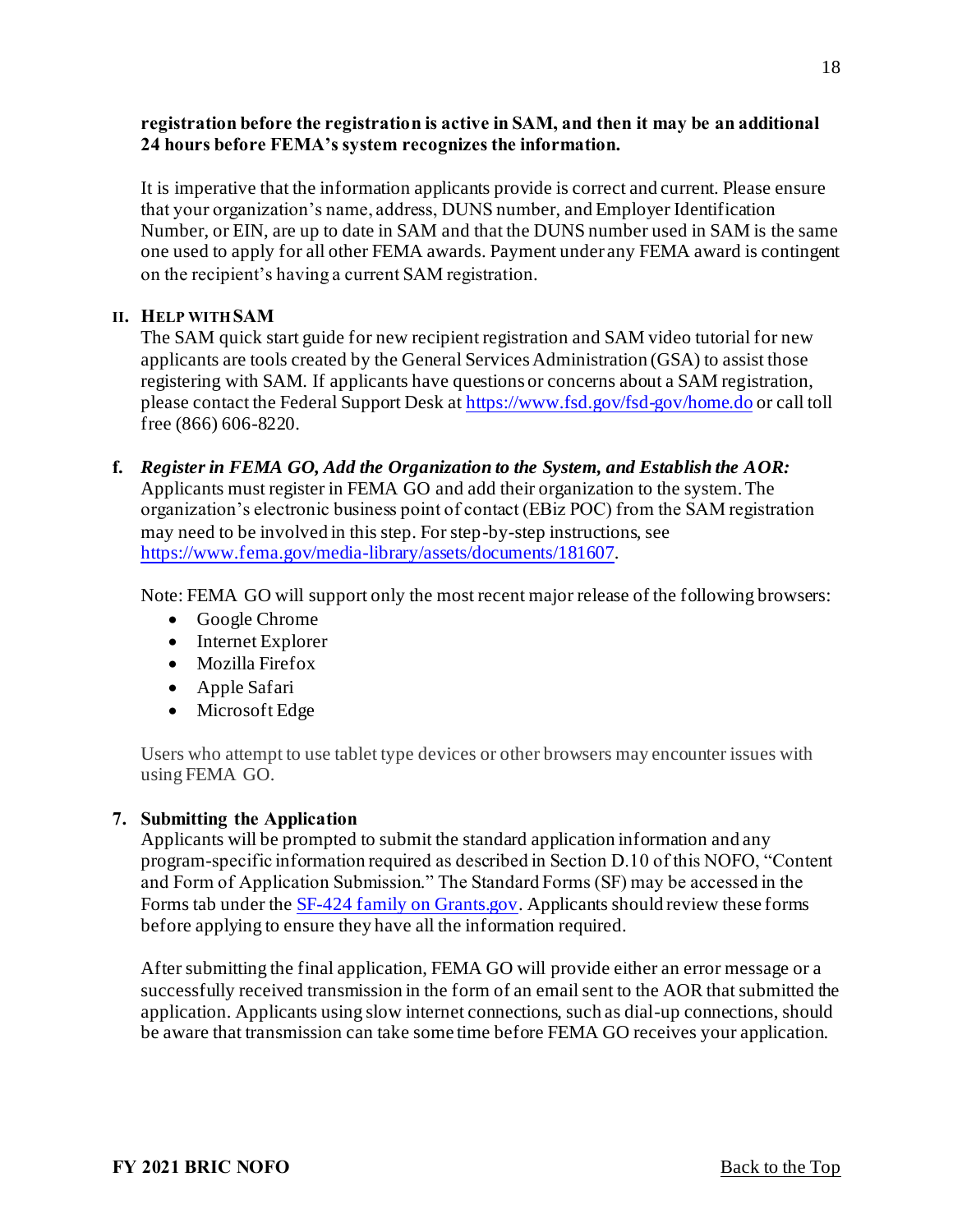**registration before the registration is active in SAM, and then it may be an additional 24 hours before FEMA's system recognizes the information.**

It is imperative that the information applicants provide is correct and current. Please ensure that your organization's name, address, DUNS number, and Employer Identification Number, or EIN, are up to date in SAM and that the DUNS number used in SAM is the same one used to apply for all other FEMA awards. Payment under any FEMA award is contingent on the recipient's having a current SAM registration.

**II. HELP WITH SAM**

The SAM quick start guide for new recipient registration and SAM video tutorial for new applicants are tools created by the General Services Administration (GSA) to assist those registering with SAM. If applicants have questions or concerns about a SAM registration, please contact the Federal Support Desk at [https://www.fsd.gov/fsd-gov/home.do](https://www.fsd.gov/fsd-gov/home.do) or call toll free (866) 606-8220.

**f.** ***Register in FEMA GO, Add the Organization to the System, and Establish the AOR:***
Applicants must register in FEMA GO and add their organization to the system. The organization's electronic business point of contact (EBiz POC) from the SAM registration may need to be involved in this step. For step-by-step instructions, see [https://www.fema.gov/media-library/assets/documents/181607](https://www.fema.gov/media-library/assets/documents/181607).

Note: FEMA GO will support only the most recent major release of the following browsers:

- Google Chrome
- Internet Explorer
- Mozilla Firefox
- Apple Safari
- Microsoft Edge

Users who attempt to use tablet type devices or other browsers may encounter issues with using FEMA GO.

**7. Submitting the Application**

Applicants will be prompted to submit the standard application information and any program-specific information required as described in Section D.10 of this NOFO, "Content and Form of Application Submission." The Standard Forms (SF) may be accessed in the Forms tab under the SF-424 family on Grants.gov. Applicants should review these forms before applying to ensure they have all the information required.

After submitting the final application, FEMA GO will provide either an error message or a successfully received transmission in the form of an email sent to the AOR that submitted the application. Applicants using slow internet connections, such as dial-up connections, should be aware that transmission can take some time before FEMA GO receives your application.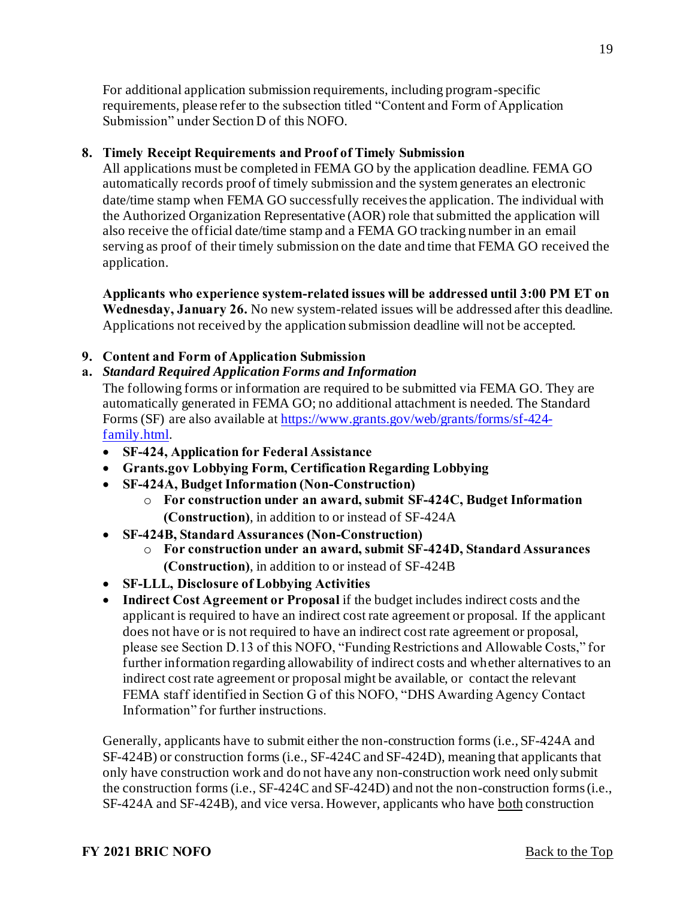For additional application submission requirements, including program-specific requirements, please refer to the subsection titled "Content and Form of Application Submission" under Section D of this NOFO.

**8. Timely Receipt Requirements and Proof of Timely Submission**

All applications must be completed in FEMA GO by the application deadline. FEMA GO automatically records proof of timely submission and the system generates an electronic date/time stamp when FEMA GO successfully receives the application. The individual with the Authorized Organization Representative (AOR) role that submitted the application will also receive the official date/time stamp and a FEMA GO tracking number in an email serving as proof of their timely submission on the date and time that FEMA GO received the application.

**Applicants who experience system-related issues will be addressed until 3:00 PM ET on Wednesday, January 26.** No new system-related issues will be addressed after this deadline. Applications not received by the application submission deadline will not be accepted.

**9. Content and Form of Application Submission**

**a.** ***Standard Required Application Forms and Information***

The following forms or information are required to be submitted via FEMA GO. They are automatically generated in FEMA GO; no additional attachment is needed. The Standard Forms (SF) are also available at [https://www.grants.gov/web/grants/forms/sf-424-family.html](https://www.grants.gov/web/grants/forms/sf-424-family.html).

- **SF-424, Application for Federal Assistance**
- **Grants.gov Lobbying Form, Certification Regarding Lobbying**
- **SF-424A, Budget Information (Non-Construction)**
  - **For construction under an award, submit SF-424C, Budget Information (Construction)**, in addition to or instead of SF-424A
- **SF-424B, Standard Assurances (Non-Construction)**
  - **For construction under an award, submit SF-424D, Standard Assurances (Construction)**, in addition to or instead of SF-424B
- **SF-LLL, Disclosure of Lobbying Activities**
- **Indirect Cost Agreement or Proposal** if the budget includes indirect costs and the applicant is required to have an indirect cost rate agreement or proposal. If the applicant does not have or is not required to have an indirect cost rate agreement or proposal, please see Section D.13 of this NOFO, "Funding Restrictions and Allowable Costs," for further information regarding allowability of indirect costs and whether alternatives to an indirect cost rate agreement or proposal might be available, or contact the relevant FEMA staff identified in Section G of this NOFO, "DHS Awarding Agency Contact Information" for further instructions.

Generally, applicants have to submit either the non-construction forms (i.e., SF-424A and SF-424B) or construction forms (i.e., SF-424C and SF-424D), meaning that applicants that only have construction work and do not have any non-construction work need only submit the construction forms (i.e., SF-424C and SF-424D) and not the non-construction forms (i.e., SF-424A and SF-424B), and vice versa. However, applicants who have both construction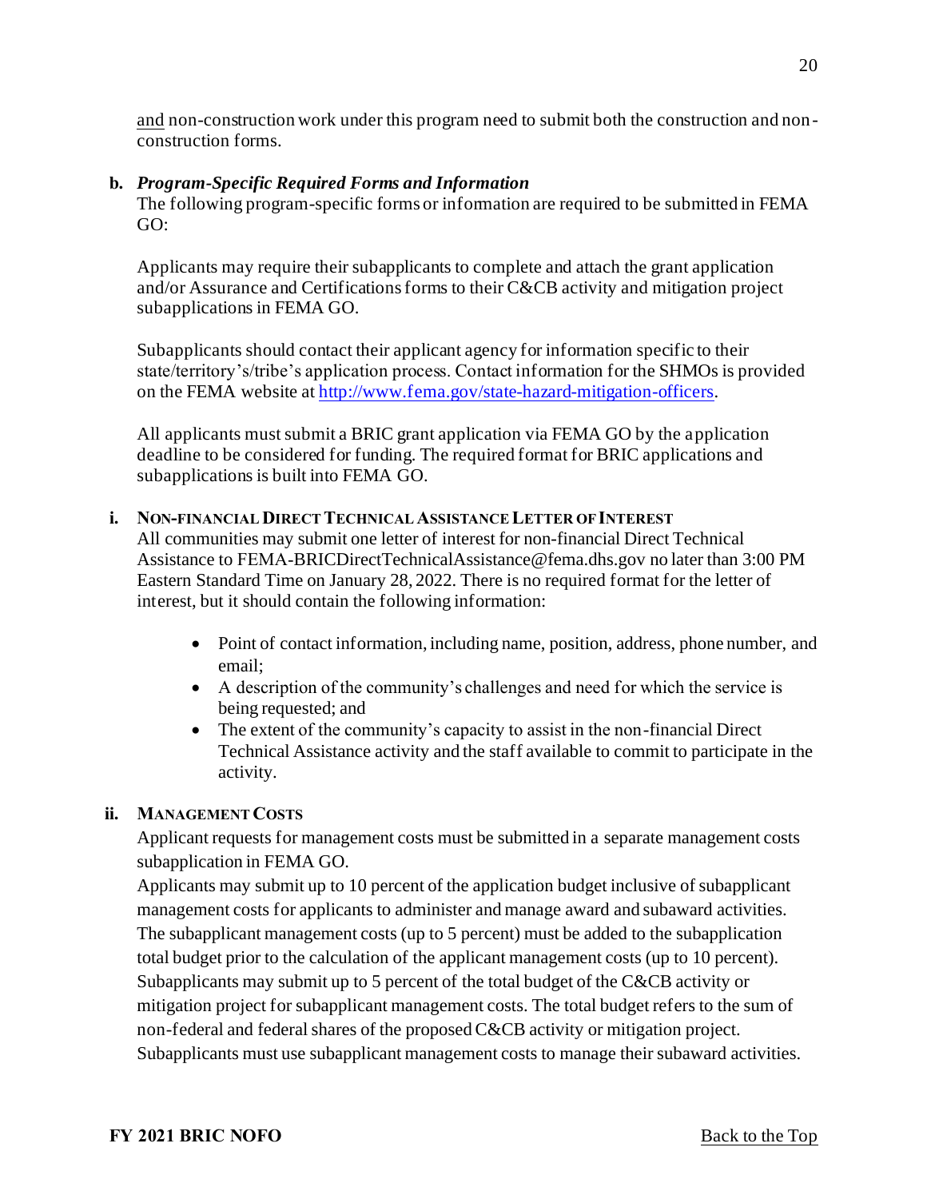<u>and</u> non-construction work under this program need to submit both the construction and non-construction forms.

**b. *Program-Specific Required Forms and Information***

The following program-specific forms or information are required to be submitted in FEMA GO:

Applicants may require their subapplicants to complete and attach the grant application and/or Assurance and Certifications forms to their C&CB activity and mitigation project subapplications in FEMA GO.

Subapplicants should contact their applicant agency for information specific to their state/territory's/tribe's application process. Contact information for the SHMOs is provided on the FEMA website at [http://www.fema.gov/state-hazard-mitigation-officers](http://www.fema.gov/state-hazard-mitigation-officers).

All applicants must submit a BRIC grant application via FEMA GO by the application deadline to be considered for funding. The required format for BRIC applications and subapplications is built into FEMA GO.

**i. NON-FINANCIAL DIRECT TECHNICAL ASSISTANCE LETTER OF INTEREST**

All communities may submit one letter of interest for non-financial Direct Technical Assistance to FEMA-BRICDirectTechnicalAssistance@fema.dhs.gov no later than 3:00 PM Eastern Standard Time on January 28, 2022. There is no required format for the letter of interest, but it should contain the following information:

- Point of contact information, including name, position, address, phone number, and email;
- A description of the community's challenges and need for which the service is being requested; and
- The extent of the community's capacity to assist in the non-financial Direct Technical Assistance activity and the staff available to commit to participate in the activity.

**ii. MANAGEMENT COSTS**

Applicant requests for management costs must be submitted in a separate management costs subapplication in FEMA GO.

Applicants may submit up to 10 percent of the application budget inclusive of subapplicant management costs for applicants to administer and manage award and subaward activities. The subapplicant management costs (up to 5 percent) must be added to the subapplication total budget prior to the calculation of the applicant management costs (up to 10 percent). Subapplicants may submit up to 5 percent of the total budget of the C&CB activity or mitigation project for subapplicant management costs. The total budget refers to the sum of non-federal and federal shares of the proposed C&CB activity or mitigation project. Subapplicants must use subapplicant management costs to manage their subaward activities.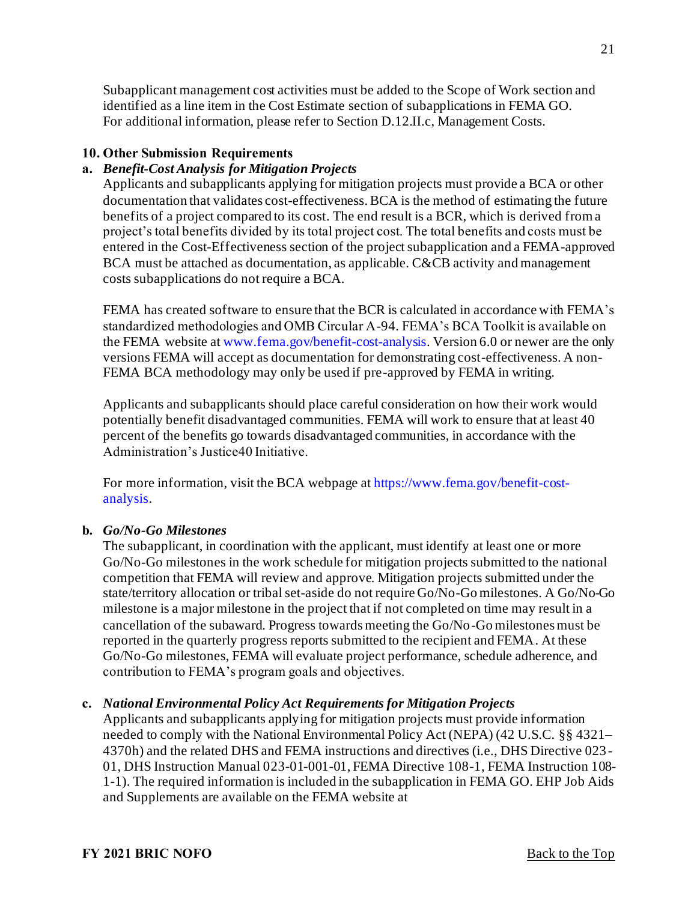Subapplicant management cost activities must be added to the Scope of Work section and identified as a line item in the Cost Estimate section of subapplications in FEMA GO. For additional information, please refer to Section D.12.II.c, Management Costs.

### 10. Other Submission Requirements

#### a. *Benefit-Cost Analysis for Mitigation Projects*

Applicants and subapplicants applying for mitigation projects must provide a BCA or other documentation that validates cost-effectiveness. BCA is the method of estimating the future benefits of a project compared to its cost. The end result is a BCR, which is derived from a project's total benefits divided by its total project cost. The total benefits and costs must be entered in the Cost-Effectiveness section of the project subapplication and a FEMA-approved BCA must be attached as documentation, as applicable. C&CB activity and management costs subapplications do not require a BCA.

FEMA has created software to ensure that the BCR is calculated in accordance with FEMA's standardized methodologies and OMB Circular A-94. FEMA's BCA Toolkit is available on the FEMA website at www.fema.gov/benefit-cost-analysis. Version 6.0 or newer are the only versions FEMA will accept as documentation for demonstrating cost-effectiveness. A non-FEMA BCA methodology may only be used if pre-approved by FEMA in writing.

Applicants and subapplicants should place careful consideration on how their work would potentially benefit disadvantaged communities. FEMA will work to ensure that at least 40 percent of the benefits go towards disadvantaged communities, in accordance with the Administration's Justice40 Initiative.

For more information, visit the BCA webpage at https://www.fema.gov/benefit-cost-analysis.

#### b. *Go/No-Go Milestones*

The subapplicant, in coordination with the applicant, must identify at least one or more Go/No-Go milestones in the work schedule for mitigation projects submitted to the national competition that FEMA will review and approve. Mitigation projects submitted under the state/territory allocation or tribal set-aside do not require Go/No-Go milestones. A Go/No-Go milestone is a major milestone in the project that if not completed on time may result in a cancellation of the subaward. Progress towards meeting the Go/No-Go milestones must be reported in the quarterly progress reports submitted to the recipient and FEMA. At these Go/No-Go milestones, FEMA will evaluate project performance, schedule adherence, and contribution to FEMA's program goals and objectives.

#### c. *National Environmental Policy Act Requirements for Mitigation Projects*

Applicants and subapplicants applying for mitigation projects must provide information needed to comply with the National Environmental Policy Act (NEPA) (42 U.S.C. §§ 4321–4370h) and the related DHS and FEMA instructions and directives (i.e., DHS Directive 023-01, DHS Instruction Manual 023-01-001-01, FEMA Directive 108-1, FEMA Instruction 108-1-1). The required information is included in the subapplication in FEMA GO. EHP Job Aids and Supplements are available on the FEMA website at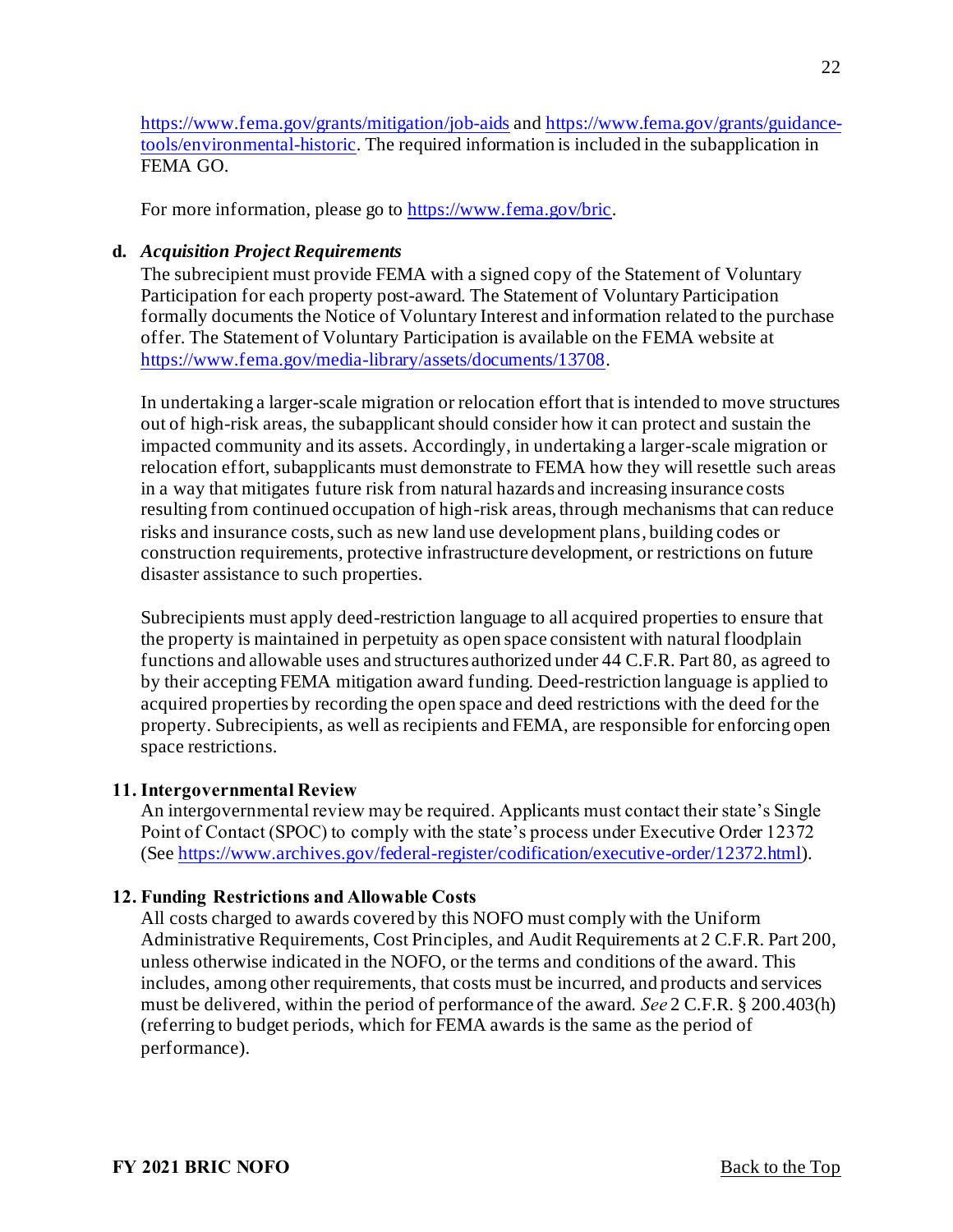https://www.fema.gov/grants/mitigation/job-aids and https://www.fema.gov/grants/guidance-tools/environmental-historic. The required information is included in the subapplication in FEMA GO.

For more information, please go to https://www.fema.gov/bric.

**d. *Acquisition Project Requirements***

The subrecipient must provide FEMA with a signed copy of the Statement of Voluntary Participation for each property post-award. The Statement of Voluntary Participation formally documents the Notice of Voluntary Interest and information related to the purchase offer. The Statement of Voluntary Participation is available on the FEMA website at https://www.fema.gov/media-library/assets/documents/13708.

In undertaking a larger-scale migration or relocation effort that is intended to move structures out of high-risk areas, the subapplicant should consider how it can protect and sustain the impacted community and its assets. Accordingly, in undertaking a larger-scale migration or relocation effort, subapplicants must demonstrate to FEMA how they will resettle such areas in a way that mitigates future risk from natural hazards and increasing insurance costs resulting from continued occupation of high-risk areas, through mechanisms that can reduce risks and insurance costs, such as new land use development plans, building codes or construction requirements, protective infrastructure development, or restrictions on future disaster assistance to such properties.

Subrecipients must apply deed-restriction language to all acquired properties to ensure that the property is maintained in perpetuity as open space consistent with natural floodplain functions and allowable uses and structures authorized under 44 C.F.R. Part 80, as agreed to by their accepting FEMA mitigation award funding. Deed-restriction language is applied to acquired properties by recording the open space and deed restrictions with the deed for the property. Subrecipients, as well as recipients and FEMA, are responsible for enforcing open space restrictions.

### 11. Intergovernmental Review

An intergovernmental review may be required. Applicants must contact their state's Single Point of Contact (SPOC) to comply with the state's process under Executive Order 12372 (See https://www.archives.gov/federal-register/codification/executive-order/12372.html).

### 12. Funding Restrictions and Allowable Costs

All costs charged to awards covered by this NOFO must comply with the Uniform Administrative Requirements, Cost Principles, and Audit Requirements at 2 C.F.R. Part 200, unless otherwise indicated in the NOFO, or the terms and conditions of the award. This includes, among other requirements, that costs must be incurred, and products and services must be delivered, within the period of performance of the award. *See* 2 C.F.R. § 200.403(h) (referring to budget periods, which for FEMA awards is the same as the period of performance).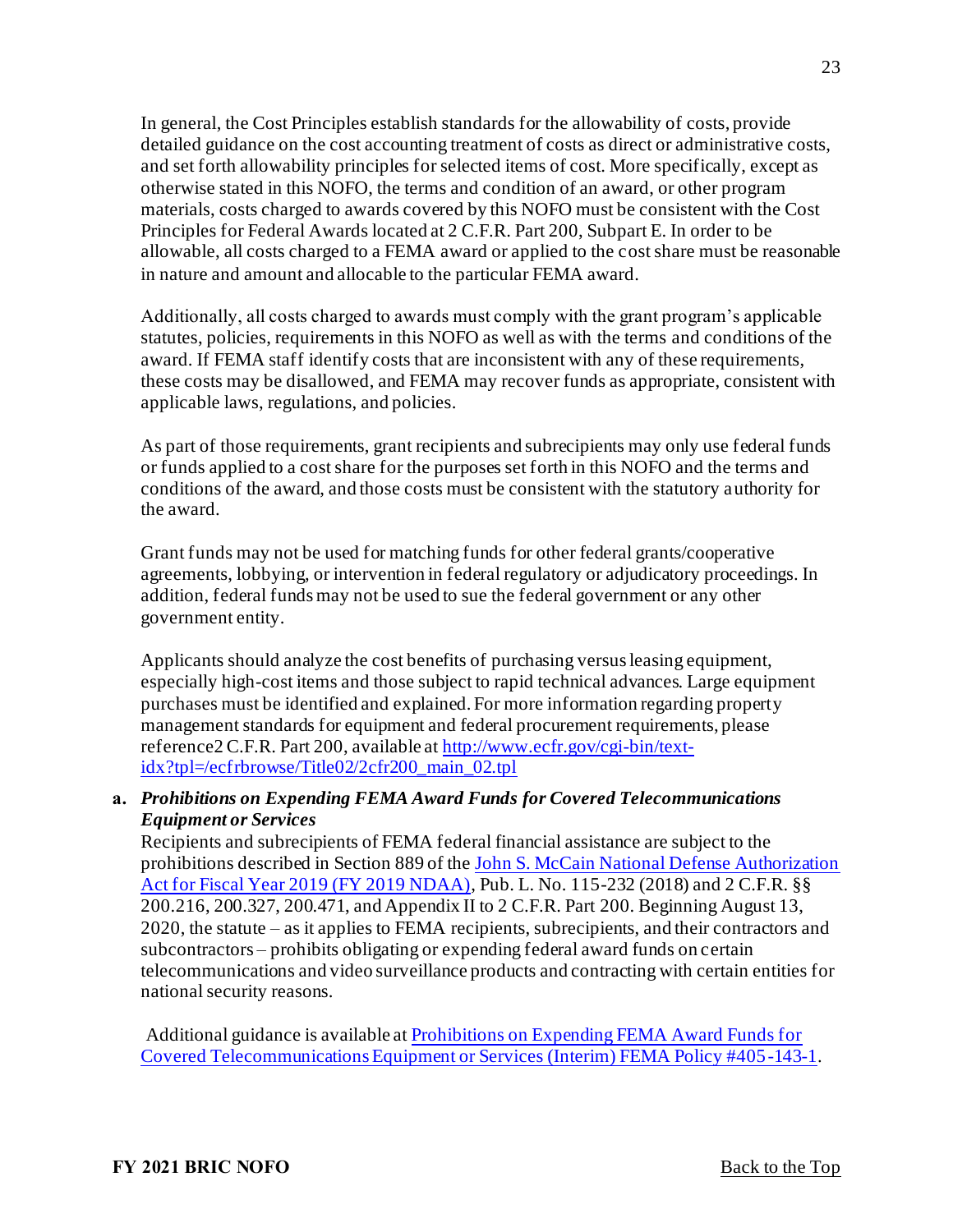In general, the Cost Principles establish standards for the allowability of costs, provide detailed guidance on the cost accounting treatment of costs as direct or administrative costs, and set forth allowability principles for selected items of cost. More specifically, except as otherwise stated in this NOFO, the terms and condition of an award, or other program materials, costs charged to awards covered by this NOFO must be consistent with the Cost Principles for Federal Awards located at 2 C.F.R. Part 200, Subpart E. In order to be allowable, all costs charged to a FEMA award or applied to the cost share must be reasonable in nature and amount and allocable to the particular FEMA award.

Additionally, all costs charged to awards must comply with the grant program's applicable statutes, policies, requirements in this NOFO as well as with the terms and conditions of the award. If FEMA staff identify costs that are inconsistent with any of these requirements, these costs may be disallowed, and FEMA may recover funds as appropriate, consistent with applicable laws, regulations, and policies.

As part of those requirements, grant recipients and subrecipients may only use federal funds or funds applied to a cost share for the purposes set forth in this NOFO and the terms and conditions of the award, and those costs must be consistent with the statutory authority for the award.

Grant funds may not be used for matching funds for other federal grants/cooperative agreements, lobbying, or intervention in federal regulatory or adjudicatory proceedings. In addition, federal funds may not be used to sue the federal government or any other government entity.

Applicants should analyze the cost benefits of purchasing versus leasing equipment, especially high-cost items and those subject to rapid technical advances. Large equipment purchases must be identified and explained. For more information regarding property management standards for equipment and federal procurement requirements, please reference2 C.F.R. Part 200, available at [http://www.ecfr.gov/cgi-bin/text-idx?tpl=/ecfrbrowse/Title02/2cfr200_main_02.tpl](http://www.ecfr.gov/cgi-bin/text-idx?tpl=/ecfrbrowse/Title02/2cfr200_main_02.tpl)

**a.** ***Prohibitions on Expending FEMA Award Funds for Covered Telecommunications Equipment or Services***

Recipients and subrecipients of FEMA federal financial assistance are subject to the prohibitions described in Section 889 of the John S. McCain National Defense Authorization Act for Fiscal Year 2019 (FY 2019 NDAA), Pub. L. No. 115-232 (2018) and 2 C.F.R. §§ 200.216, 200.327, 200.471, and Appendix II to 2 C.F.R. Part 200. Beginning August 13, 2020, the statute – as it applies to FEMA recipients, subrecipients, and their contractors and subcontractors – prohibits obligating or expending federal award funds on certain telecommunications and video surveillance products and contracting with certain entities for national security reasons.

Additional guidance is available at Prohibitions on Expending FEMA Award Funds for Covered Telecommunications Equipment or Services (Interim) FEMA Policy #405-143-1.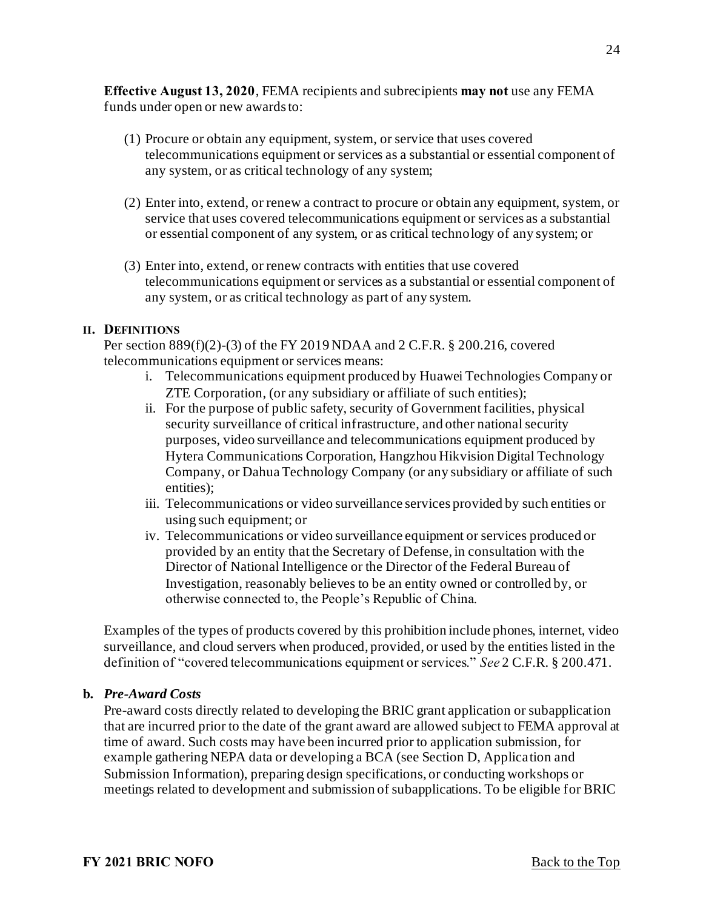**Effective August 13, 2020**, FEMA recipients and subrecipients **may not** use any FEMA funds under open or new awards to:

(1) Procure or obtain any equipment, system, or service that uses covered telecommunications equipment or services as a substantial or essential component of any system, or as critical technology of any system;

(2) Enter into, extend, or renew a contract to procure or obtain any equipment, system, or service that uses covered telecommunications equipment or services as a substantial or essential component of any system, or as critical technology of any system; or

(3) Enter into, extend, or renew contracts with entities that use covered telecommunications equipment or services as a substantial or essential component of any system, or as critical technology as part of any system.

#### II. DEFINITIONS

Per section 889(f)(2)-(3) of the FY 2019 NDAA and 2 C.F.R. § 200.216, covered telecommunications equipment or services means:

i. Telecommunications equipment produced by Huawei Technologies Company or ZTE Corporation, (or any subsidiary or affiliate of such entities);
ii. For the purpose of public safety, security of Government facilities, physical security surveillance of critical infrastructure, and other national security purposes, video surveillance and telecommunications equipment produced by Hytera Communications Corporation, Hangzhou Hikvision Digital Technology Company, or Dahua Technology Company (or any subsidiary or affiliate of such entities);
iii. Telecommunications or video surveillance services provided by such entities or using such equipment; or
iv. Telecommunications or video surveillance equipment or services produced or provided by an entity that the Secretary of Defense, in consultation with the Director of National Intelligence or the Director of the Federal Bureau of Investigation, reasonably believes to be an entity owned or controlled by, or otherwise connected to, the People's Republic of China.

Examples of the types of products covered by this prohibition include phones, internet, video surveillance, and cloud servers when produced, provided, or used by the entities listed in the definition of "covered telecommunications equipment or services." *See* 2 C.F.R. § 200.471.

### b. *Pre-Award Costs*

Pre-award costs directly related to developing the BRIC grant application or subapplication that are incurred prior to the date of the grant award are allowed subject to FEMA approval at time of award. Such costs may have been incurred prior to application submission, for example gathering NEPA data or developing a BCA (see Section D, Application and Submission Information), preparing design specifications, or conducting workshops or meetings related to development and submission of subapplications. To be eligible for BRIC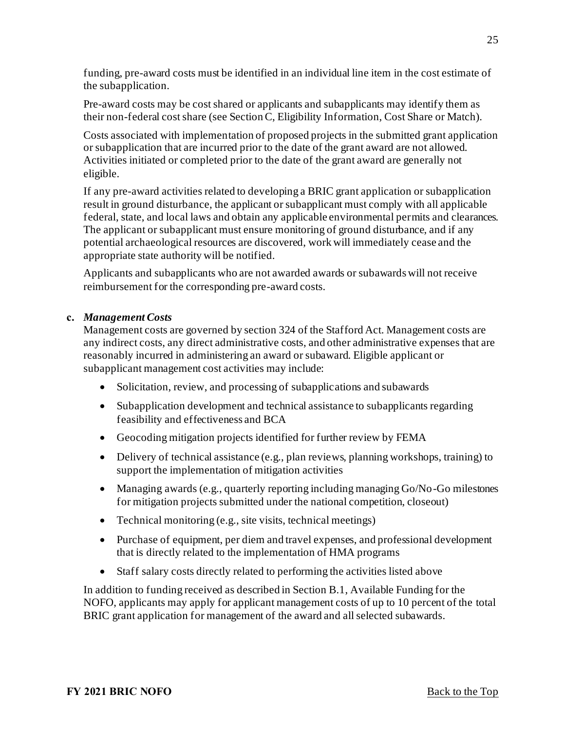funding, pre-award costs must be identified in an individual line item in the cost estimate of the subapplication.

Pre-award costs may be cost shared or applicants and subapplicants may identify them as their non-federal cost share (see Section C, Eligibility Information, Cost Share or Match).

Costs associated with implementation of proposed projects in the submitted grant application or subapplication that are incurred prior to the date of the grant award are not allowed. Activities initiated or completed prior to the date of the grant award are generally not eligible.

If any pre-award activities related to developing a BRIC grant application or subapplication result in ground disturbance, the applicant or subapplicant must comply with all applicable federal, state, and local laws and obtain any applicable environmental permits and clearances. The applicant or subapplicant must ensure monitoring of ground disturbance, and if any potential archaeological resources are discovered, work will immediately cease and the appropriate state authority will be notified.

Applicants and subapplicants who are not awarded awards or subawards will not receive reimbursement for the corresponding pre-award costs.

**c.** ***Management Costs***

Management costs are governed by section 324 of the Stafford Act. Management costs are any indirect costs, any direct administrative costs, and other administrative expenses that are reasonably incurred in administering an award or subaward. Eligible applicant or subapplicant management cost activities may include:

- Solicitation, review, and processing of subapplications and subawards
- Subapplication development and technical assistance to subapplicants regarding feasibility and effectiveness and BCA
- Geocoding mitigation projects identified for further review by FEMA
- Delivery of technical assistance (e.g., plan reviews, planning workshops, training) to support the implementation of mitigation activities
- Managing awards (e.g., quarterly reporting including managing Go/No-Go milestones for mitigation projects submitted under the national competition, closeout)
- Technical monitoring (e.g., site visits, technical meetings)
- Purchase of equipment, per diem and travel expenses, and professional development that is directly related to the implementation of HMA programs
- Staff salary costs directly related to performing the activities listed above

In addition to funding received as described in Section B.1, Available Funding for the NOFO, applicants may apply for applicant management costs of up to 10 percent of the total BRIC grant application for management of the award and all selected subawards.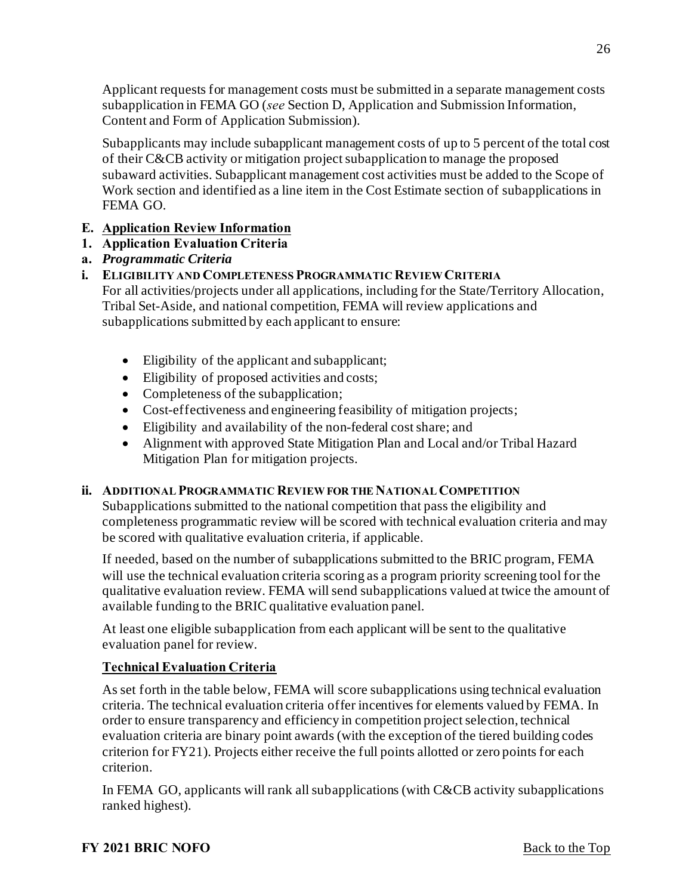Applicant requests for management costs must be submitted in a separate management costs subapplication in FEMA GO (*see* Section D, Application and Submission Information, Content and Form of Application Submission).

Subapplicants may include subapplicant management costs of up to 5 percent of the total cost of their C&CB activity or mitigation project subapplication to manage the proposed subaward activities. Subapplicant management cost activities must be added to the Scope of Work section and identified as a line item in the Cost Estimate section of subapplications in FEMA GO.

## E. Application Review Information

### 1. Application Evaluation Criteria

#### a. *Programmatic Criteria*

##### i. Eligibility and Completeness Programmatic Review Criteria

For all activities/projects under all applications, including for the State/Territory Allocation, Tribal Set-Aside, and national competition, FEMA will review applications and subapplications submitted by each applicant to ensure:

- Eligibility of the applicant and subapplicant;
- Eligibility of proposed activities and costs;
- Completeness of the subapplication;
- Cost-effectiveness and engineering feasibility of mitigation projects;
- Eligibility and availability of the non-federal cost share; and
- Alignment with approved State Mitigation Plan and Local and/or Tribal Hazard Mitigation Plan for mitigation projects.

##### ii. Additional Programmatic Review for the National Competition

Subapplications submitted to the national competition that pass the eligibility and completeness programmatic review will be scored with technical evaluation criteria and may be scored with qualitative evaluation criteria, if applicable.

If needed, based on the number of subapplications submitted to the BRIC program, FEMA will use the technical evaluation criteria scoring as a program priority screening tool for the qualitative evaluation review. FEMA will send subapplications valued at twice the amount of available funding to the BRIC qualitative evaluation panel.

At least one eligible subapplication from each applicant will be sent to the qualitative evaluation panel for review.

**Technical Evaluation Criteria**

As set forth in the table below, FEMA will score subapplications using technical evaluation criteria. The technical evaluation criteria offer incentives for elements valued by FEMA. In order to ensure transparency and efficiency in competition project selection, technical evaluation criteria are binary point awards (with the exception of the tiered building codes criterion for FY21). Projects either receive the full points allotted or zero points for each criterion.

In FEMA GO, applicants will rank all subapplications (with C&CB activity subapplications ranked highest).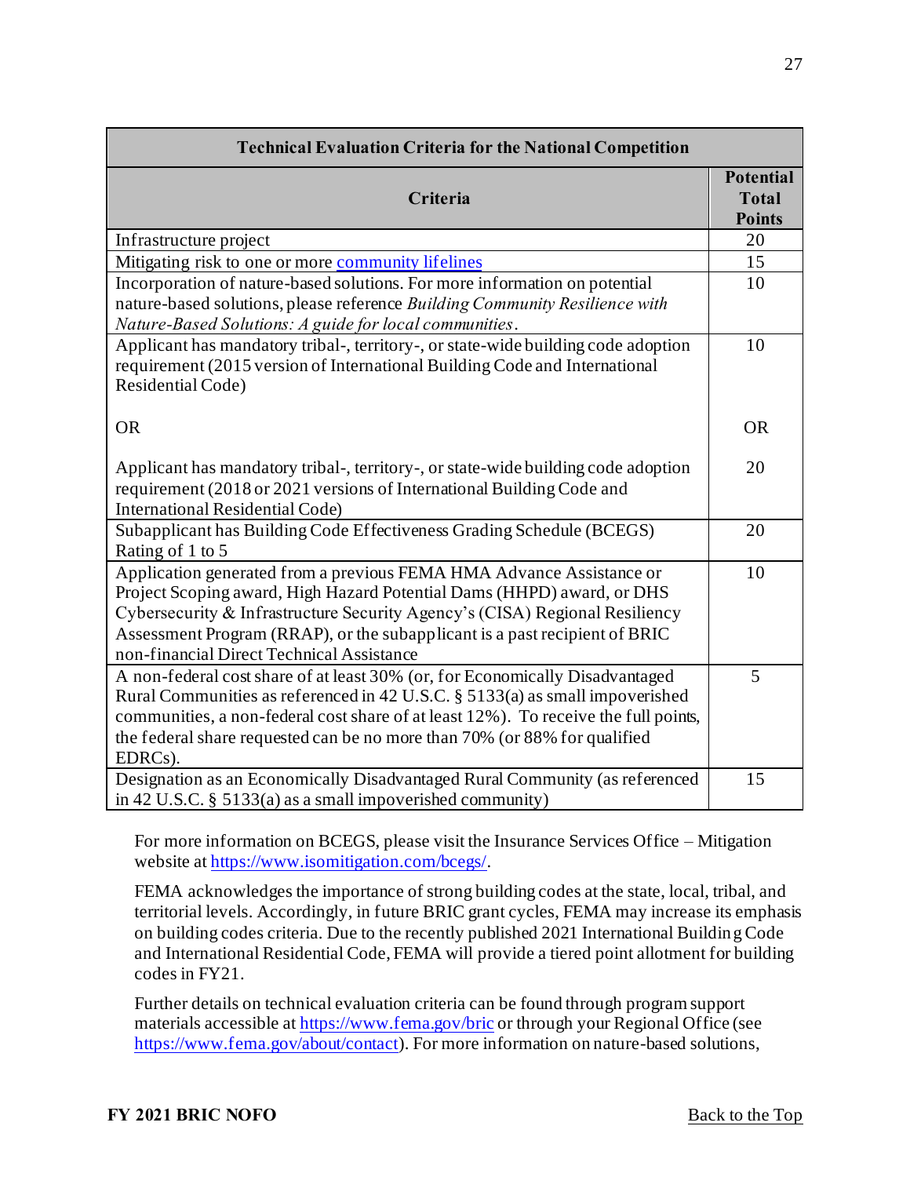| Technical Evaluation Criteria for the National Competition | |
|---|---|
| **Criteria** | **Potential Total Points** |
| Infrastructure project | 20 |
| Mitigating risk to one or more community lifelines | 15 |
| Incorporation of nature-based solutions. For more information on potential nature-based solutions, please reference *Building Community Resilience with Nature-Based Solutions: A guide for local communities*. | 10 |
| Applicant has mandatory tribal-, territory-, or state-wide building code adoption requirement (2015 version of International Building Code and International Residential Code)<br><br>OR<br><br>Applicant has mandatory tribal-, territory-, or state-wide building code adoption requirement (2018 or 2021 versions of International Building Code and International Residential Code) | 10<br><br>OR<br><br>20 |
| Subapplicant has Building Code Effectiveness Grading Schedule (BCEGS) Rating of 1 to 5 | 20 |
| Application generated from a previous FEMA HMA Advance Assistance or Project Scoping award, High Hazard Potential Dams (HHPD) award, or DHS Cybersecurity & Infrastructure Security Agency's (CISA) Regional Resiliency Assessment Program (RRAP), or the subapplicant is a past recipient of BRIC non-financial Direct Technical Assistance | 10 |
| A non-federal cost share of at least 30% (or, for Economically Disadvantaged Rural Communities as referenced in 42 U.S.C. § 5133(a) as small impoverished communities, a non-federal cost share of at least 12%). To receive the full points, the federal share requested can be no more than 70% (or 88% for qualified EDRCs). | 5 |
| Designation as an Economically Disadvantaged Rural Community (as referenced in 42 U.S.C. § 5133(a) as a small impoverished community) | 15 |

For more information on BCEGS, please visit the Insurance Services Office – Mitigation website at https://www.isomitigation.com/bcegs/.

FEMA acknowledges the importance of strong building codes at the state, local, tribal, and territorial levels. Accordingly, in future BRIC grant cycles, FEMA may increase its emphasis on building codes criteria. Due to the recently published 2021 International Building Code and International Residential Code, FEMA will provide a tiered point allotment for building codes in FY21.

Further details on technical evaluation criteria can be found through program support materials accessible at https://www.fema.gov/bric or through your Regional Office (see https://www.fema.gov/about/contact). For more information on nature-based solutions,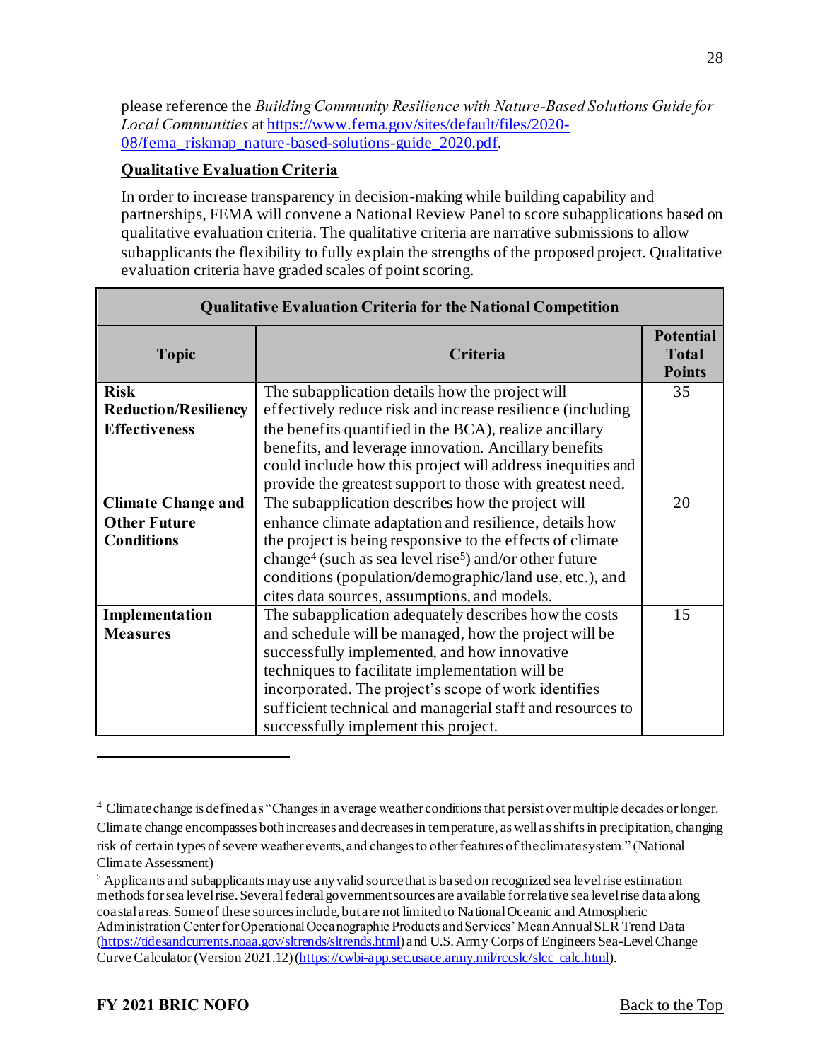please reference the *Building Community Resilience with Nature-Based Solutions Guide for Local Communities* at https://www.fema.gov/sites/default/files/2020-08/fema_riskmap_nature-based-solutions-guide_2020.pdf.

**Qualitative Evaluation Criteria**

In order to increase transparency in decision-making while building capability and partnerships, FEMA will convene a National Review Panel to score subapplications based on qualitative evaluation criteria. The qualitative criteria are narrative submissions to allow subapplicants the flexibility to fully explain the strengths of the proposed project. Qualitative evaluation criteria have graded scales of point scoring.

| **Qualitative Evaluation Criteria for the National Competition** | | |
|---|---|---|
| **Topic** | **Criteria** | **Potential Total Points** |
| **Risk Reduction/Resiliency Effectiveness** | The subapplication details how the project will effectively reduce risk and increase resilience (including the benefits quantified in the BCA), realize ancillary benefits, and leverage innovation. Ancillary benefits could include how this project will address inequities and provide the greatest support to those with greatest need. | 35 |
| **Climate Change and Other Future Conditions** | The subapplication describes how the project will enhance climate adaptation and resilience, details how the project is being responsive to the effects of climate change[4] (such as sea level rise[5]) and/or other future conditions (population/demographic/land use, etc.), and cites data sources, assumptions, and models. | 20 |
| **Implementation Measures** | The subapplication adequately describes how the costs and schedule will be managed, how the project will be successfully implemented, and how innovative techniques to facilitate implementation will be incorporated. The project's scope of work identifies sufficient technical and managerial staff and resources to successfully implement this project. | 15 |

---

[4] Climate change is defined as "Changes in average weather conditions that persist over multiple decades or longer. Climate change encompasses both increases and decreases in temperature, as well as shifts in precipitation, changing risk of certain types of severe weather events, and changes to other features of the climate system." (National Climate Assessment)

[5] Applicants and subapplicants may use any valid source that is based on recognized sea level rise estimation methods for sea level rise. Several federal government sources are available for relative sea level rise data along coastal areas. Some of these sources include, but are not limited to National Oceanic and Atmospheric Administration Center for Operational Oceanographic Products and Services' Mean Annual SLR Trend Data (https://tidesandcurrents.noaa.gov/sltrends/sltrends.html) and U.S. Army Corps of Engineers Sea-Level Change Curve Calculator (Version 2021.12) (https://cwbi-app.sec.usace.army.mil/rccslc/slcc_calc.html).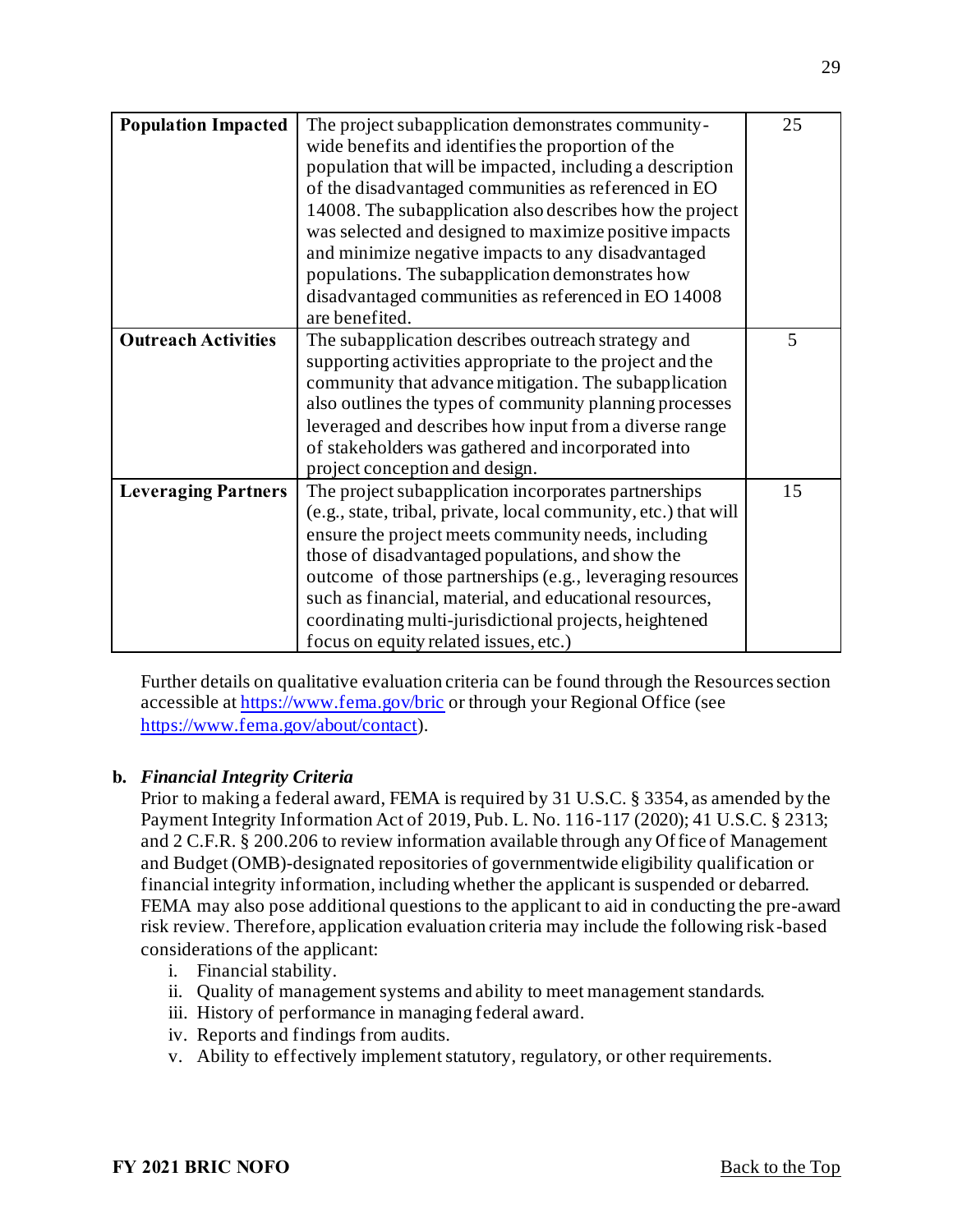| Population Impacted | The project subapplication demonstrates community-wide benefits and identifies the proportion of the population that will be impacted, including a description of the disadvantaged communities as referenced in EO 14008. The subapplication also describes how the project was selected and designed to maximize positive impacts and minimize negative impacts to any disadvantaged populations. The subapplication demonstrates how disadvantaged communities as referenced in EO 14008 are benefited. | 25 |
|---|---|---|
| **Outreach Activities** | The subapplication describes outreach strategy and supporting activities appropriate to the project and the community that advance mitigation. The subapplication also outlines the types of community planning processes leveraged and describes how input from a diverse range of stakeholders was gathered and incorporated into project conception and design. | 5 |
| **Leveraging Partners** | The project subapplication incorporates partnerships (e.g., state, tribal, private, local community, etc.) that will ensure the project meets community needs, including those of disadvantaged populations, and show the outcome of those partnerships (e.g., leveraging resources such as financial, material, and educational resources, coordinating multi-jurisdictional projects, heightened focus on equity related issues, etc.) | 15 |

Further details on qualitative evaluation criteria can be found through the Resources section accessible at https://www.fema.gov/bric or through your Regional Office (see https://www.fema.gov/about/contact).

**b. *Financial Integrity Criteria***

Prior to making a federal award, FEMA is required by 31 U.S.C. § 3354, as amended by the Payment Integrity Information Act of 2019, Pub. L. No. 116-117 (2020); 41 U.S.C. § 2313; and 2 C.F.R. § 200.206 to review information available through any Office of Management and Budget (OMB)-designated repositories of governmentwide eligibility qualification or financial integrity information, including whether the applicant is suspended or debarred. FEMA may also pose additional questions to the applicant to aid in conducting the pre-award risk review. Therefore, application evaluation criteria may include the following risk-based considerations of the applicant:

i. Financial stability.
ii. Quality of management systems and ability to meet management standards.
iii. History of performance in managing federal award.
iv. Reports and findings from audits.
v. Ability to effectively implement statutory, regulatory, or other requirements.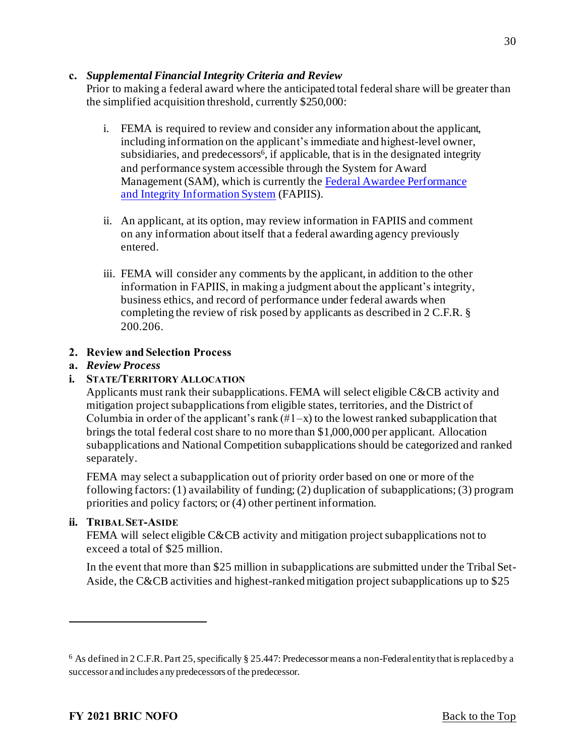**c. *Supplemental Financial Integrity Criteria and Review***

Prior to making a federal award where the anticipated total federal share will be greater than the simplified acquisition threshold, currently $250,000:

i. FEMA is required to review and consider any information about the applicant, including information on the applicant's immediate and highest-level owner, subsidiaries, and predecessors[6], if applicable, that is in the designated integrity and performance system accessible through the System for Award Management (SAM), which is currently the [Federal Awardee Performance and Integrity Information System](https://www.fapiis.gov) (FAPIIS).

ii. An applicant, at its option, may review information in FAPIIS and comment on any information about itself that a federal awarding agency previously entered.

iii. FEMA will consider any comments by the applicant, in addition to the other information in FAPIIS, in making a judgment about the applicant's integrity, business ethics, and record of performance under federal awards when completing the review of risk posed by applicants as described in 2 C.F.R. § 200.206.

**2. Review and Selection Process**

**a. *Review Process***

**i. STATE/TERRITORY ALLOCATION**

Applicants must rank their subapplications. FEMA will select eligible C&CB activity and mitigation project subapplications from eligible states, territories, and the District of Columbia in order of the applicant's rank (#1–x) to the lowest ranked subapplication that brings the total federal cost share to no more than $1,000,000 per applicant. Allocation subapplications and National Competition subapplications should be categorized and ranked separately.

FEMA may select a subapplication out of priority order based on one or more of the following factors: (1) availability of funding; (2) duplication of subapplications; (3) program priorities and policy factors; or (4) other pertinent information.

**ii. TRIBAL SET-ASIDE**

FEMA will select eligible C&CB activity and mitigation project subapplications not to exceed a total of $25 million.

In the event that more than $25 million in subapplications are submitted under the Tribal Set-Aside, the C&CB activities and highest-ranked mitigation project subapplications up to $25

[6] As defined in 2 C.F.R. Part 25, specifically § 25.447: Predecessor means a non-Federal entity that is replaced by a successor and includes any predecessors of the predecessor.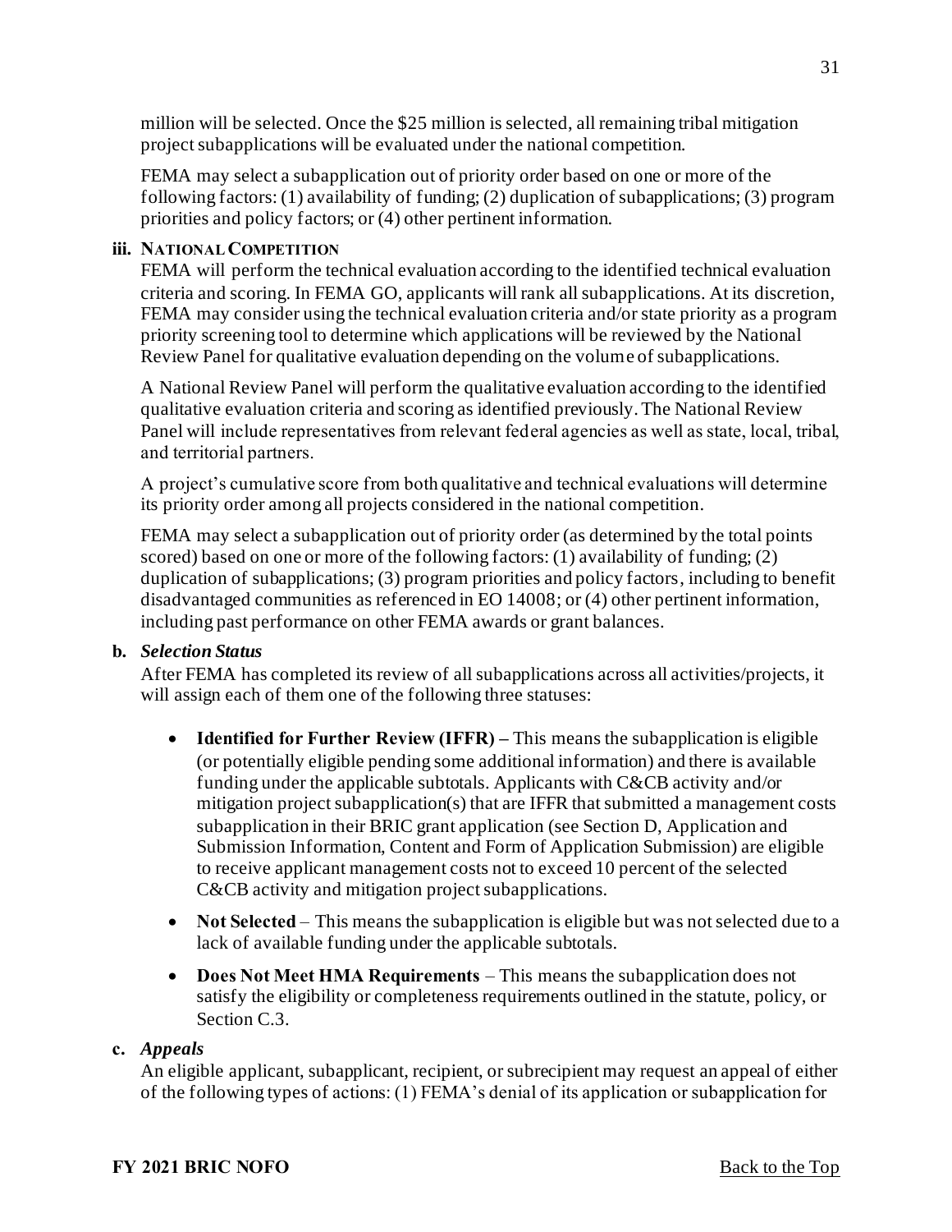million will be selected. Once the $25 million is selected, all remaining tribal mitigation project subapplications will be evaluated under the national competition.

FEMA may select a subapplication out of priority order based on one or more of the following factors: (1) availability of funding; (2) duplication of subapplications; (3) program priorities and policy factors; or (4) other pertinent information.

**iii. NATIONAL COMPETITION**

FEMA will perform the technical evaluation according to the identified technical evaluation criteria and scoring. In FEMA GO, applicants will rank all subapplications. At its discretion, FEMA may consider using the technical evaluation criteria and/or state priority as a program priority screening tool to determine which applications will be reviewed by the National Review Panel for qualitative evaluation depending on the volume of subapplications.

A National Review Panel will perform the qualitative evaluation according to the identified qualitative evaluation criteria and scoring as identified previously. The National Review Panel will include representatives from relevant federal agencies as well as state, local, tribal, and territorial partners.

A project's cumulative score from both qualitative and technical evaluations will determine its priority order among all projects considered in the national competition.

FEMA may select a subapplication out of priority order (as determined by the total points scored) based on one or more of the following factors: (1) availability of funding; (2) duplication of subapplications; (3) program priorities and policy factors, including to benefit disadvantaged communities as referenced in EO 14008; or (4) other pertinent information, including past performance on other FEMA awards or grant balances.

**b. *Selection Status***

After FEMA has completed its review of all subapplications across all activities/projects, it will assign each of them one of the following three statuses:

- **Identified for Further Review (IFFR) –** This means the subapplication is eligible (or potentially eligible pending some additional information) and there is available funding under the applicable subtotals. Applicants with C&CB activity and/or mitigation project subapplication(s) that are IFFR that submitted a management costs subapplication in their BRIC grant application (see Section D, Application and Submission Information, Content and Form of Application Submission) are eligible to receive applicant management costs not to exceed 10 percent of the selected C&CB activity and mitigation project subapplications.
- **Not Selected** – This means the subapplication is eligible but was not selected due to a lack of available funding under the applicable subtotals.
- **Does Not Meet HMA Requirements** – This means the subapplication does not satisfy the eligibility or completeness requirements outlined in the statute, policy, or Section C.3.

**c. *Appeals***

An eligible applicant, subapplicant, recipient, or subrecipient may request an appeal of either of the following types of actions: (1) FEMA's denial of its application or subapplication for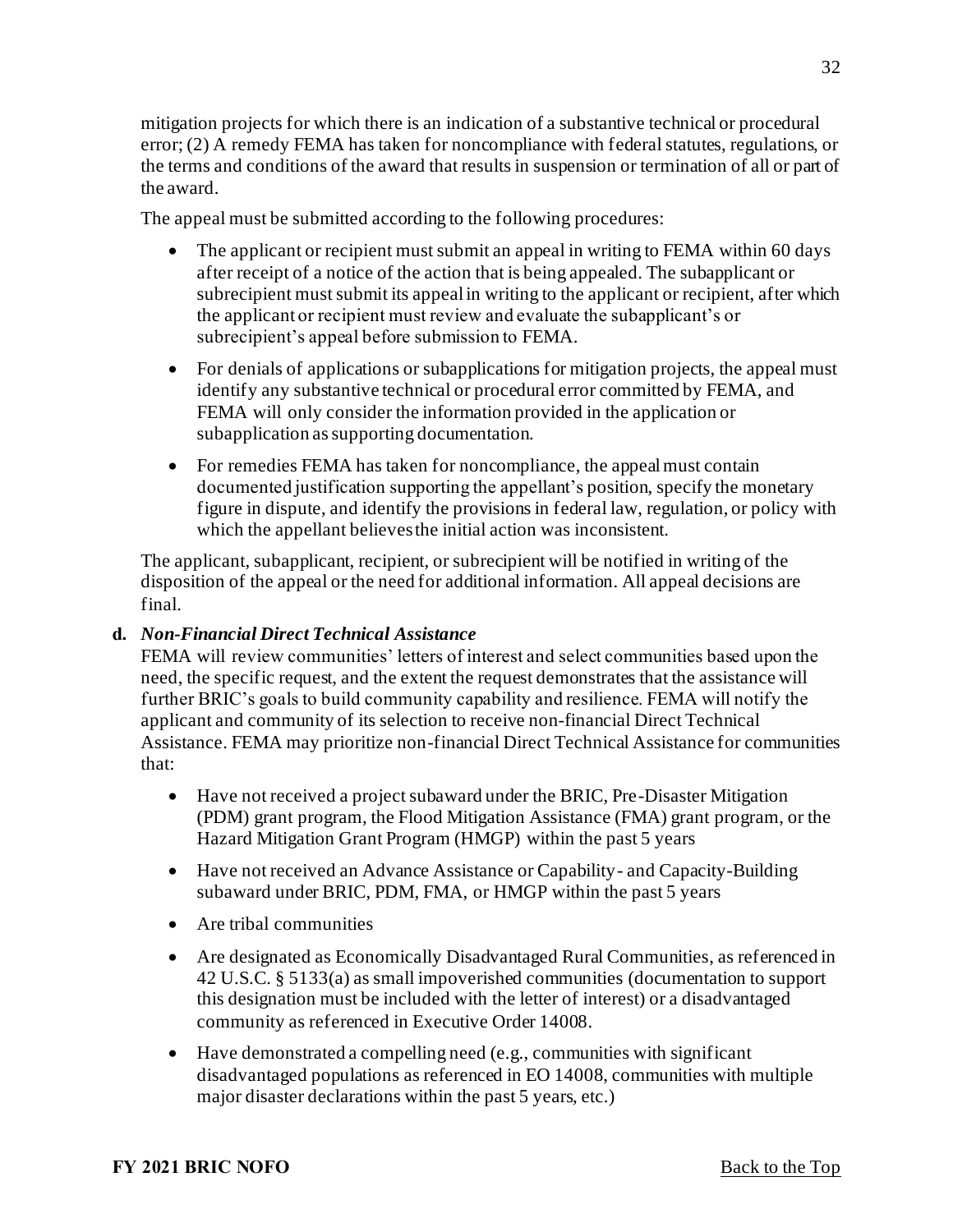mitigation projects for which there is an indication of a substantive technical or procedural error; (2) A remedy FEMA has taken for noncompliance with federal statutes, regulations, or the terms and conditions of the award that results in suspension or termination of all or part of the award.

The appeal must be submitted according to the following procedures:

- The applicant or recipient must submit an appeal in writing to FEMA within 60 days after receipt of a notice of the action that is being appealed. The subapplicant or subrecipient must submit its appeal in writing to the applicant or recipient, after which the applicant or recipient must review and evaluate the subapplicant's or subrecipient's appeal before submission to FEMA.
- For denials of applications or subapplications for mitigation projects, the appeal must identify any substantive technical or procedural error committed by FEMA, and FEMA will only consider the information provided in the application or subapplication as supporting documentation.
- For remedies FEMA has taken for noncompliance, the appeal must contain documented justification supporting the appellant's position, specify the monetary figure in dispute, and identify the provisions in federal law, regulation, or policy with which the appellant believes the initial action was inconsistent.

The applicant, subapplicant, recipient, or subrecipient will be notified in writing of the disposition of the appeal or the need for additional information. All appeal decisions are final.

**d.** ***Non-Financial Direct Technical Assistance***

FEMA will review communities' letters of interest and select communities based upon the need, the specific request, and the extent the request demonstrates that the assistance will further BRIC's goals to build community capability and resilience. FEMA will notify the applicant and community of its selection to receive non-financial Direct Technical Assistance. FEMA may prioritize non-financial Direct Technical Assistance for communities that:

- Have not received a project subaward under the BRIC, Pre-Disaster Mitigation (PDM) grant program, the Flood Mitigation Assistance (FMA) grant program, or the Hazard Mitigation Grant Program (HMGP) within the past 5 years
- Have not received an Advance Assistance or Capability- and Capacity-Building subaward under BRIC, PDM, FMA, or HMGP within the past 5 years
- Are tribal communities
- Are designated as Economically Disadvantaged Rural Communities, as referenced in 42 U.S.C. § 5133(a) as small impoverished communities (documentation to support this designation must be included with the letter of interest) or a disadvantaged community as referenced in Executive Order 14008.
- Have demonstrated a compelling need (e.g., communities with significant disadvantaged populations as referenced in EO 14008, communities with multiple major disaster declarations within the past 5 years, etc.)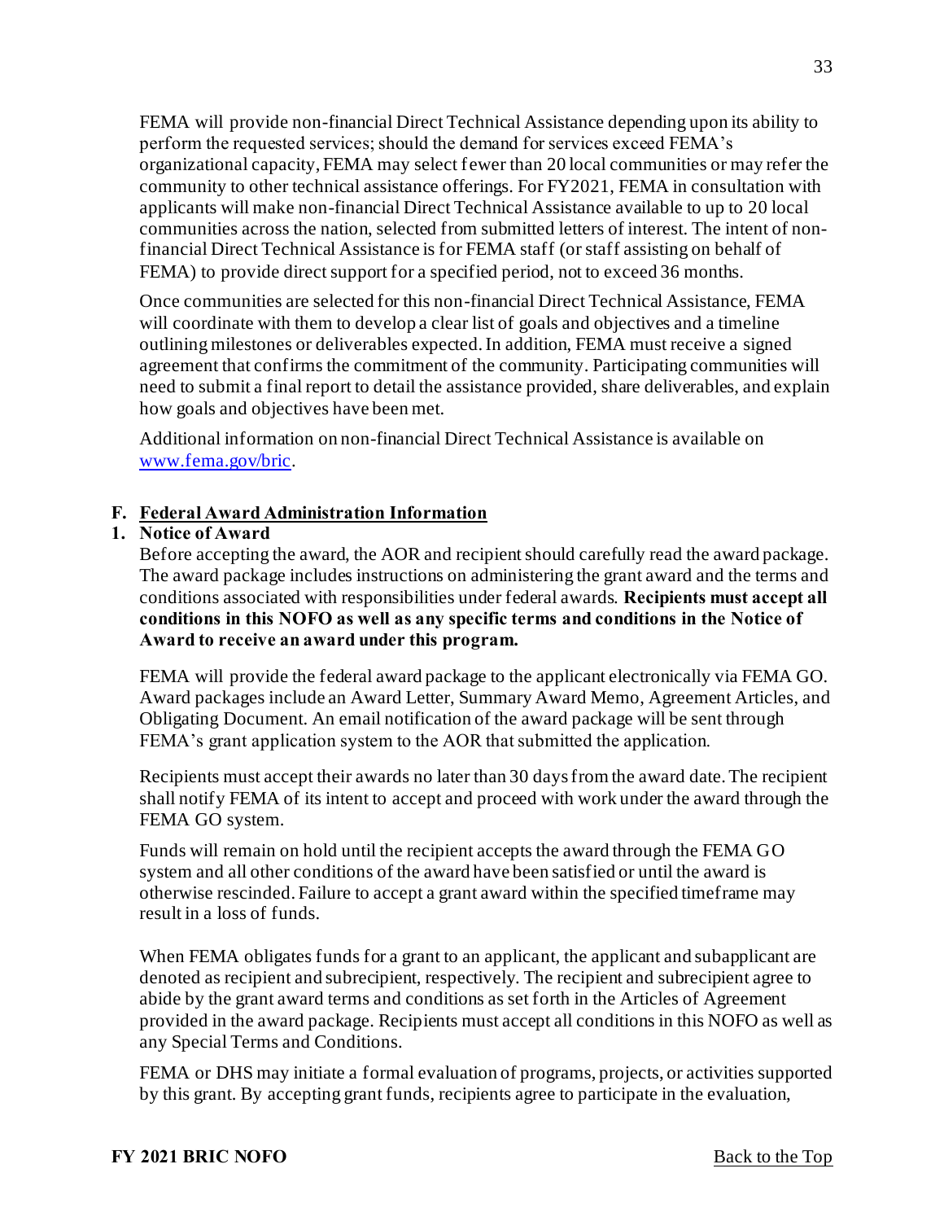FEMA will provide non-financial Direct Technical Assistance depending upon its ability to perform the requested services; should the demand for services exceed FEMA's organizational capacity, FEMA may select fewer than 20 local communities or may refer the community to other technical assistance offerings. For FY2021, FEMA in consultation with applicants will make non-financial Direct Technical Assistance available to up to 20 local communities across the nation, selected from submitted letters of interest. The intent of non-financial Direct Technical Assistance is for FEMA staff (or staff assisting on behalf of FEMA) to provide direct support for a specified period, not to exceed 36 months.

Once communities are selected for this non-financial Direct Technical Assistance, FEMA will coordinate with them to develop a clear list of goals and objectives and a timeline outlining milestones or deliverables expected. In addition, FEMA must receive a signed agreement that confirms the commitment of the community. Participating communities will need to submit a final report to detail the assistance provided, share deliverables, and explain how goals and objectives have been met.

Additional information on non-financial Direct Technical Assistance is available on [www.fema.gov/bric](www.fema.gov/bric).

## F. Federal Award Administration Information

### 1. Notice of Award

Before accepting the award, the AOR and recipient should carefully read the award package. The award package includes instructions on administering the grant award and the terms and conditions associated with responsibilities under federal awards. **Recipients must accept all conditions in this NOFO as well as any specific terms and conditions in the Notice of Award to receive an award under this program.**

FEMA will provide the federal award package to the applicant electronically via FEMA GO. Award packages include an Award Letter, Summary Award Memo, Agreement Articles, and Obligating Document. An email notification of the award package will be sent through FEMA's grant application system to the AOR that submitted the application.

Recipients must accept their awards no later than 30 days from the award date. The recipient shall notify FEMA of its intent to accept and proceed with work under the award through the FEMA GO system.

Funds will remain on hold until the recipient accepts the award through the FEMA GO system and all other conditions of the award have been satisfied or until the award is otherwise rescinded. Failure to accept a grant award within the specified timeframe may result in a loss of funds.

When FEMA obligates funds for a grant to an applicant, the applicant and subapplicant are denoted as recipient and subrecipient, respectively. The recipient and subrecipient agree to abide by the grant award terms and conditions as set forth in the Articles of Agreement provided in the award package. Recipients must accept all conditions in this NOFO as well as any Special Terms and Conditions.

FEMA or DHS may initiate a formal evaluation of programs, projects, or activities supported by this grant. By accepting grant funds, recipients agree to participate in the evaluation,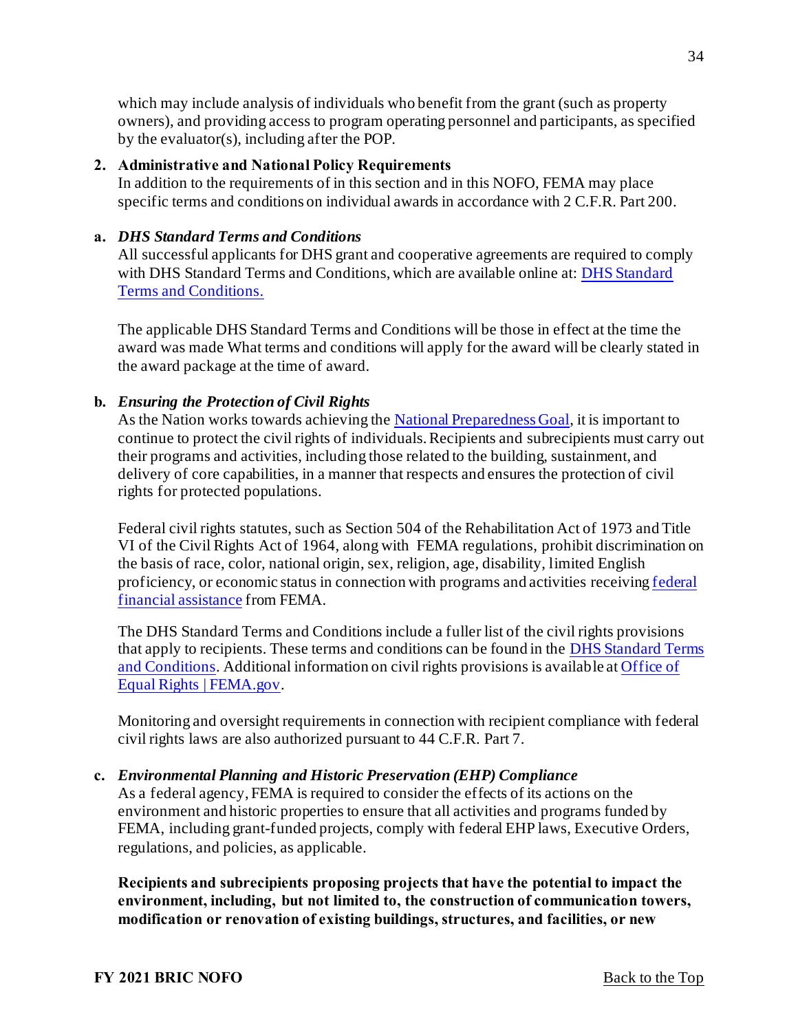which may include analysis of individuals who benefit from the grant (such as property owners), and providing access to program operating personnel and participants, as specified by the evaluator(s), including after the POP.

**2. Administrative and National Policy Requirements**

In addition to the requirements of in this section and in this NOFO, FEMA may place specific terms and conditions on individual awards in accordance with 2 C.F.R. Part 200.

**a.** ***DHS Standard Terms and Conditions***

All successful applicants for DHS grant and cooperative agreements are required to comply with DHS Standard Terms and Conditions, which are available online at: DHS Standard Terms and Conditions.

The applicable DHS Standard Terms and Conditions will be those in effect at the time the award was made What terms and conditions will apply for the award will be clearly stated in the award package at the time of award.

**b.** ***Ensuring the Protection of Civil Rights***

As the Nation works towards achieving the National Preparedness Goal, it is important to continue to protect the civil rights of individuals. Recipients and subrecipients must carry out their programs and activities, including those related to the building, sustainment, and delivery of core capabilities, in a manner that respects and ensures the protection of civil rights for protected populations.

Federal civil rights statutes, such as Section 504 of the Rehabilitation Act of 1973 and Title VI of the Civil Rights Act of 1964, along with FEMA regulations, prohibit discrimination on the basis of race, color, national origin, sex, religion, age, disability, limited English proficiency, or economic status in connection with programs and activities receiving federal financial assistance from FEMA.

The DHS Standard Terms and Conditions include a fuller list of the civil rights provisions that apply to recipients. These terms and conditions can be found in the DHS Standard Terms and Conditions. Additional information on civil rights provisions is available at Office of Equal Rights | FEMA.gov.

Monitoring and oversight requirements in connection with recipient compliance with federal civil rights laws are also authorized pursuant to 44 C.F.R. Part 7.

**c.** ***Environmental Planning and Historic Preservation (EHP) Compliance***

As a federal agency, FEMA is required to consider the effects of its actions on the environment and historic properties to ensure that all activities and programs funded by FEMA, including grant-funded projects, comply with federal EHP laws, Executive Orders, regulations, and policies, as applicable.

**Recipients and subrecipients proposing projects that have the potential to impact the environment, including, but not limited to, the construction of communication towers, modification or renovation of existing buildings, structures, and facilities, or new**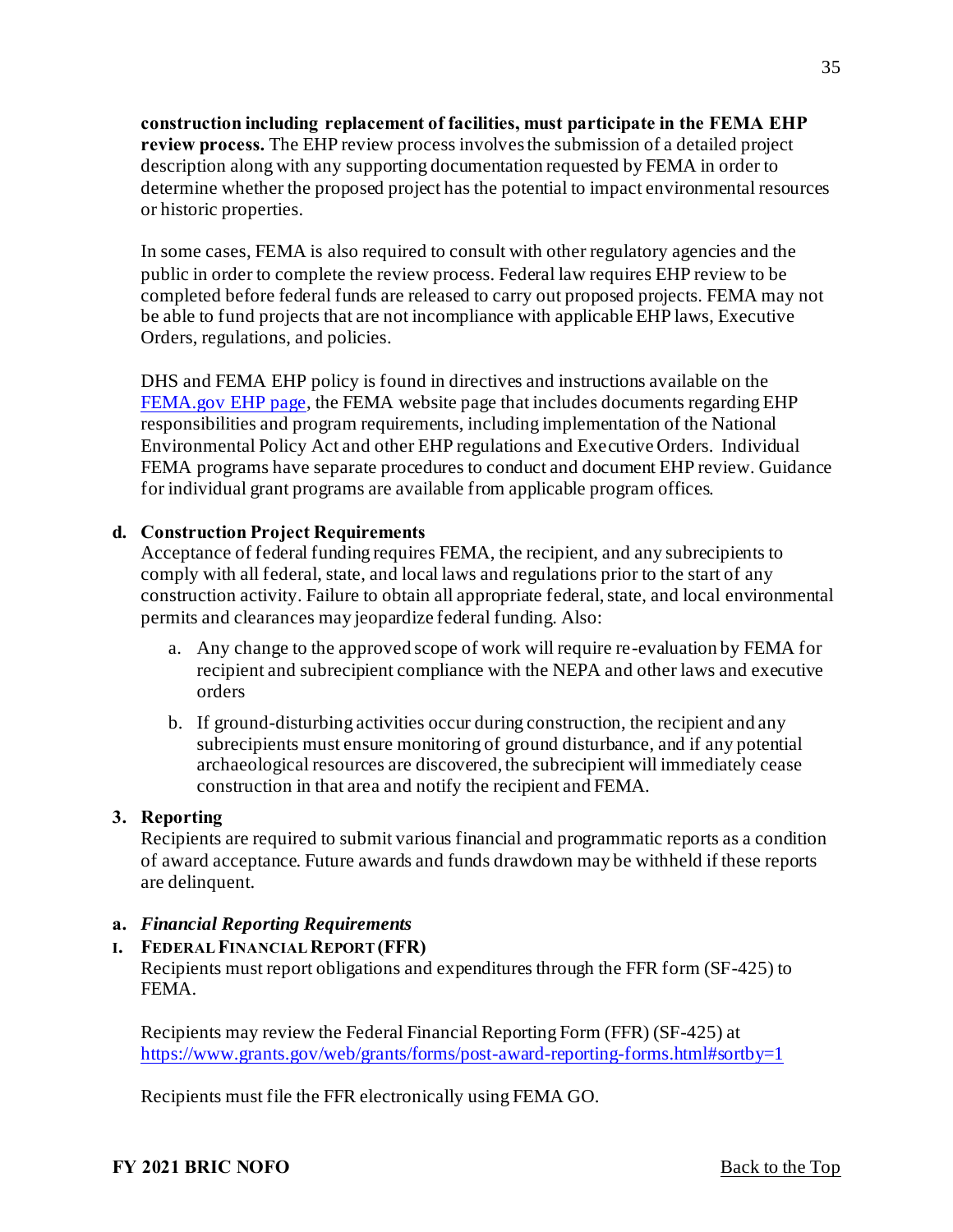**construction including replacement of facilities, must participate in the FEMA EHP review process.** The EHP review process involves the submission of a detailed project description along with any supporting documentation requested by FEMA in order to determine whether the proposed project has the potential to impact environmental resources or historic properties.

In some cases, FEMA is also required to consult with other regulatory agencies and the public in order to complete the review process. Federal law requires EHP review to be completed before federal funds are released to carry out proposed projects. FEMA may not be able to fund projects that are not incompliance with applicable EHP laws, Executive Orders, regulations, and policies.

DHS and FEMA EHP policy is found in directives and instructions available on the [FEMA.gov EHP page](FEMA.gov EHP page), the FEMA website page that includes documents regarding EHP responsibilities and program requirements, including implementation of the National Environmental Policy Act and other EHP regulations and Executive Orders. Individual FEMA programs have separate procedures to conduct and document EHP review. Guidance for individual grant programs are available from applicable program offices.

**d. Construction Project Requirements**

Acceptance of federal funding requires FEMA, the recipient, and any subrecipients to comply with all federal, state, and local laws and regulations prior to the start of any construction activity. Failure to obtain all appropriate federal, state, and local environmental permits and clearances may jeopardize federal funding. Also:

a. Any change to the approved scope of work will require re-evaluation by FEMA for recipient and subrecipient compliance with the NEPA and other laws and executive orders

b. If ground-disturbing activities occur during construction, the recipient and any subrecipients must ensure monitoring of ground disturbance, and if any potential archaeological resources are discovered, the subrecipient will immediately cease construction in that area and notify the recipient and FEMA.

**3. Reporting**

Recipients are required to submit various financial and programmatic reports as a condition of award acceptance. Future awards and funds drawdown may be withheld if these reports are delinquent.

**a. *Financial Reporting Requirements***

**I. FEDERAL FINANCIAL REPORT (FFR)**

Recipients must report obligations and expenditures through the FFR form (SF-425) to FEMA.

Recipients may review the Federal Financial Reporting Form (FFR) (SF-425) at https://www.grants.gov/web/grants/forms/post-award-reporting-forms.html#sortby=1

Recipients must file the FFR electronically using FEMA GO.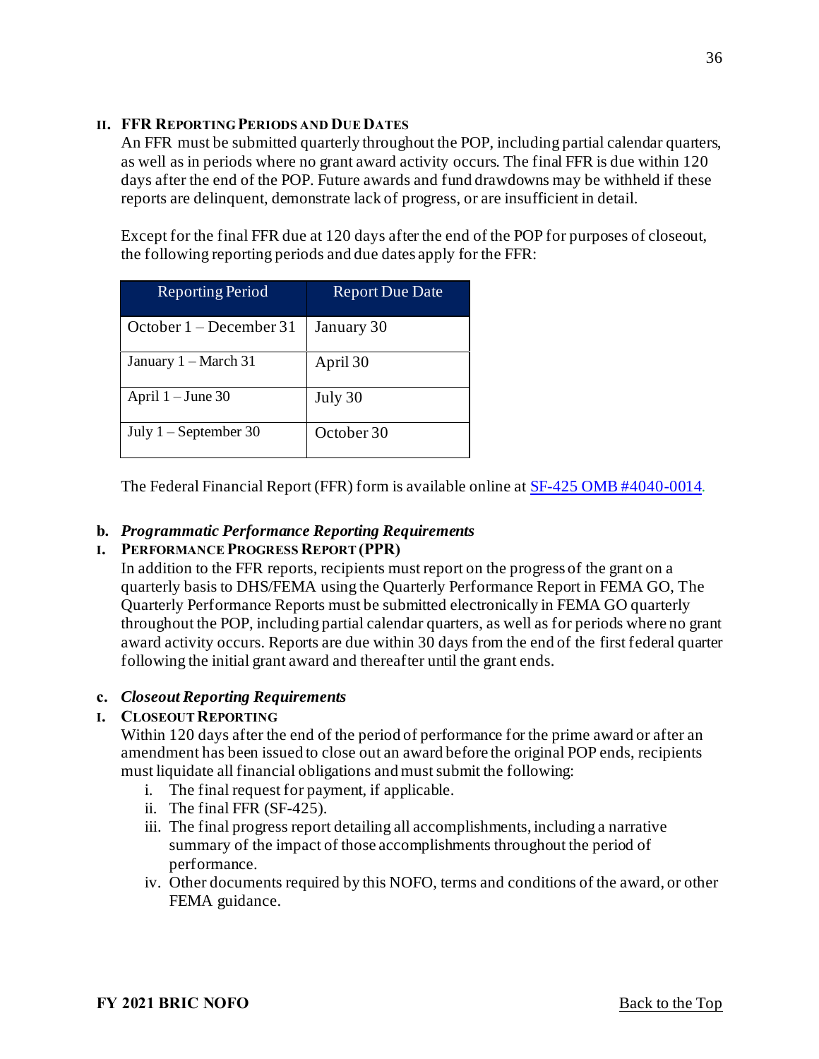#### II. FFR REPORTING PERIODS AND DUE DATES

An FFR must be submitted quarterly throughout the POP, including partial calendar quarters, as well as in periods where no grant award activity occurs. The final FFR is due within 120 days after the end of the POP. Future awards and fund drawdowns may be withheld if these reports are delinquent, demonstrate lack of progress, or are insufficient in detail.

Except for the final FFR due at 120 days after the end of the POP for purposes of closeout, the following reporting periods and due dates apply for the FFR:

| Reporting Period | Report Due Date |
|---|---|
| October 1 – December 31 | January 30 |
| January 1 – March 31 | April 30 |
| April 1 – June 30 | July 30 |
| July 1 – September 30 | October 30 |

The Federal Financial Report (FFR) form is available online at SF-425 OMB #4040-0014.

### b. *Programmatic Performance Reporting Requirements*

#### I. PERFORMANCE PROGRESS REPORT (PPR)

In addition to the FFR reports, recipients must report on the progress of the grant on a quarterly basis to DHS/FEMA using the Quarterly Performance Report in FEMA GO, The Quarterly Performance Reports must be submitted electronically in FEMA GO quarterly throughout the POP, including partial calendar quarters, as well as for periods where no grant award activity occurs. Reports are due within 30 days from the end of the first federal quarter following the initial grant award and thereafter until the grant ends.

### c. *Closeout Reporting Requirements*

#### I. CLOSEOUT REPORTING

Within 120 days after the end of the period of performance for the prime award or after an amendment has been issued to close out an award before the original POP ends, recipients must liquidate all financial obligations and must submit the following:

i. The final request for payment, if applicable.
ii. The final FFR (SF-425).
iii. The final progress report detailing all accomplishments, including a narrative summary of the impact of those accomplishments throughout the period of performance.
iv. Other documents required by this NOFO, terms and conditions of the award, or other FEMA guidance.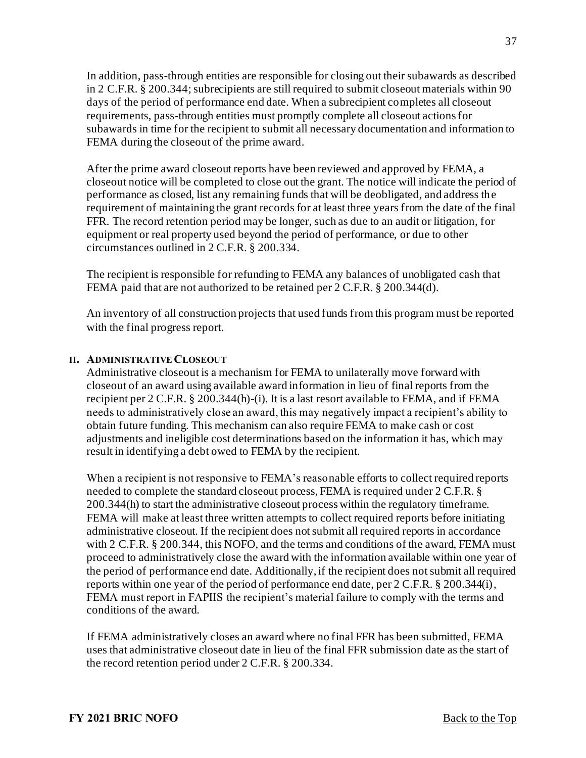In addition, pass-through entities are responsible for closing out their subawards as described in 2 C.F.R. § 200.344; subrecipients are still required to submit closeout materials within 90 days of the period of performance end date. When a subrecipient completes all closeout requirements, pass-through entities must promptly complete all closeout actions for subawards in time for the recipient to submit all necessary documentation and information to FEMA during the closeout of the prime award.

After the prime award closeout reports have been reviewed and approved by FEMA, a closeout notice will be completed to close out the grant. The notice will indicate the period of performance as closed, list any remaining funds that will be deobligated, and address the requirement of maintaining the grant records for at least three years from the date of the final FFR. The record retention period may be longer, such as due to an audit or litigation, for equipment or real property used beyond the period of performance, or due to other circumstances outlined in 2 C.F.R. § 200.334.

The recipient is responsible for refunding to FEMA any balances of unobligated cash that FEMA paid that are not authorized to be retained per 2 C.F.R. § 200.344(d).

An inventory of all construction projects that used funds from this program must be reported with the final progress report.

#### II. Administrative Closeout

Administrative closeout is a mechanism for FEMA to unilaterally move forward with closeout of an award using available award information in lieu of final reports from the recipient per 2 C.F.R. § 200.344(h)-(i). It is a last resort available to FEMA, and if FEMA needs to administratively close an award, this may negatively impact a recipient's ability to obtain future funding. This mechanism can also require FEMA to make cash or cost adjustments and ineligible cost determinations based on the information it has, which may result in identifying a debt owed to FEMA by the recipient.

When a recipient is not responsive to FEMA's reasonable efforts to collect required reports needed to complete the standard closeout process, FEMA is required under 2 C.F.R. § 200.344(h) to start the administrative closeout process within the regulatory timeframe. FEMA will make at least three written attempts to collect required reports before initiating administrative closeout. If the recipient does not submit all required reports in accordance with 2 C.F.R. § 200.344, this NOFO, and the terms and conditions of the award, FEMA must proceed to administratively close the award with the information available within one year of the period of performance end date. Additionally, if the recipient does not submit all required reports within one year of the period of performance end date, per 2 C.F.R. § 200.344(i), FEMA must report in FAPIIS the recipient's material failure to comply with the terms and conditions of the award.

If FEMA administratively closes an award where no final FFR has been submitted, FEMA uses that administrative closeout date in lieu of the final FFR submission date as the start of the record retention period under 2 C.F.R. § 200.334.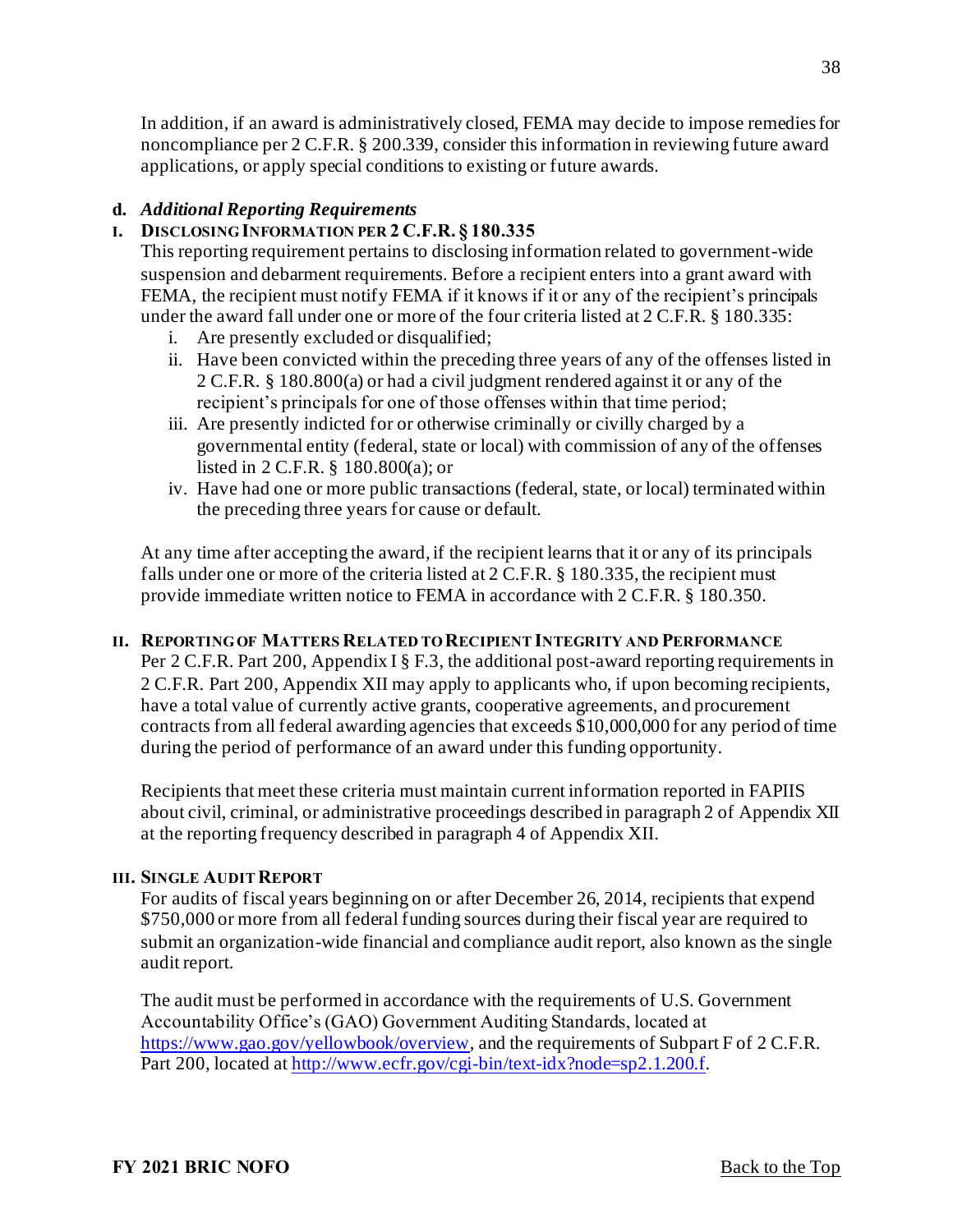In addition, if an award is administratively closed, FEMA may decide to impose remedies for noncompliance per 2 C.F.R. § 200.339, consider this information in reviewing future award applications, or apply special conditions to existing or future awards.

**d. *Additional Reporting Requirements***

**I. DISCLOSING INFORMATION PER 2 C.F.R. § 180.335**

This reporting requirement pertains to disclosing information related to government-wide suspension and debarment requirements. Before a recipient enters into a grant award with FEMA, the recipient must notify FEMA if it knows if it or any of the recipient's principals under the award fall under one or more of the four criteria listed at 2 C.F.R. § 180.335:

i. Are presently excluded or disqualified;
ii. Have been convicted within the preceding three years of any of the offenses listed in 2 C.F.R. § 180.800(a) or had a civil judgment rendered against it or any of the recipient's principals for one of those offenses within that time period;
iii. Are presently indicted for or otherwise criminally or civilly charged by a governmental entity (federal, state or local) with commission of any of the offenses listed in 2 C.F.R. § 180.800(a); or
iv. Have had one or more public transactions (federal, state, or local) terminated within the preceding three years for cause or default.

At any time after accepting the award, if the recipient learns that it or any of its principals falls under one or more of the criteria listed at 2 C.F.R. § 180.335, the recipient must provide immediate written notice to FEMA in accordance with 2 C.F.R. § 180.350.

**II. REPORTING OF MATTERS RELATED TO RECIPIENT INTEGRITY AND PERFORMANCE**

Per 2 C.F.R. Part 200, Appendix I § F.3, the additional post-award reporting requirements in 2 C.F.R. Part 200, Appendix XII may apply to applicants who, if upon becoming recipients, have a total value of currently active grants, cooperative agreements, and procurement contracts from all federal awarding agencies that exceeds $10,000,000 for any period of time during the period of performance of an award under this funding opportunity.

Recipients that meet these criteria must maintain current information reported in FAPIIS about civil, criminal, or administrative proceedings described in paragraph 2 of Appendix XII at the reporting frequency described in paragraph 4 of Appendix XII.

**III. SINGLE AUDIT REPORT**

For audits of fiscal years beginning on or after December 26, 2014, recipients that expend $750,000 or more from all federal funding sources during their fiscal year are required to submit an organization-wide financial and compliance audit report, also known as the single audit report.

The audit must be performed in accordance with the requirements of U.S. Government Accountability Office's (GAO) Government Auditing Standards, located at [https://www.gao.gov/yellowbook/overview](https://www.gao.gov/yellowbook/overview), and the requirements of Subpart F of 2 C.F.R. Part 200, located at [http://www.ecfr.gov/cgi-bin/text-idx?node=sp2.1.200.f](http://www.ecfr.gov/cgi-bin/text-idx?node=sp2.1.200.f).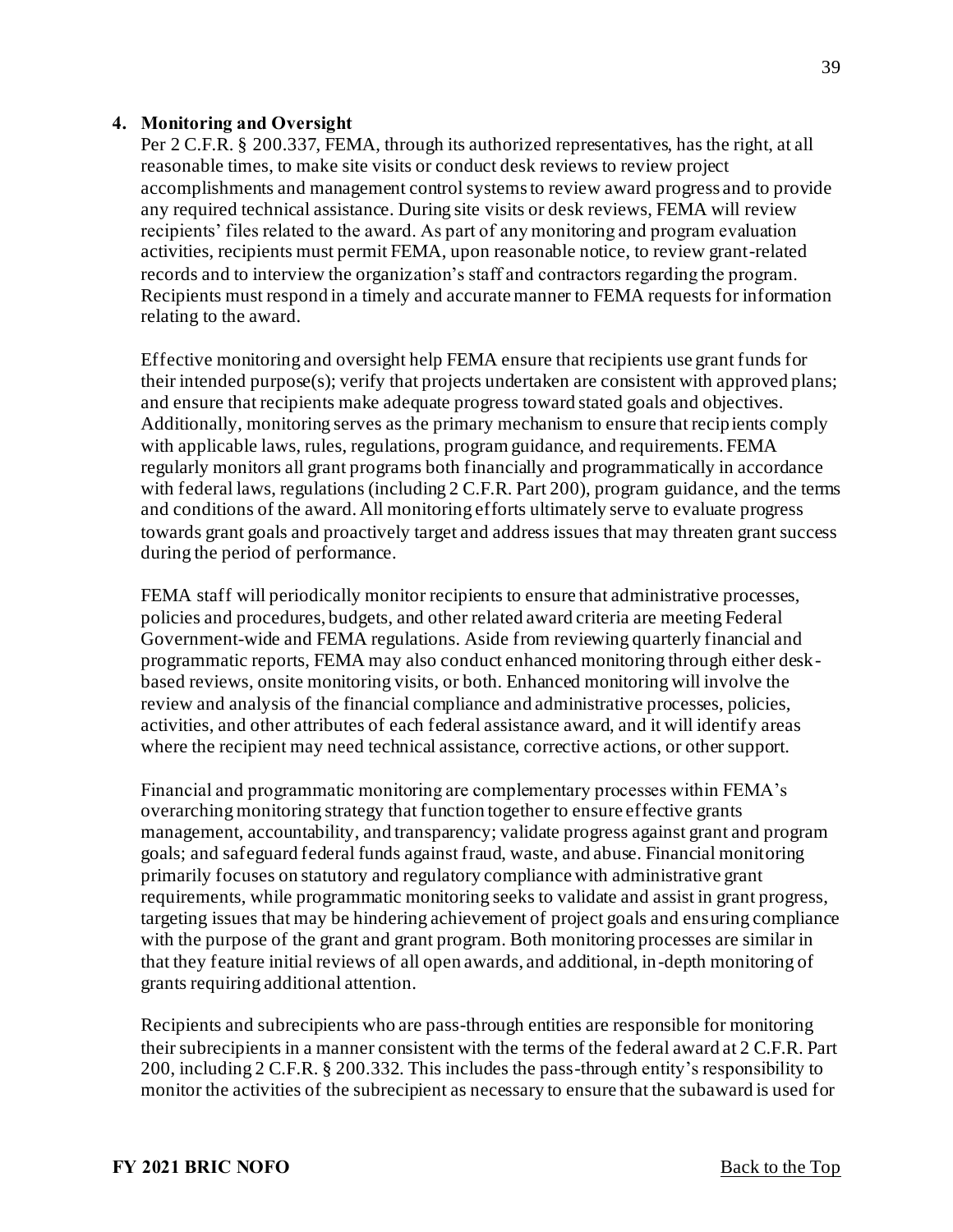**4. Monitoring and Oversight**

Per 2 C.F.R. § 200.337, FEMA, through its authorized representatives, has the right, at all reasonable times, to make site visits or conduct desk reviews to review project accomplishments and management control systems to review award progress and to provide any required technical assistance. During site visits or desk reviews, FEMA will review recipients' files related to the award. As part of any monitoring and program evaluation activities, recipients must permit FEMA, upon reasonable notice, to review grant-related records and to interview the organization's staff and contractors regarding the program. Recipients must respond in a timely and accurate manner to FEMA requests for information relating to the award.

Effective monitoring and oversight help FEMA ensure that recipients use grant funds for their intended purpose(s); verify that projects undertaken are consistent with approved plans; and ensure that recipients make adequate progress toward stated goals and objectives. Additionally, monitoring serves as the primary mechanism to ensure that recipients comply with applicable laws, rules, regulations, program guidance, and requirements. FEMA regularly monitors all grant programs both financially and programmatically in accordance with federal laws, regulations (including 2 C.F.R. Part 200), program guidance, and the terms and conditions of the award. All monitoring efforts ultimately serve to evaluate progress towards grant goals and proactively target and address issues that may threaten grant success during the period of performance.

FEMA staff will periodically monitor recipients to ensure that administrative processes, policies and procedures, budgets, and other related award criteria are meeting Federal Government-wide and FEMA regulations. Aside from reviewing quarterly financial and programmatic reports, FEMA may also conduct enhanced monitoring through either desk-based reviews, onsite monitoring visits, or both. Enhanced monitoring will involve the review and analysis of the financial compliance and administrative processes, policies, activities, and other attributes of each federal assistance award, and it will identify areas where the recipient may need technical assistance, corrective actions, or other support.

Financial and programmatic monitoring are complementary processes within FEMA's overarching monitoring strategy that function together to ensure effective grants management, accountability, and transparency; validate progress against grant and program goals; and safeguard federal funds against fraud, waste, and abuse. Financial monitoring primarily focuses on statutory and regulatory compliance with administrative grant requirements, while programmatic monitoring seeks to validate and assist in grant progress, targeting issues that may be hindering achievement of project goals and ensuring compliance with the purpose of the grant and grant program. Both monitoring processes are similar in that they feature initial reviews of all open awards, and additional, in-depth monitoring of grants requiring additional attention.

Recipients and subrecipients who are pass-through entities are responsible for monitoring their subrecipients in a manner consistent with the terms of the federal award at 2 C.F.R. Part 200, including 2 C.F.R. § 200.332. This includes the pass-through entity's responsibility to monitor the activities of the subrecipient as necessary to ensure that the subaward is used for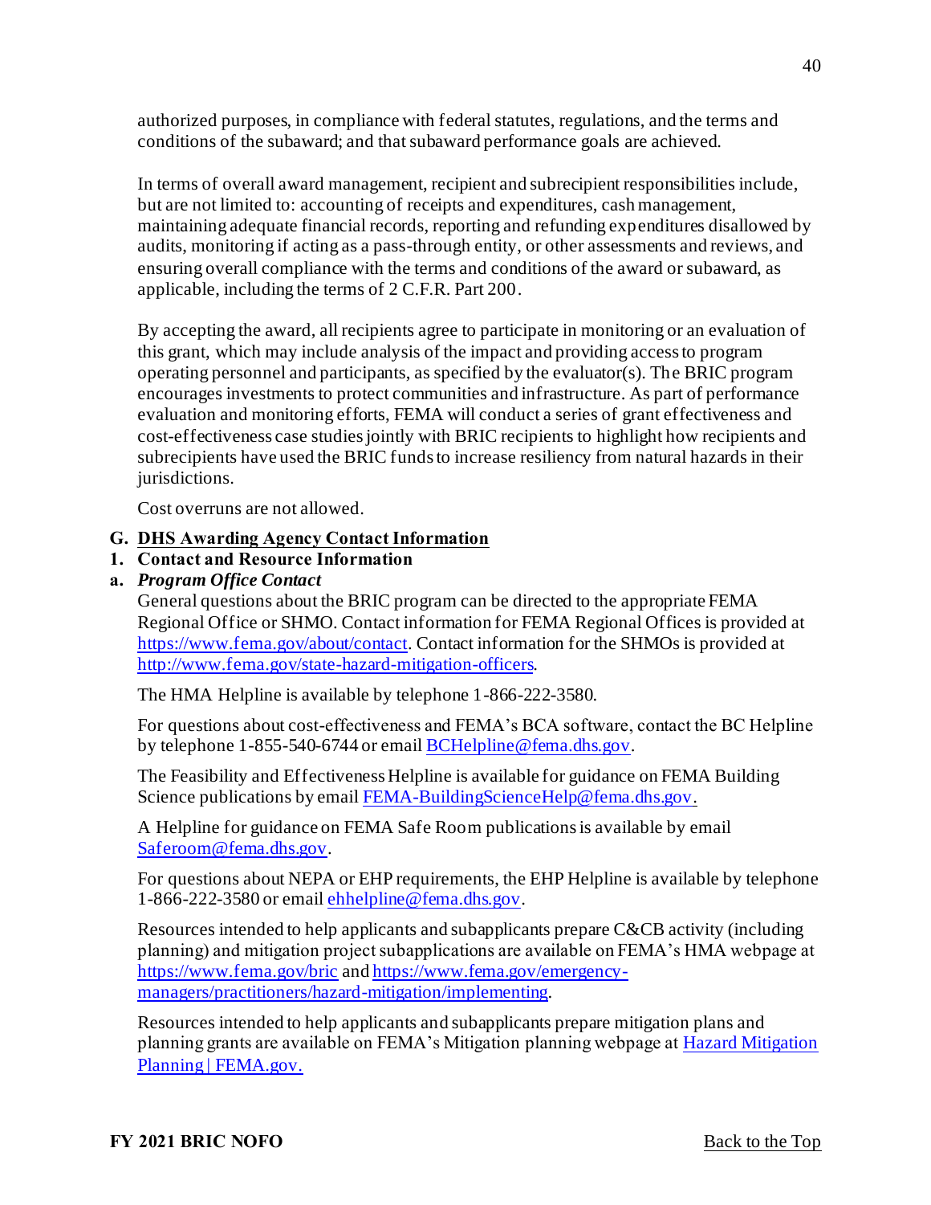authorized purposes, in compliance with federal statutes, regulations, and the terms and conditions of the subaward; and that subaward performance goals are achieved.

In terms of overall award management, recipient and subrecipient responsibilities include, but are not limited to: accounting of receipts and expenditures, cash management, maintaining adequate financial records, reporting and refunding expenditures disallowed by audits, monitoring if acting as a pass-through entity, or other assessments and reviews, and ensuring overall compliance with the terms and conditions of the award or subaward, as applicable, including the terms of 2 C.F.R. Part 200.

By accepting the award, all recipients agree to participate in monitoring or an evaluation of this grant, which may include analysis of the impact and providing access to program operating personnel and participants, as specified by the evaluator(s). The BRIC program encourages investments to protect communities and infrastructure. As part of performance evaluation and monitoring efforts, FEMA will conduct a series of grant effectiveness and cost-effectiveness case studies jointly with BRIC recipients to highlight how recipients and subrecipients have used the BRIC funds to increase resiliency from natural hazards in their jurisdictions.

Cost overruns are not allowed.

## G. DHS Awarding Agency Contact Information

### 1. Contact and Resource Information

#### a. *Program Office Contact*

General questions about the BRIC program can be directed to the appropriate FEMA Regional Office or SHMO. Contact information for FEMA Regional Offices is provided at https://www.fema.gov/about/contact. Contact information for the SHMOs is provided at http://www.fema.gov/state-hazard-mitigation-officers.

The HMA Helpline is available by telephone 1-866-222-3580.

For questions about cost-effectiveness and FEMA's BCA software, contact the BC Helpline by telephone 1-855-540-6744 or email BCHelpline@fema.dhs.gov.

The Feasibility and Effectiveness Helpline is available for guidance on FEMA Building Science publications by email FEMA-BuildingScienceHelp@fema.dhs.gov.

A Helpline for guidance on FEMA Safe Room publications is available by email Saferoom@fema.dhs.gov.

For questions about NEPA or EHP requirements, the EHP Helpline is available by telephone 1-866-222-3580 or email ehhelpline@fema.dhs.gov.

Resources intended to help applicants and subapplicants prepare C&CB activity (including planning) and mitigation project subapplications are available on FEMA's HMA webpage at https://www.fema.gov/bric and https://www.fema.gov/emergency-managers/practitioners/hazard-mitigation/implementing.

Resources intended to help applicants and subapplicants prepare mitigation plans and planning grants are available on FEMA's Mitigation planning webpage at Hazard Mitigation Planning | FEMA.gov.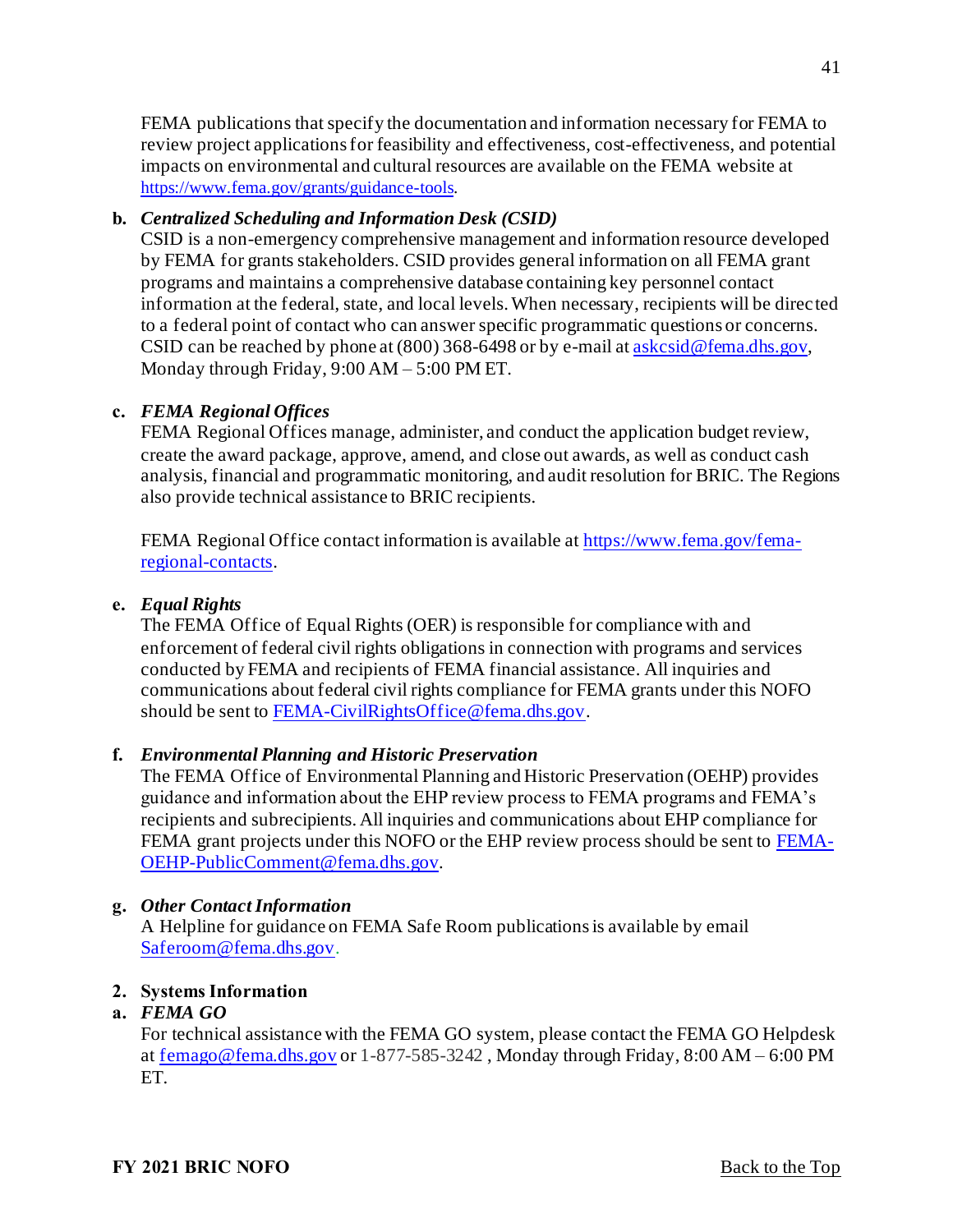FEMA publications that specify the documentation and information necessary for FEMA to review project applications for feasibility and effectiveness, cost-effectiveness, and potential impacts on environmental and cultural resources are available on the FEMA website at https://www.fema.gov/grants/guidance-tools.

**b.** ***Centralized Scheduling and Information Desk (CSID)***
CSID is a non-emergency comprehensive management and information resource developed by FEMA for grants stakeholders. CSID provides general information on all FEMA grant programs and maintains a comprehensive database containing key personnel contact information at the federal, state, and local levels. When necessary, recipients will be directed to a federal point of contact who can answer specific programmatic questions or concerns. CSID can be reached by phone at (800) 368-6498 or by e-mail at askcsid@fema.dhs.gov, Monday through Friday, 9:00 AM – 5:00 PM ET.

**c.** ***FEMA Regional Offices***
FEMA Regional Offices manage, administer, and conduct the application budget review, create the award package, approve, amend, and close out awards, as well as conduct cash analysis, financial and programmatic monitoring, and audit resolution for BRIC. The Regions also provide technical assistance to BRIC recipients.

FEMA Regional Office contact information is available at https://www.fema.gov/fema-regional-contacts.

**e.** ***Equal Rights***
The FEMA Office of Equal Rights (OER) is responsible for compliance with and enforcement of federal civil rights obligations in connection with programs and services conducted by FEMA and recipients of FEMA financial assistance. All inquiries and communications about federal civil rights compliance for FEMA grants under this NOFO should be sent to FEMA-CivilRightsOffice@fema.dhs.gov.

**f.** ***Environmental Planning and Historic Preservation***
The FEMA Office of Environmental Planning and Historic Preservation (OEHP) provides guidance and information about the EHP review process to FEMA programs and FEMA's recipients and subrecipients. All inquiries and communications about EHP compliance for FEMA grant projects under this NOFO or the EHP review process should be sent to FEMA-OEHP-PublicComment@fema.dhs.gov.

**g.** ***Other Contact Information***
A Helpline for guidance on FEMA Safe Room publications is available by email Saferoom@fema.dhs.gov.

**2. Systems Information**

**a.** ***FEMA GO***
For technical assistance with the FEMA GO system, please contact the FEMA GO Helpdesk at femago@fema.dhs.gov or 1-877-585-3242 , Monday through Friday, 8:00 AM – 6:00 PM ET.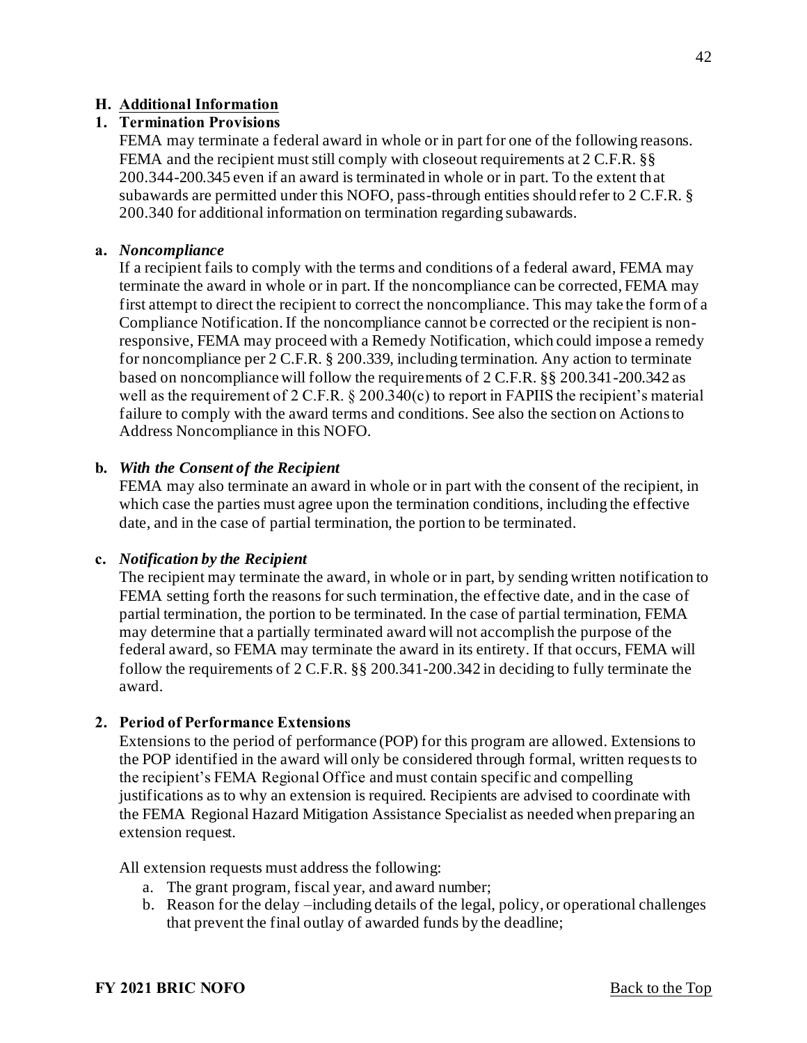## H. Additional Information

### 1. Termination Provisions

FEMA may terminate a federal award in whole or in part for one of the following reasons. FEMA and the recipient must still comply with closeout requirements at 2 C.F.R. §§ 200.344-200.345 even if an award is terminated in whole or in part. To the extent that subawards are permitted under this NOFO, pass-through entities should refer to 2 C.F.R. § 200.340 for additional information on termination regarding subawards.

**a. *Noncompliance***

If a recipient fails to comply with the terms and conditions of a federal award, FEMA may terminate the award in whole or in part. If the noncompliance can be corrected, FEMA may first attempt to direct the recipient to correct the noncompliance. This may take the form of a Compliance Notification. If the noncompliance cannot be corrected or the recipient is non-responsive, FEMA may proceed with a Remedy Notification, which could impose a remedy for noncompliance per 2 C.F.R. § 200.339, including termination. Any action to terminate based on noncompliance will follow the requirements of 2 C.F.R. §§ 200.341-200.342 as well as the requirement of 2 C.F.R. § 200.340(c) to report in FAPIIS the recipient's material failure to comply with the award terms and conditions. See also the section on Actions to Address Noncompliance in this NOFO.

**b. *With the Consent of the Recipient***

FEMA may also terminate an award in whole or in part with the consent of the recipient, in which case the parties must agree upon the termination conditions, including the effective date, and in the case of partial termination, the portion to be terminated.

**c. *Notification by the Recipient***

The recipient may terminate the award, in whole or in part, by sending written notification to FEMA setting forth the reasons for such termination, the effective date, and in the case of partial termination, the portion to be terminated. In the case of partial termination, FEMA may determine that a partially terminated award will not accomplish the purpose of the federal award, so FEMA may terminate the award in its entirety. If that occurs, FEMA will follow the requirements of 2 C.F.R. §§ 200.341-200.342 in deciding to fully terminate the award.

### 2. Period of Performance Extensions

Extensions to the period of performance (POP) for this program are allowed. Extensions to the POP identified in the award will only be considered through formal, written requests to the recipient's FEMA Regional Office and must contain specific and compelling justifications as to why an extension is required. Recipients are advised to coordinate with the FEMA Regional Hazard Mitigation Assistance Specialist as needed when preparing an extension request.

All extension requests must address the following:

a. The grant program, fiscal year, and award number;
b. Reason for the delay –including details of the legal, policy, or operational challenges that prevent the final outlay of awarded funds by the deadline;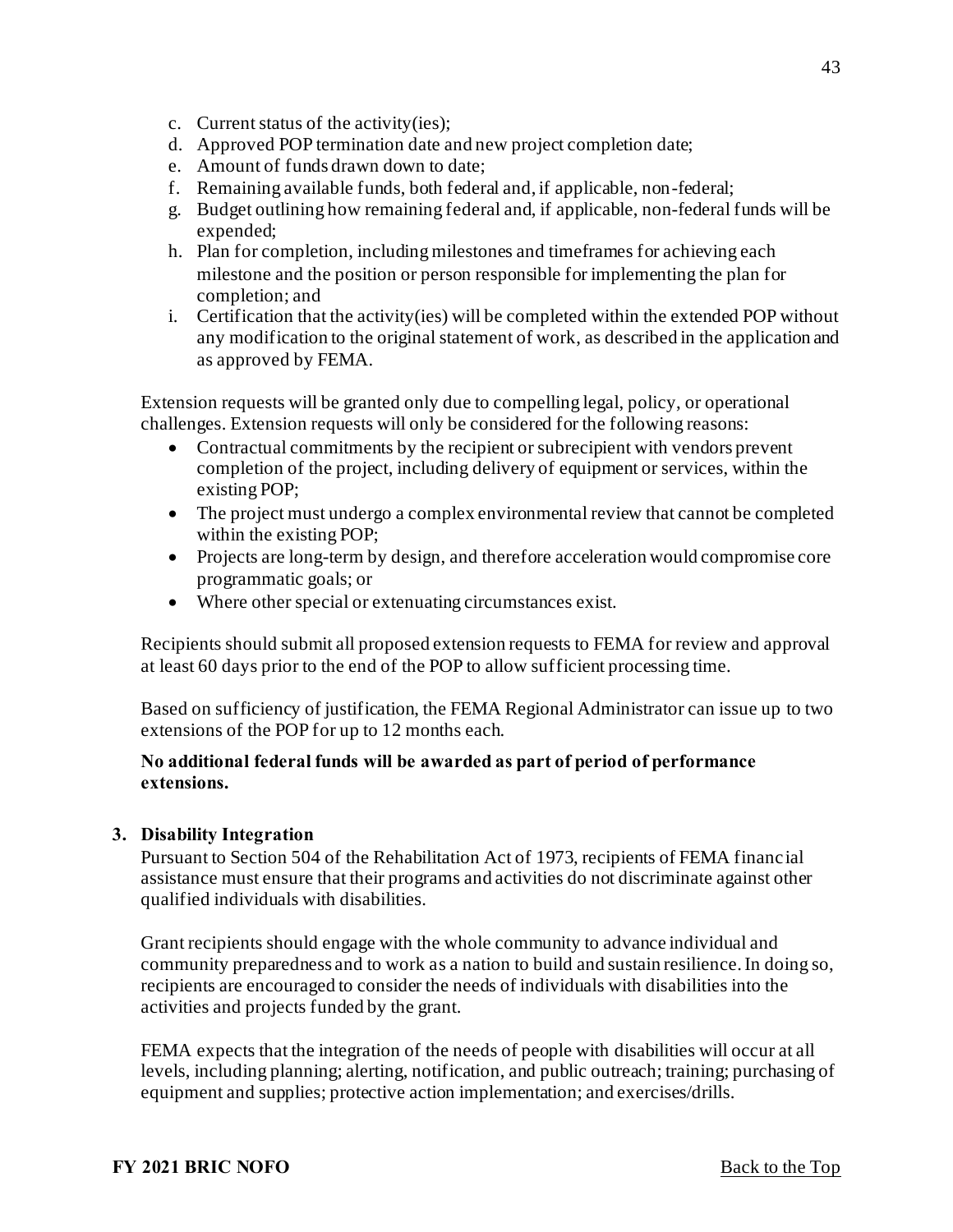c. Current status of the activity(ies);
d. Approved POP termination date and new project completion date;
e. Amount of funds drawn down to date;
f. Remaining available funds, both federal and, if applicable, non-federal;
g. Budget outlining how remaining federal and, if applicable, non-federal funds will be expended;
h. Plan for completion, including milestones and timeframes for achieving each milestone and the position or person responsible for implementing the plan for completion; and
i. Certification that the activity(ies) will be completed within the extended POP without any modification to the original statement of work, as described in the application and as approved by FEMA.

Extension requests will be granted only due to compelling legal, policy, or operational challenges. Extension requests will only be considered for the following reasons:

- Contractual commitments by the recipient or subrecipient with vendors prevent completion of the project, including delivery of equipment or services, within the existing POP;
- The project must undergo a complex environmental review that cannot be completed within the existing POP;
- Projects are long-term by design, and therefore acceleration would compromise core programmatic goals; or
- Where other special or extenuating circumstances exist.

Recipients should submit all proposed extension requests to FEMA for review and approval at least 60 days prior to the end of the POP to allow sufficient processing time.

Based on sufficiency of justification, the FEMA Regional Administrator can issue up to two extensions of the POP for up to 12 months each.

**No additional federal funds will be awarded as part of period of performance extensions.**

**3. Disability Integration**

Pursuant to Section 504 of the Rehabilitation Act of 1973, recipients of FEMA financial assistance must ensure that their programs and activities do not discriminate against other qualified individuals with disabilities.

Grant recipients should engage with the whole community to advance individual and community preparedness and to work as a nation to build and sustain resilience. In doing so, recipients are encouraged to consider the needs of individuals with disabilities into the activities and projects funded by the grant.

FEMA expects that the integration of the needs of people with disabilities will occur at all levels, including planning; alerting, notification, and public outreach; training; purchasing of equipment and supplies; protective action implementation; and exercises/drills.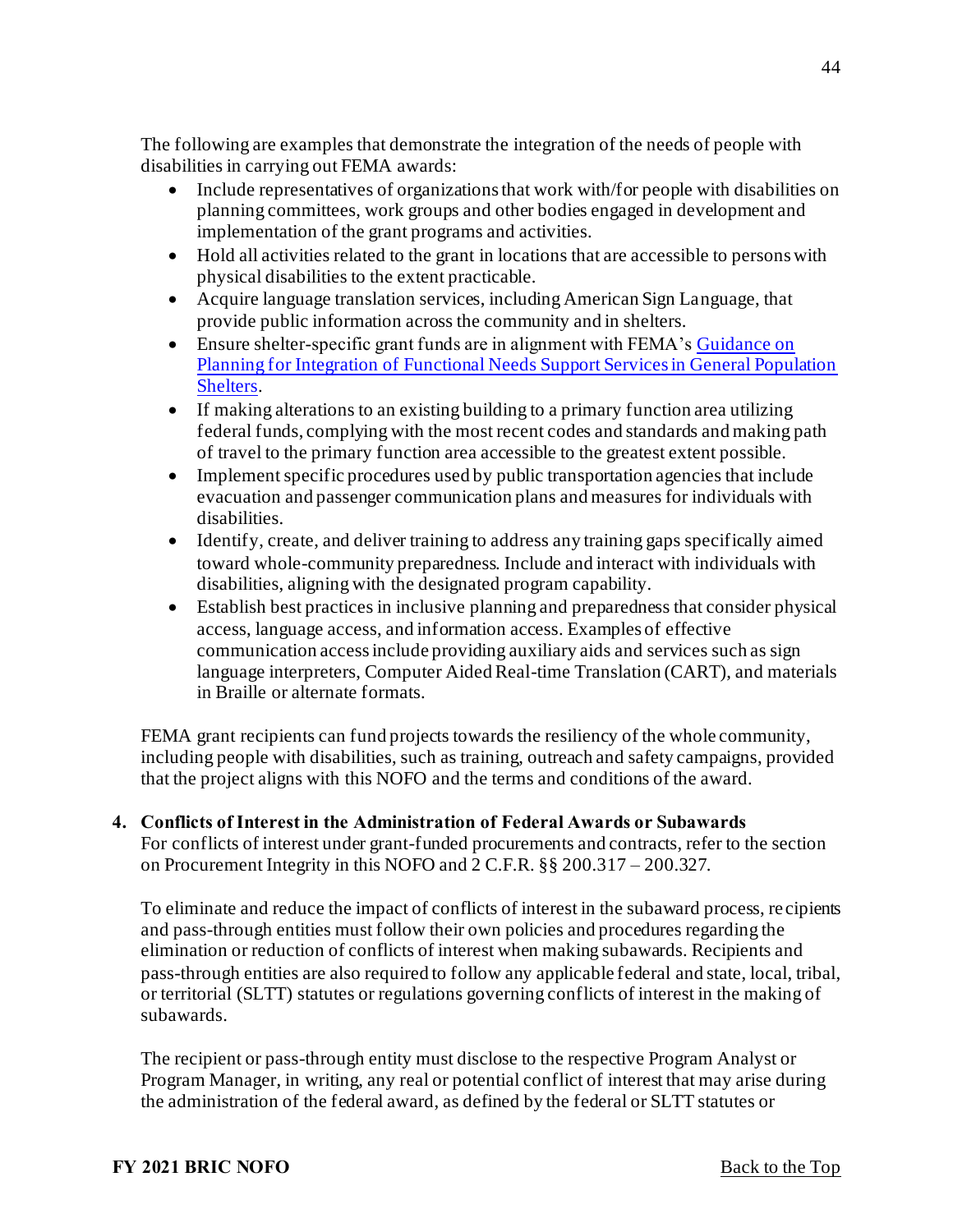The following are examples that demonstrate the integration of the needs of people with disabilities in carrying out FEMA awards:

- Include representatives of organizations that work with/for people with disabilities on planning committees, work groups and other bodies engaged in development and implementation of the grant programs and activities.
- Hold all activities related to the grant in locations that are accessible to persons with physical disabilities to the extent practicable.
- Acquire language translation services, including American Sign Language, that provide public information across the community and in shelters.
- Ensure shelter-specific grant funds are in alignment with FEMA's [Guidance on Planning for Integration of Functional Needs Support Services in General Population Shelters](#).
- If making alterations to an existing building to a primary function area utilizing federal funds, complying with the most recent codes and standards and making path of travel to the primary function area accessible to the greatest extent possible.
- Implement specific procedures used by public transportation agencies that include evacuation and passenger communication plans and measures for individuals with disabilities.
- Identify, create, and deliver training to address any training gaps specifically aimed toward whole-community preparedness. Include and interact with individuals with disabilities, aligning with the designated program capability.
- Establish best practices in inclusive planning and preparedness that consider physical access, language access, and information access. Examples of effective communication access include providing auxiliary aids and services such as sign language interpreters, Computer Aided Real-time Translation (CART), and materials in Braille or alternate formats.

FEMA grant recipients can fund projects towards the resiliency of the whole community, including people with disabilities, such as training, outreach and safety campaigns, provided that the project aligns with this NOFO and the terms and conditions of the award.

**4. Conflicts of Interest in the Administration of Federal Awards or Subawards**

For conflicts of interest under grant-funded procurements and contracts, refer to the section on Procurement Integrity in this NOFO and 2 C.F.R. §§ 200.317 – 200.327.

To eliminate and reduce the impact of conflicts of interest in the subaward process, recipients and pass-through entities must follow their own policies and procedures regarding the elimination or reduction of conflicts of interest when making subawards. Recipients and pass-through entities are also required to follow any applicable federal and state, local, tribal, or territorial (SLTT) statutes or regulations governing conflicts of interest in the making of subawards.

The recipient or pass-through entity must disclose to the respective Program Analyst or Program Manager, in writing, any real or potential conflict of interest that may arise during the administration of the federal award, as defined by the federal or SLTT statutes or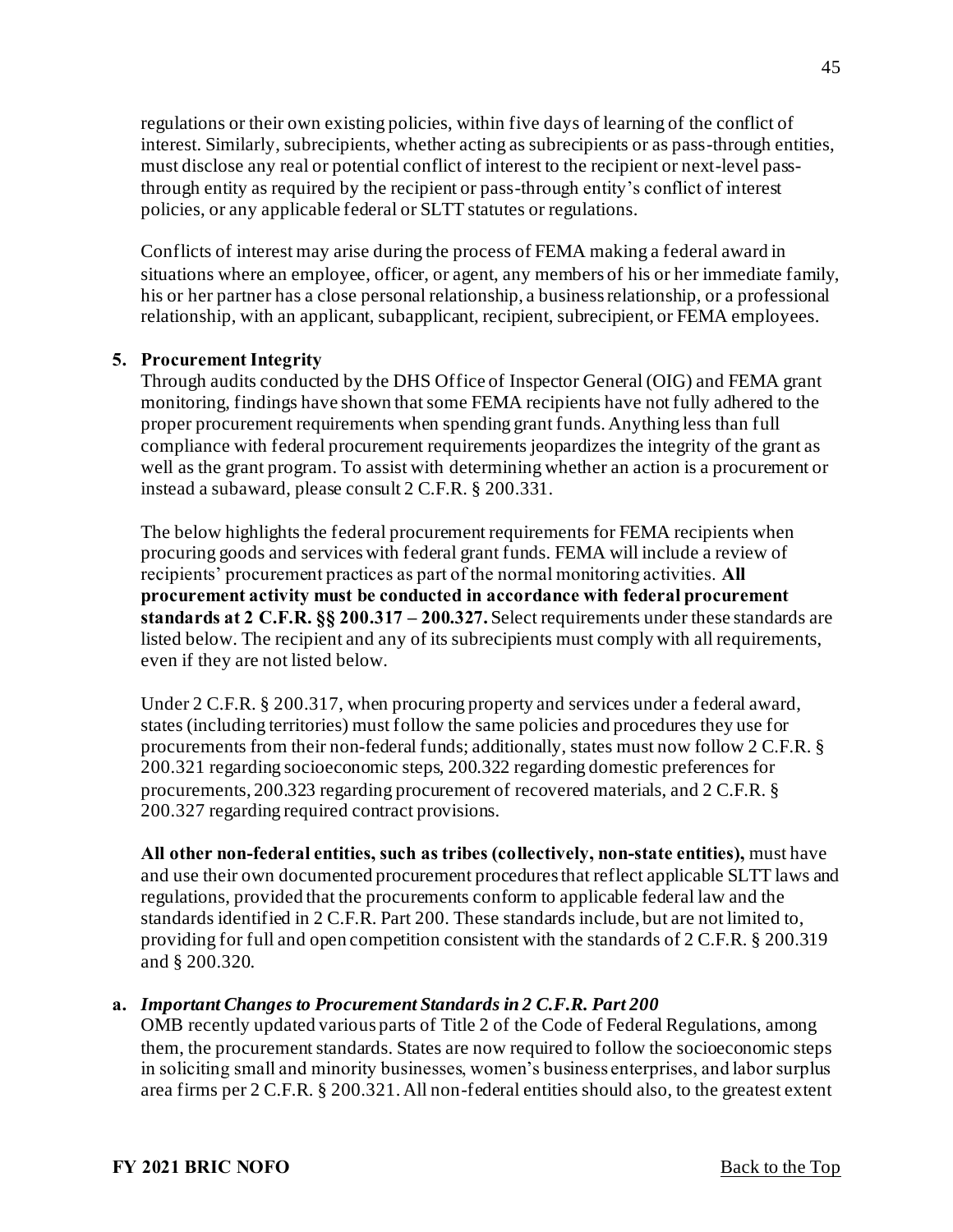regulations or their own existing policies, within five days of learning of the conflict of interest. Similarly, subrecipients, whether acting as subrecipients or as pass-through entities, must disclose any real or potential conflict of interest to the recipient or next-level pass-through entity as required by the recipient or pass-through entity's conflict of interest policies, or any applicable federal or SLTT statutes or regulations.

Conflicts of interest may arise during the process of FEMA making a federal award in situations where an employee, officer, or agent, any members of his or her immediate family, his or her partner has a close personal relationship, a business relationship, or a professional relationship, with an applicant, subapplicant, recipient, subrecipient, or FEMA employees.

**5. Procurement Integrity**

Through audits conducted by the DHS Office of Inspector General (OIG) and FEMA grant monitoring, findings have shown that some FEMA recipients have not fully adhered to the proper procurement requirements when spending grant funds. Anything less than full compliance with federal procurement requirements jeopardizes the integrity of the grant as well as the grant program. To assist with determining whether an action is a procurement or instead a subaward, please consult 2 C.F.R. § 200.331.

The below highlights the federal procurement requirements for FEMA recipients when procuring goods and services with federal grant funds. FEMA will include a review of recipients' procurement practices as part of the normal monitoring activities. **All procurement activity must be conducted in accordance with federal procurement standards at 2 C.F.R. §§ 200.317 – 200.327.** Select requirements under these standards are listed below. The recipient and any of its subrecipients must comply with all requirements, even if they are not listed below.

Under 2 C.F.R. § 200.317, when procuring property and services under a federal award, states (including territories) must follow the same policies and procedures they use for procurements from their non-federal funds; additionally, states must now follow 2 C.F.R. § 200.321 regarding socioeconomic steps, 200.322 regarding domestic preferences for procurements, 200.323 regarding procurement of recovered materials, and 2 C.F.R. § 200.327 regarding required contract provisions.

**All other non-federal entities, such as tribes (collectively, non-state entities),** must have and use their own documented procurement procedures that reflect applicable SLTT laws and regulations, provided that the procurements conform to applicable federal law and the standards identified in 2 C.F.R. Part 200. These standards include, but are not limited to, providing for full and open competition consistent with the standards of 2 C.F.R. § 200.319 and § 200.320.

**a.** ***Important Changes to Procurement Standards in 2 C.F.R. Part 200***

OMB recently updated various parts of Title 2 of the Code of Federal Regulations, among them, the procurement standards. States are now required to follow the socioeconomic steps in soliciting small and minority businesses, women's business enterprises, and labor surplus area firms per 2 C.F.R. § 200.321. All non-federal entities should also, to the greatest extent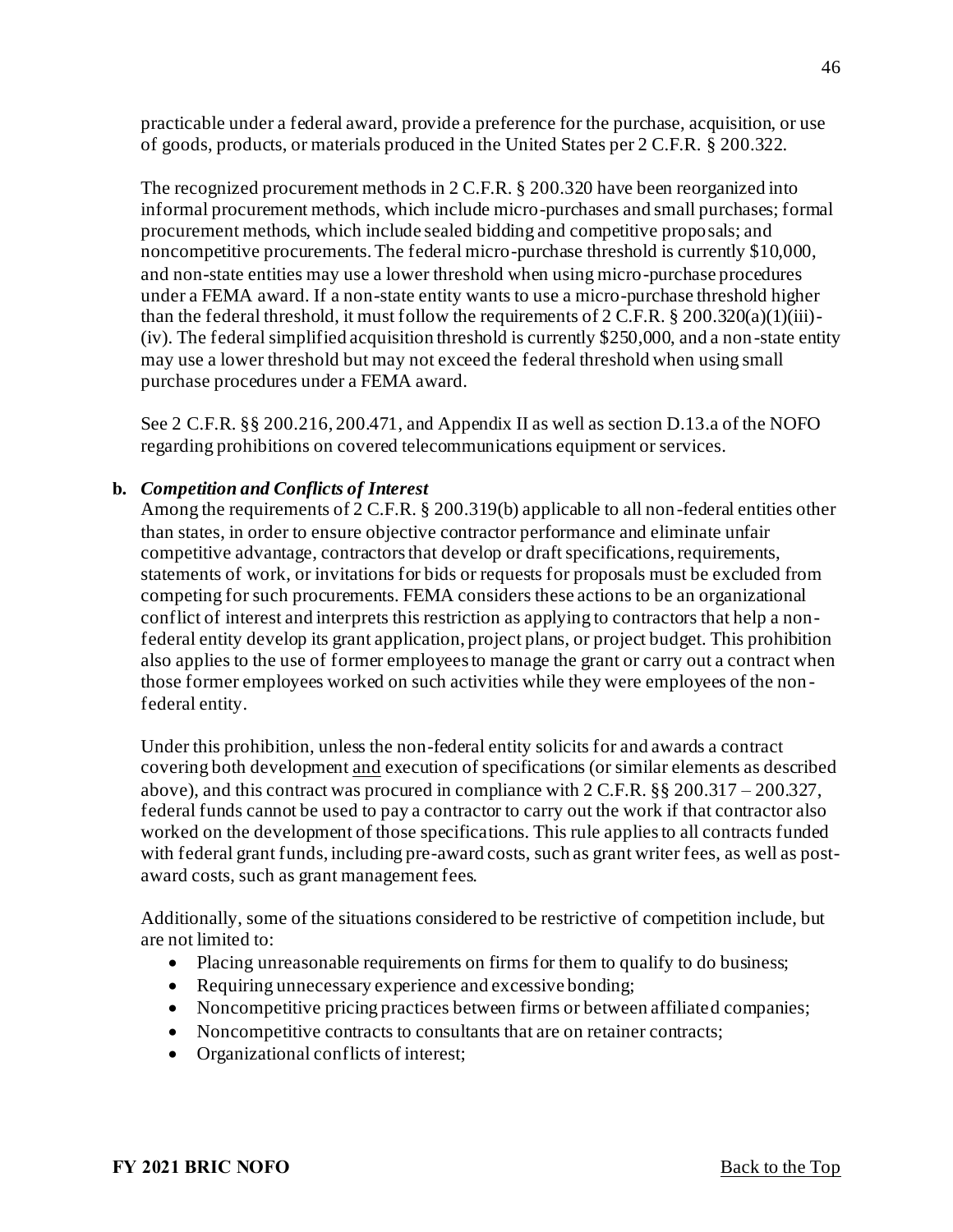practicable under a federal award, provide a preference for the purchase, acquisition, or use of goods, products, or materials produced in the United States per 2 C.F.R. § 200.322.

The recognized procurement methods in 2 C.F.R. § 200.320 have been reorganized into informal procurement methods, which include micro-purchases and small purchases; formal procurement methods, which include sealed bidding and competitive proposals; and noncompetitive procurements. The federal micro-purchase threshold is currently $10,000, and non-state entities may use a lower threshold when using micro-purchase procedures under a FEMA award. If a non-state entity wants to use a micro-purchase threshold higher than the federal threshold, it must follow the requirements of 2 C.F.R. § 200.320(a)(1)(iii)-(iv). The federal simplified acquisition threshold is currently $250,000, and a non-state entity may use a lower threshold but may not exceed the federal threshold when using small purchase procedures under a FEMA award.

See 2 C.F.R. §§ 200.216, 200.471, and Appendix II as well as section D.13.a of the NOFO regarding prohibitions on covered telecommunications equipment or services.

**b. *Competition and Conflicts of Interest***

Among the requirements of 2 C.F.R. § 200.319(b) applicable to all non-federal entities other than states, in order to ensure objective contractor performance and eliminate unfair competitive advantage, contractors that develop or draft specifications, requirements, statements of work, or invitations for bids or requests for proposals must be excluded from competing for such procurements. FEMA considers these actions to be an organizational conflict of interest and interprets this restriction as applying to contractors that help a non-federal entity develop its grant application, project plans, or project budget. This prohibition also applies to the use of former employees to manage the grant or carry out a contract when those former employees worked on such activities while they were employees of the non-federal entity.

Under this prohibition, unless the non-federal entity solicits for and awards a contract covering both development <u>and</u> execution of specifications (or similar elements as described above), and this contract was procured in compliance with 2 C.F.R. §§ 200.317 – 200.327, federal funds cannot be used to pay a contractor to carry out the work if that contractor also worked on the development of those specifications. This rule applies to all contracts funded with federal grant funds, including pre-award costs, such as grant writer fees, as well as post-award costs, such as grant management fees.

Additionally, some of the situations considered to be restrictive of competition include, but are not limited to:

- Placing unreasonable requirements on firms for them to qualify to do business;
- Requiring unnecessary experience and excessive bonding;
- Noncompetitive pricing practices between firms or between affiliated companies;
- Noncompetitive contracts to consultants that are on retainer contracts;
- Organizational conflicts of interest;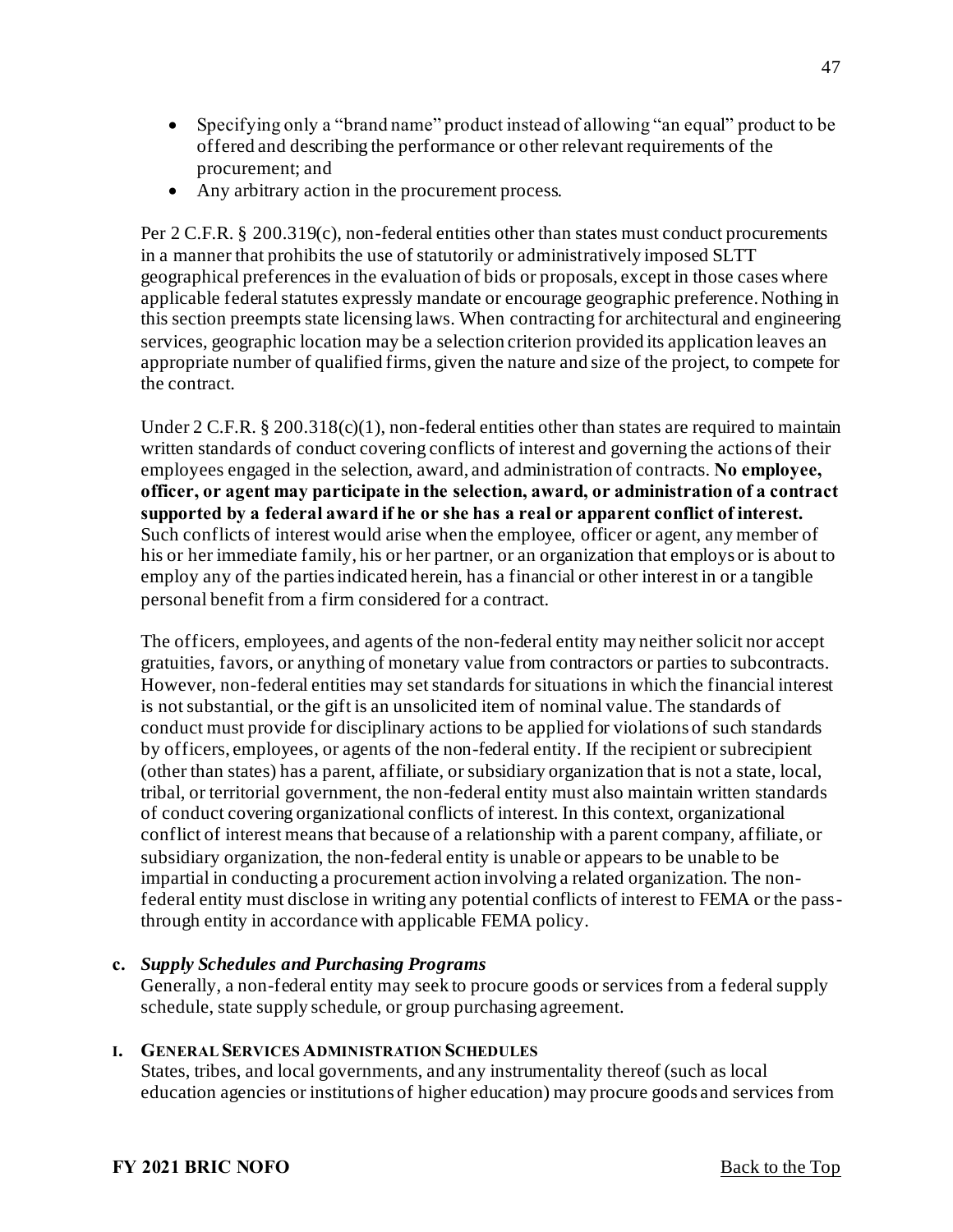- Specifying only a "brand name" product instead of allowing "an equal" product to be offered and describing the performance or other relevant requirements of the procurement; and
- Any arbitrary action in the procurement process.

Per 2 C.F.R. § 200.319(c), non-federal entities other than states must conduct procurements in a manner that prohibits the use of statutorily or administratively imposed SLTT geographical preferences in the evaluation of bids or proposals, except in those cases where applicable federal statutes expressly mandate or encourage geographic preference. Nothing in this section preempts state licensing laws. When contracting for architectural and engineering services, geographic location may be a selection criterion provided its application leaves an appropriate number of qualified firms, given the nature and size of the project, to compete for the contract.

Under 2 C.F.R. § 200.318(c)(1), non-federal entities other than states are required to maintain written standards of conduct covering conflicts of interest and governing the actions of their employees engaged in the selection, award, and administration of contracts. **No employee, officer, or agent may participate in the selection, award, or administration of a contract supported by a federal award if he or she has a real or apparent conflict of interest.** Such conflicts of interest would arise when the employee, officer or agent, any member of his or her immediate family, his or her partner, or an organization that employs or is about to employ any of the parties indicated herein, has a financial or other interest in or a tangible personal benefit from a firm considered for a contract.

The officers, employees, and agents of the non-federal entity may neither solicit nor accept gratuities, favors, or anything of monetary value from contractors or parties to subcontracts. However, non-federal entities may set standards for situations in which the financial interest is not substantial, or the gift is an unsolicited item of nominal value. The standards of conduct must provide for disciplinary actions to be applied for violations of such standards by officers, employees, or agents of the non-federal entity. If the recipient or subrecipient (other than states) has a parent, affiliate, or subsidiary organization that is not a state, local, tribal, or territorial government, the non-federal entity must also maintain written standards of conduct covering organizational conflicts of interest. In this context, organizational conflict of interest means that because of a relationship with a parent company, affiliate, or subsidiary organization, the non-federal entity is unable or appears to be unable to be impartial in conducting a procurement action involving a related organization. The non-federal entity must disclose in writing any potential conflicts of interest to FEMA or the pass-through entity in accordance with applicable FEMA policy.

**c.** ***Supply Schedules and Purchasing Programs***

Generally, a non-federal entity may seek to procure goods or services from a federal supply schedule, state supply schedule, or group purchasing agreement.

**I. General Services Administration Schedules**

States, tribes, and local governments, and any instrumentality thereof (such as local education agencies or institutions of higher education) may procure goods and services from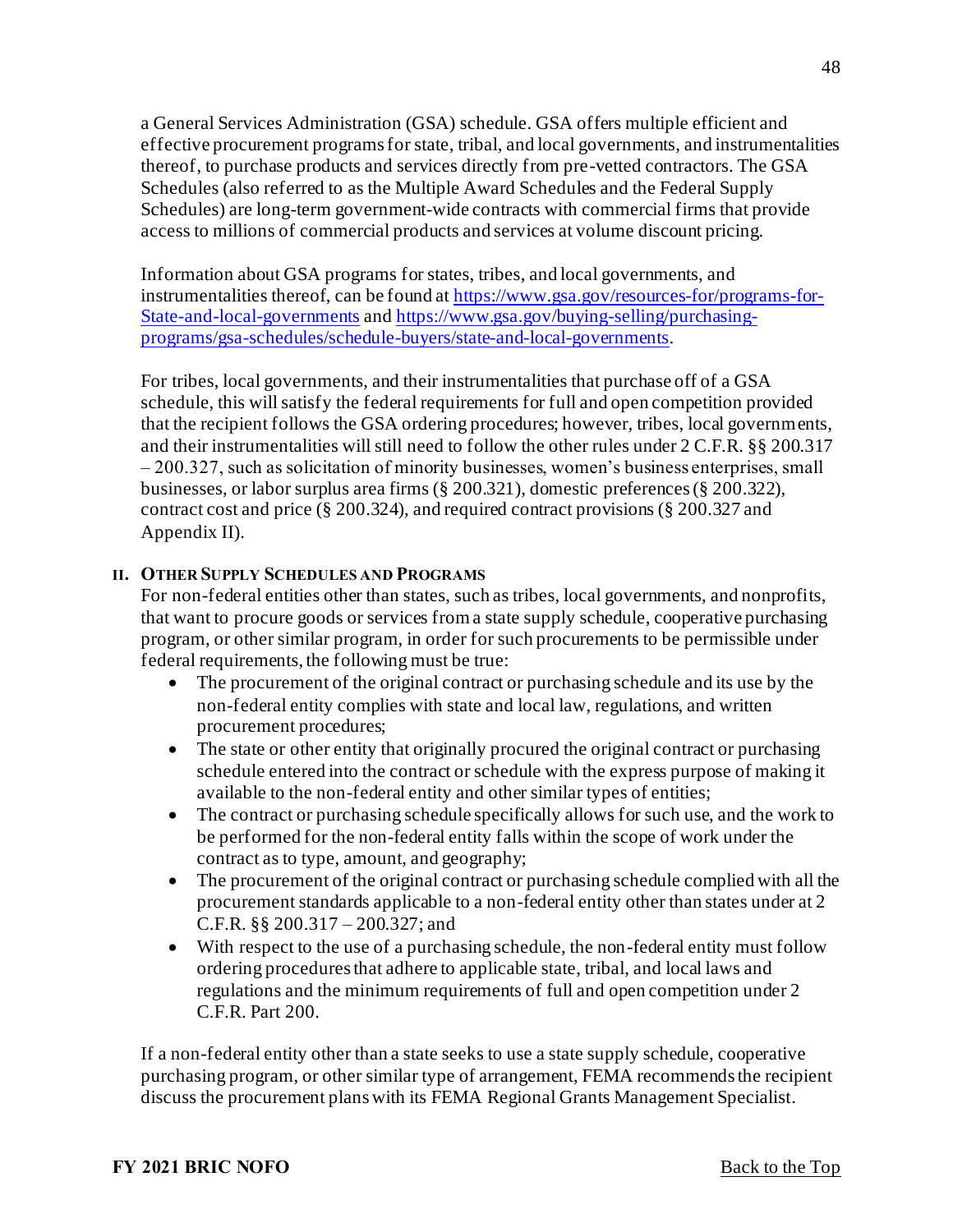a General Services Administration (GSA) schedule. GSA offers multiple efficient and effective procurement programs for state, tribal, and local governments, and instrumentalities thereof, to purchase products and services directly from pre-vetted contractors. The GSA Schedules (also referred to as the Multiple Award Schedules and the Federal Supply Schedules) are long-term government-wide contracts with commercial firms that provide access to millions of commercial products and services at volume discount pricing.

Information about GSA programs for states, tribes, and local governments, and instrumentalities thereof, can be found at [https://www.gsa.gov/resources-for/programs-for-State-and-local-governments](https://www.gsa.gov/resources-for/programs-for-State-and-local-governments) and [https://www.gsa.gov/buying-selling/purchasing-programs/gsa-schedules/schedule-buyers/state-and-local-governments](https://www.gsa.gov/buying-selling/purchasing-programs/gsa-schedules/schedule-buyers/state-and-local-governments).

For tribes, local governments, and their instrumentalities that purchase off of a GSA schedule, this will satisfy the federal requirements for full and open competition provided that the recipient follows the GSA ordering procedures; however, tribes, local governments, and their instrumentalities will still need to follow the other rules under 2 C.F.R. §§ 200.317 – 200.327, such as solicitation of minority businesses, women's business enterprises, small businesses, or labor surplus area firms (§ 200.321), domestic preferences (§ 200.322), contract cost and price (§ 200.324), and required contract provisions (§ 200.327 and Appendix II).

### II. Other Supply Schedules and Programs

For non-federal entities other than states, such as tribes, local governments, and nonprofits, that want to procure goods or services from a state supply schedule, cooperative purchasing program, or other similar program, in order for such procurements to be permissible under federal requirements, the following must be true:

- The procurement of the original contract or purchasing schedule and its use by the non-federal entity complies with state and local law, regulations, and written procurement procedures;
- The state or other entity that originally procured the original contract or purchasing schedule entered into the contract or schedule with the express purpose of making it available to the non-federal entity and other similar types of entities;
- The contract or purchasing schedule specifically allows for such use, and the work to be performed for the non-federal entity falls within the scope of work under the contract as to type, amount, and geography;
- The procurement of the original contract or purchasing schedule complied with all the procurement standards applicable to a non-federal entity other than states under at 2 C.F.R. §§ 200.317 – 200.327; and
- With respect to the use of a purchasing schedule, the non-federal entity must follow ordering procedures that adhere to applicable state, tribal, and local laws and regulations and the minimum requirements of full and open competition under 2 C.F.R. Part 200.

If a non-federal entity other than a state seeks to use a state supply schedule, cooperative purchasing program, or other similar type of arrangement, FEMA recommends the recipient discuss the procurement plans with its FEMA Regional Grants Management Specialist.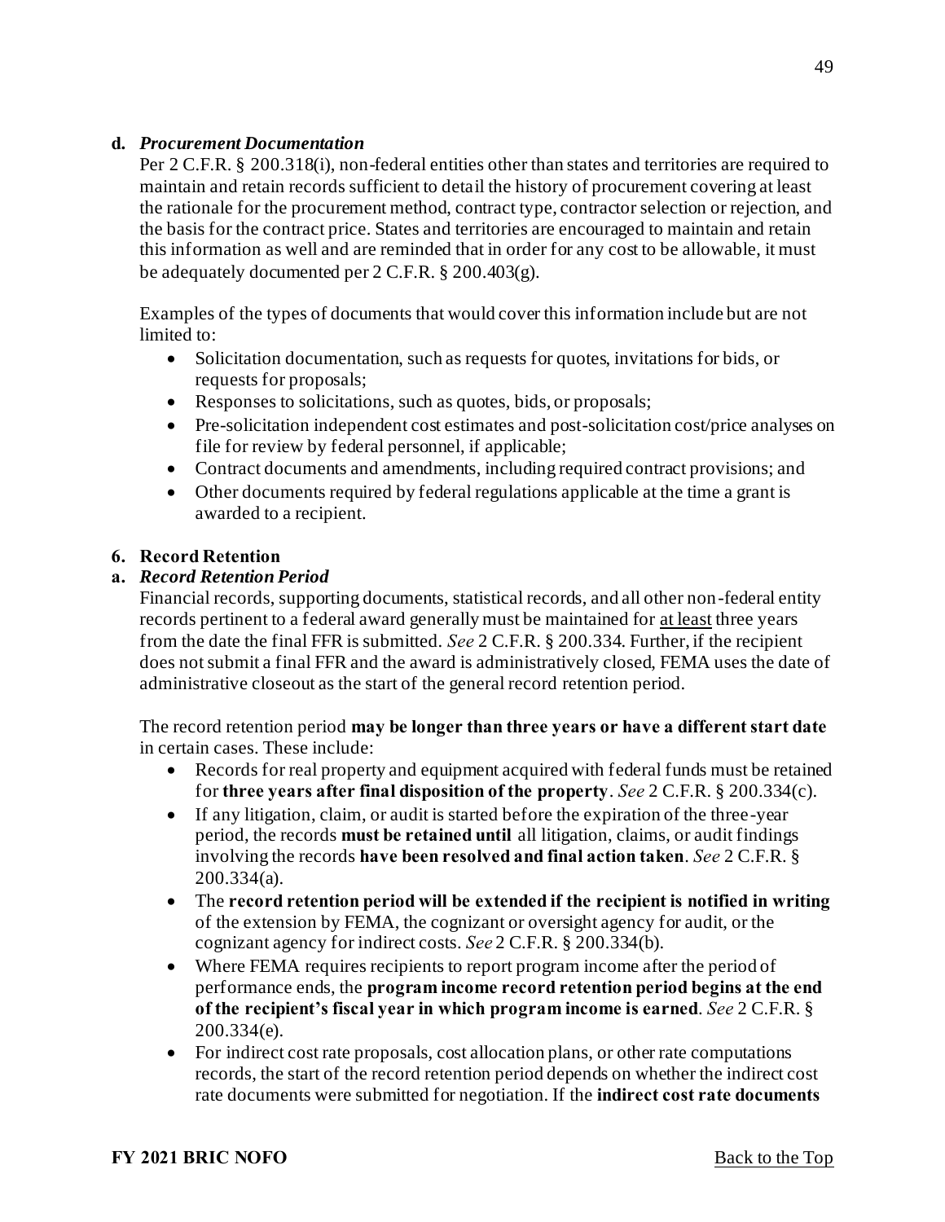**d. *Procurement Documentation***

Per 2 C.F.R. § 200.318(i), non-federal entities other than states and territories are required to maintain and retain records sufficient to detail the history of procurement covering at least the rationale for the procurement method, contract type, contractor selection or rejection, and the basis for the contract price. States and territories are encouraged to maintain and retain this information as well and are reminded that in order for any cost to be allowable, it must be adequately documented per 2 C.F.R. § 200.403(g).

Examples of the types of documents that would cover this information include but are not limited to:

- Solicitation documentation, such as requests for quotes, invitations for bids, or requests for proposals;
- Responses to solicitations, such as quotes, bids, or proposals;
- Pre-solicitation independent cost estimates and post-solicitation cost/price analyses on file for review by federal personnel, if applicable;
- Contract documents and amendments, including required contract provisions; and
- Other documents required by federal regulations applicable at the time a grant is awarded to a recipient.

**6. Record Retention**

**a. *Record Retention Period***

Financial records, supporting documents, statistical records, and all other non-federal entity records pertinent to a federal award generally must be maintained for <u>at least</u> three years from the date the final FFR is submitted. *See* 2 C.F.R. § 200.334. Further, if the recipient does not submit a final FFR and the award is administratively closed, FEMA uses the date of administrative closeout as the start of the general record retention period.

The record retention period **may be longer than three years or have a different start date** in certain cases. These include:

- Records for real property and equipment acquired with federal funds must be retained for **three years after final disposition of the property**. *See* 2 C.F.R. § 200.334(c).
- If any litigation, claim, or audit is started before the expiration of the three-year period, the records **must be retained until** all litigation, claims, or audit findings involving the records **have been resolved and final action taken**. *See* 2 C.F.R. § 200.334(a).
- The **record retention period will be extended if the recipient is notified in writing** of the extension by FEMA, the cognizant or oversight agency for audit, or the cognizant agency for indirect costs. *See* 2 C.F.R. § 200.334(b).
- Where FEMA requires recipients to report program income after the period of performance ends, the **program income record retention period begins at the end of the recipient's fiscal year in which program income is earned**. *See* 2 C.F.R. § 200.334(e).
- For indirect cost rate proposals, cost allocation plans, or other rate computations records, the start of the record retention period depends on whether the indirect cost rate documents were submitted for negotiation. If the **indirect cost rate documents**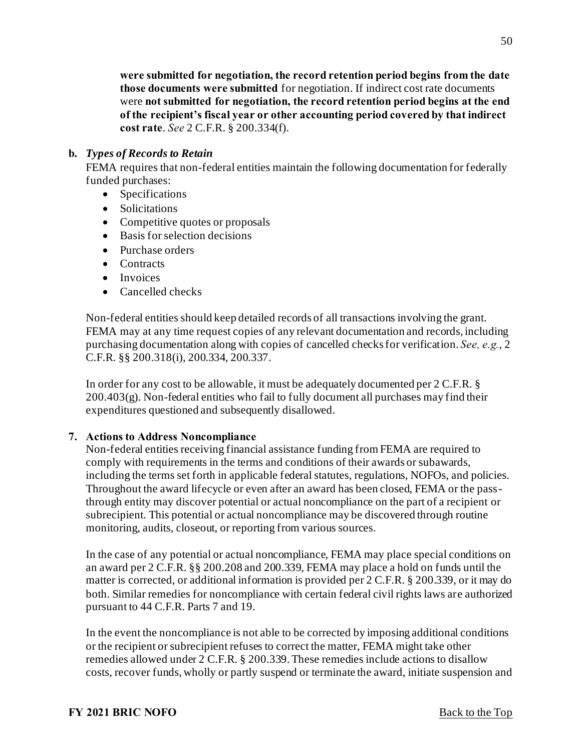**were submitted for negotiation, the record retention period begins from the date those documents were submitted** for negotiation. If indirect cost rate documents were **not submitted for negotiation, the record retention period begins at the end of the recipient's fiscal year or other accounting period covered by that indirect cost rate**. *See* 2 C.F.R. § 200.334(f).

**b. *Types of Records to Retain***

FEMA requires that non-federal entities maintain the following documentation for federally funded purchases:

- Specifications
- Solicitations
- Competitive quotes or proposals
- Basis for selection decisions
- Purchase orders
- Contracts
- Invoices
- Cancelled checks

Non-federal entities should keep detailed records of all transactions involving the grant. FEMA may at any time request copies of any relevant documentation and records, including purchasing documentation along with copies of cancelled checks for verification. *See, e.g.*, 2 C.F.R. §§ 200.318(i), 200.334, 200.337.

In order for any cost to be allowable, it must be adequately documented per 2 C.F.R. § 200.403(g). Non-federal entities who fail to fully document all purchases may find their expenditures questioned and subsequently disallowed.

**7. Actions to Address Noncompliance**

Non-federal entities receiving financial assistance funding from FEMA are required to comply with requirements in the terms and conditions of their awards or subawards, including the terms set forth in applicable federal statutes, regulations, NOFOs, and policies. Throughout the award lifecycle or even after an award has been closed, FEMA or the pass-through entity may discover potential or actual noncompliance on the part of a recipient or subrecipient. This potential or actual noncompliance may be discovered through routine monitoring, audits, closeout, or reporting from various sources.

In the case of any potential or actual noncompliance, FEMA may place special conditions on an award per 2 C.F.R. §§ 200.208 and 200.339, FEMA may place a hold on funds until the matter is corrected, or additional information is provided per 2 C.F.R. § 200.339, or it may do both. Similar remedies for noncompliance with certain federal civil rights laws are authorized pursuant to 44 C.F.R. Parts 7 and 19.

In the event the noncompliance is not able to be corrected by imposing additional conditions or the recipient or subrecipient refuses to correct the matter, FEMA might take other remedies allowed under 2 C.F.R. § 200.339. These remedies include actions to disallow costs, recover funds, wholly or partly suspend or terminate the award, initiate suspension and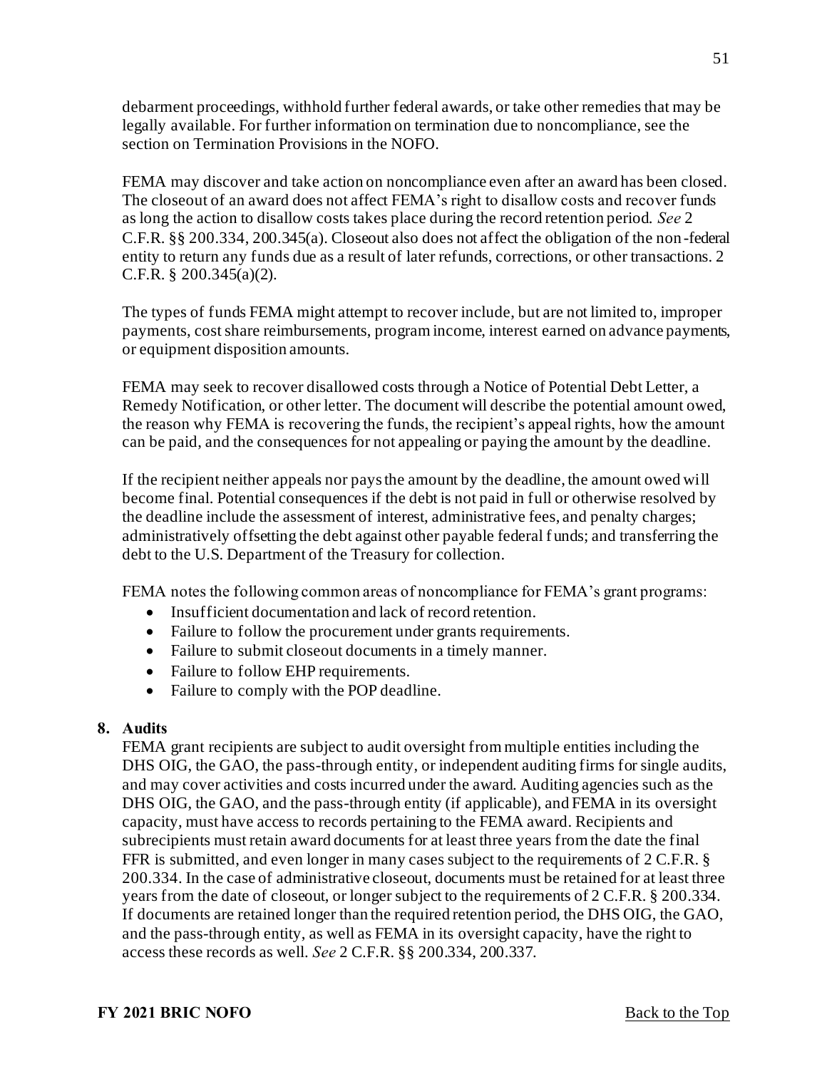debarment proceedings, withhold further federal awards, or take other remedies that may be legally available. For further information on termination due to noncompliance, see the section on Termination Provisions in the NOFO.

FEMA may discover and take action on noncompliance even after an award has been closed. The closeout of an award does not affect FEMA's right to disallow costs and recover funds as long the action to disallow costs takes place during the record retention period. *See* 2 C.F.R. §§ 200.334, 200.345(a). Closeout also does not affect the obligation of the non-federal entity to return any funds due as a result of later refunds, corrections, or other transactions. 2 C.F.R. § 200.345(a)(2).

The types of funds FEMA might attempt to recover include, but are not limited to, improper payments, cost share reimbursements, program income, interest earned on advance payments, or equipment disposition amounts.

FEMA may seek to recover disallowed costs through a Notice of Potential Debt Letter, a Remedy Notification, or other letter. The document will describe the potential amount owed, the reason why FEMA is recovering the funds, the recipient's appeal rights, how the amount can be paid, and the consequences for not appealing or paying the amount by the deadline.

If the recipient neither appeals nor pays the amount by the deadline, the amount owed will become final. Potential consequences if the debt is not paid in full or otherwise resolved by the deadline include the assessment of interest, administrative fees, and penalty charges; administratively offsetting the debt against other payable federal funds; and transferring the debt to the U.S. Department of the Treasury for collection.

FEMA notes the following common areas of noncompliance for FEMA's grant programs:

- Insufficient documentation and lack of record retention.
- Failure to follow the procurement under grants requirements.
- Failure to submit closeout documents in a timely manner.
- Failure to follow EHP requirements.
- Failure to comply with the POP deadline.

**8. Audits**

FEMA grant recipients are subject to audit oversight from multiple entities including the DHS OIG, the GAO, the pass-through entity, or independent auditing firms for single audits, and may cover activities and costs incurred under the award. Auditing agencies such as the DHS OIG, the GAO, and the pass-through entity (if applicable), and FEMA in its oversight capacity, must have access to records pertaining to the FEMA award. Recipients and subrecipients must retain award documents for at least three years from the date the final FFR is submitted, and even longer in many cases subject to the requirements of 2 C.F.R. § 200.334. In the case of administrative closeout, documents must be retained for at least three years from the date of closeout, or longer subject to the requirements of 2 C.F.R. § 200.334. If documents are retained longer than the required retention period, the DHS OIG, the GAO, and the pass-through entity, as well as FEMA in its oversight capacity, have the right to access these records as well. *See* 2 C.F.R. §§ 200.334, 200.337.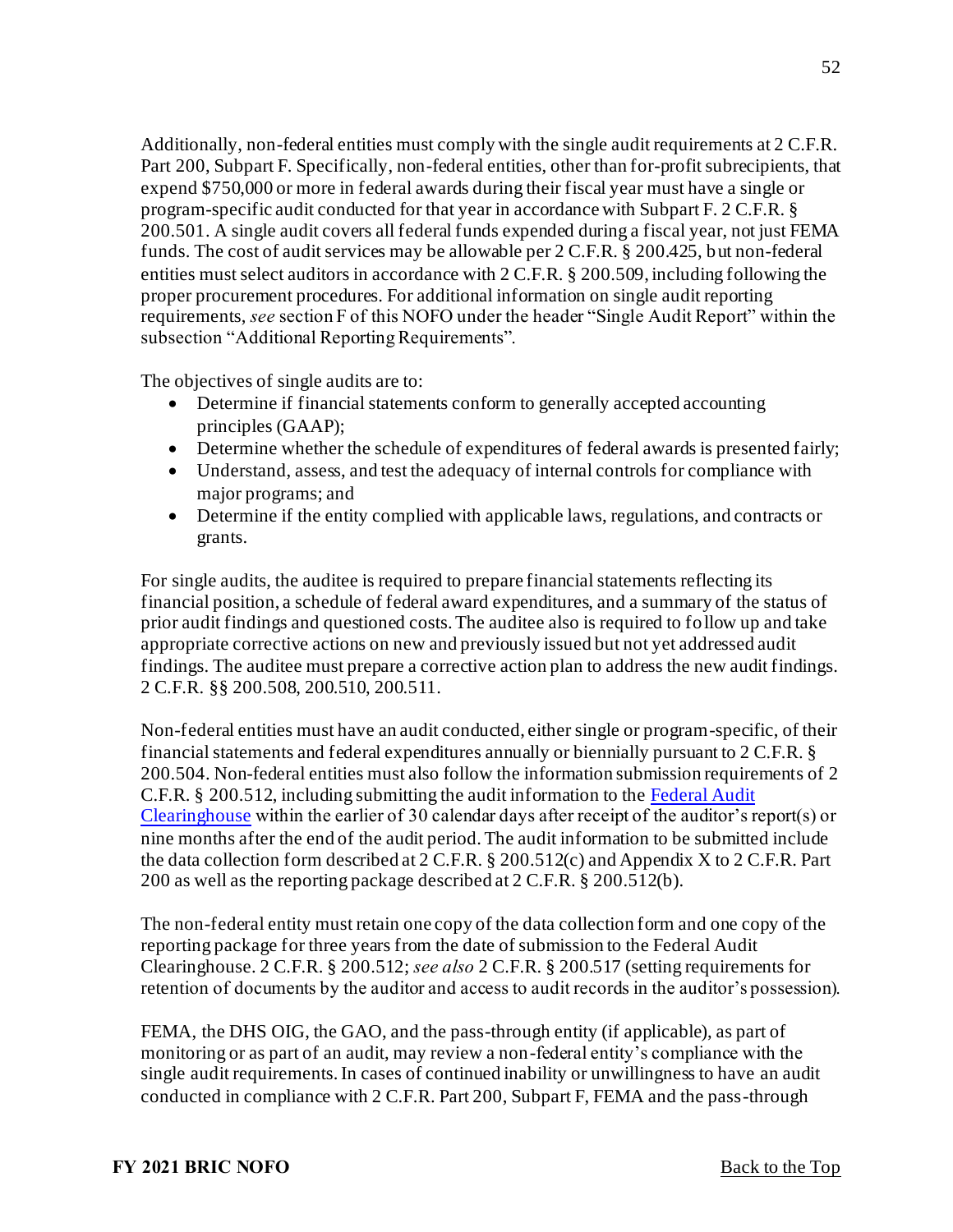Additionally, non-federal entities must comply with the single audit requirements at 2 C.F.R. Part 200, Subpart F. Specifically, non-federal entities, other than for-profit subrecipients, that expend $750,000 or more in federal awards during their fiscal year must have a single or program-specific audit conducted for that year in accordance with Subpart F. 2 C.F.R. § 200.501. A single audit covers all federal funds expended during a fiscal year, not just FEMA funds. The cost of audit services may be allowable per 2 C.F.R. § 200.425, but non-federal entities must select auditors in accordance with 2 C.F.R. § 200.509, including following the proper procurement procedures. For additional information on single audit reporting requirements, *see* section F of this NOFO under the header "Single Audit Report" within the subsection "Additional Reporting Requirements".

The objectives of single audits are to:

- Determine if financial statements conform to generally accepted accounting principles (GAAP);
- Determine whether the schedule of expenditures of federal awards is presented fairly;
- Understand, assess, and test the adequacy of internal controls for compliance with major programs; and
- Determine if the entity complied with applicable laws, regulations, and contracts or grants.

For single audits, the auditee is required to prepare financial statements reflecting its financial position, a schedule of federal award expenditures, and a summary of the status of prior audit findings and questioned costs. The auditee also is required to follow up and take appropriate corrective actions on new and previously issued but not yet addressed audit findings. The auditee must prepare a corrective action plan to address the new audit findings. 2 C.F.R. §§ 200.508, 200.510, 200.511.

Non-federal entities must have an audit conducted, either single or program-specific, of their financial statements and federal expenditures annually or biennially pursuant to 2 C.F.R. § 200.504. Non-federal entities must also follow the information submission requirements of 2 C.F.R. § 200.512, including submitting the audit information to the [Federal Audit Clearinghouse](#) within the earlier of 30 calendar days after receipt of the auditor's report(s) or nine months after the end of the audit period. The audit information to be submitted include the data collection form described at 2 C.F.R. § 200.512(c) and Appendix X to 2 C.F.R. Part 200 as well as the reporting package described at 2 C.F.R. § 200.512(b).

The non-federal entity must retain one copy of the data collection form and one copy of the reporting package for three years from the date of submission to the Federal Audit Clearinghouse. 2 C.F.R. § 200.512; *see also* 2 C.F.R. § 200.517 (setting requirements for retention of documents by the auditor and access to audit records in the auditor's possession).

FEMA, the DHS OIG, the GAO, and the pass-through entity (if applicable), as part of monitoring or as part of an audit, may review a non-federal entity's compliance with the single audit requirements. In cases of continued inability or unwillingness to have an audit conducted in compliance with 2 C.F.R. Part 200, Subpart F, FEMA and the pass-through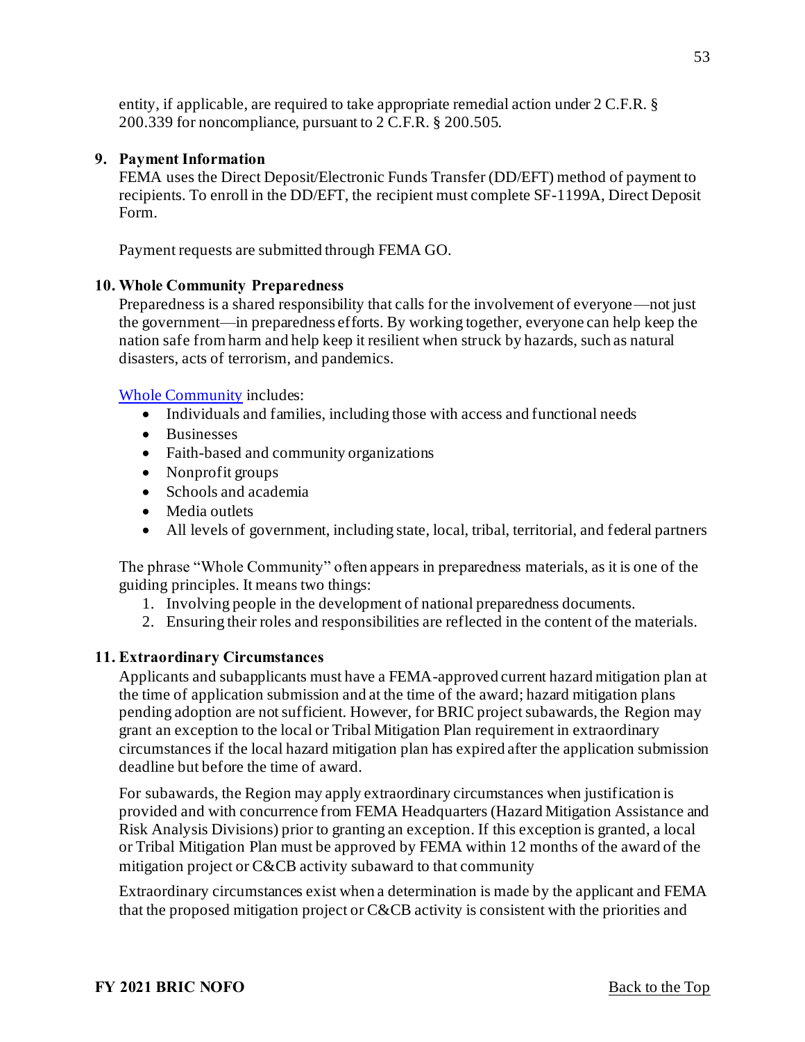entity, if applicable, are required to take appropriate remedial action under 2 C.F.R. § 200.339 for noncompliance, pursuant to 2 C.F.R. § 200.505.

**9. Payment Information**

FEMA uses the Direct Deposit/Electronic Funds Transfer (DD/EFT) method of payment to recipients. To enroll in the DD/EFT, the recipient must complete SF-1199A, Direct Deposit Form.

Payment requests are submitted through FEMA GO.

**10. Whole Community Preparedness**

Preparedness is a shared responsibility that calls for the involvement of everyone—not just the government—in preparedness efforts. By working together, everyone can help keep the nation safe from harm and help keep it resilient when struck by hazards, such as natural disasters, acts of terrorism, and pandemics.

Whole Community includes:

- Individuals and families, including those with access and functional needs
- Businesses
- Faith-based and community organizations
- Nonprofit groups
- Schools and academia
- Media outlets
- All levels of government, including state, local, tribal, territorial, and federal partners

The phrase "Whole Community" often appears in preparedness materials, as it is one of the guiding principles. It means two things:

1. Involving people in the development of national preparedness documents.
2. Ensuring their roles and responsibilities are reflected in the content of the materials.

**11. Extraordinary Circumstances**

Applicants and subapplicants must have a FEMA-approved current hazard mitigation plan at the time of application submission and at the time of the award; hazard mitigation plans pending adoption are not sufficient. However, for BRIC project subawards, the Region may grant an exception to the local or Tribal Mitigation Plan requirement in extraordinary circumstances if the local hazard mitigation plan has expired after the application submission deadline but before the time of award.

For subawards, the Region may apply extraordinary circumstances when justification is provided and with concurrence from FEMA Headquarters (Hazard Mitigation Assistance and Risk Analysis Divisions) prior to granting an exception. If this exception is granted, a local or Tribal Mitigation Plan must be approved by FEMA within 12 months of the award of the mitigation project or C&CB activity subaward to that community

Extraordinary circumstances exist when a determination is made by the applicant and FEMA that the proposed mitigation project or C&CB activity is consistent with the priorities and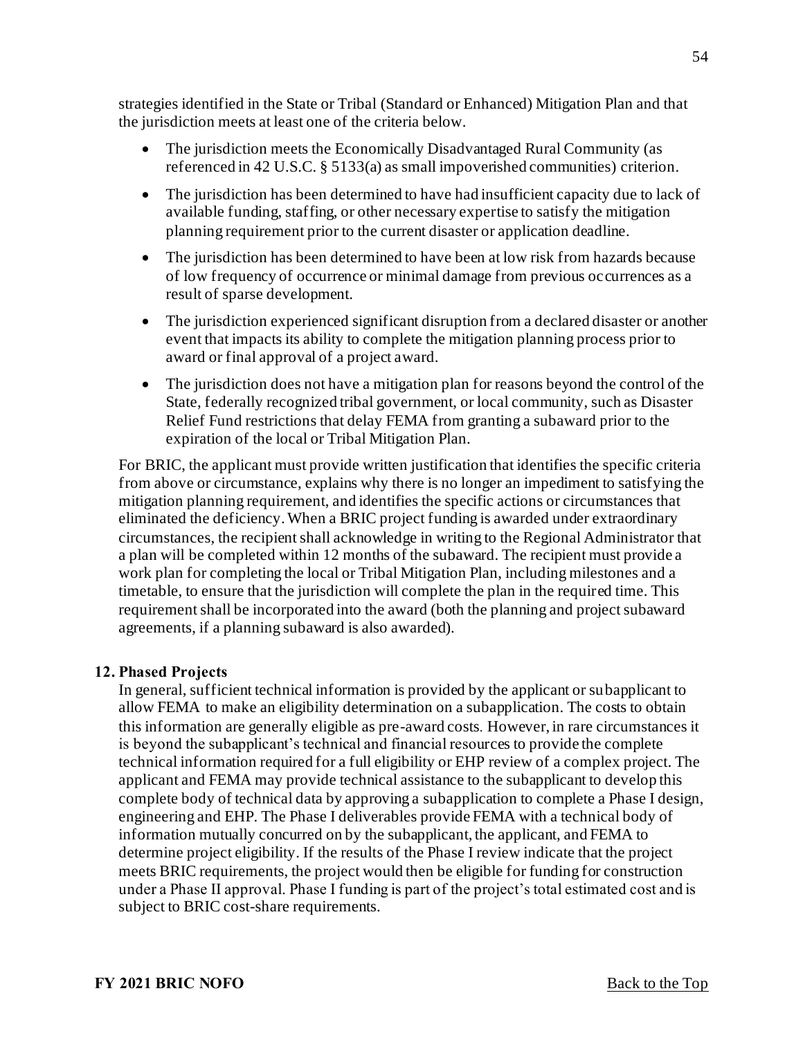strategies identified in the State or Tribal (Standard or Enhanced) Mitigation Plan and that the jurisdiction meets at least one of the criteria below.

- The jurisdiction meets the Economically Disadvantaged Rural Community (as referenced in 42 U.S.C. § 5133(a) as small impoverished communities) criterion.
- The jurisdiction has been determined to have had insufficient capacity due to lack of available funding, staffing, or other necessary expertise to satisfy the mitigation planning requirement prior to the current disaster or application deadline.
- The jurisdiction has been determined to have been at low risk from hazards because of low frequency of occurrence or minimal damage from previous occurrences as a result of sparse development.
- The jurisdiction experienced significant disruption from a declared disaster or another event that impacts its ability to complete the mitigation planning process prior to award or final approval of a project award.
- The jurisdiction does not have a mitigation plan for reasons beyond the control of the State, federally recognized tribal government, or local community, such as Disaster Relief Fund restrictions that delay FEMA from granting a subaward prior to the expiration of the local or Tribal Mitigation Plan.

For BRIC, the applicant must provide written justification that identifies the specific criteria from above or circumstance, explains why there is no longer an impediment to satisfying the mitigation planning requirement, and identifies the specific actions or circumstances that eliminated the deficiency. When a BRIC project funding is awarded under extraordinary circumstances, the recipient shall acknowledge in writing to the Regional Administrator that a plan will be completed within 12 months of the subaward. The recipient must provide a work plan for completing the local or Tribal Mitigation Plan, including milestones and a timetable, to ensure that the jurisdiction will complete the plan in the required time. This requirement shall be incorporated into the award (both the planning and project subaward agreements, if a planning subaward is also awarded).

**12. Phased Projects**

In general, sufficient technical information is provided by the applicant or subapplicant to allow FEMA to make an eligibility determination on a subapplication. The costs to obtain this information are generally eligible as pre-award costs. However, in rare circumstances it is beyond the subapplicant's technical and financial resources to provide the complete technical information required for a full eligibility or EHP review of a complex project. The applicant and FEMA may provide technical assistance to the subapplicant to develop this complete body of technical data by approving a subapplication to complete a Phase I design, engineering and EHP. The Phase I deliverables provide FEMA with a technical body of information mutually concurred on by the subapplicant, the applicant, and FEMA to determine project eligibility. If the results of the Phase I review indicate that the project meets BRIC requirements, the project would then be eligible for funding for construction under a Phase II approval. Phase I funding is part of the project's total estimated cost and is subject to BRIC cost-share requirements.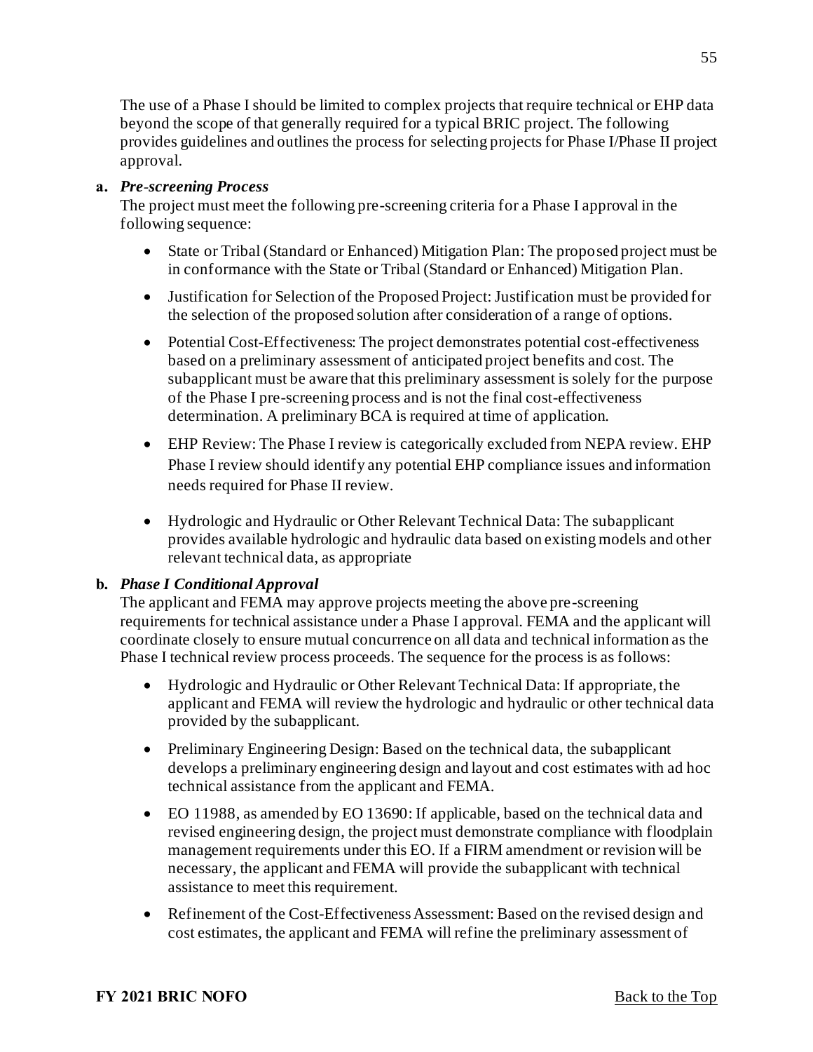The use of a Phase I should be limited to complex projects that require technical or EHP data beyond the scope of that generally required for a typical BRIC project. The following provides guidelines and outlines the process for selecting projects for Phase I/Phase II project approval.

**a. *Pre-screening Process***

The project must meet the following pre-screening criteria for a Phase I approval in the following sequence:

- State or Tribal (Standard or Enhanced) Mitigation Plan: The proposed project must be in conformance with the State or Tribal (Standard or Enhanced) Mitigation Plan.
- Justification for Selection of the Proposed Project: Justification must be provided for the selection of the proposed solution after consideration of a range of options.
- Potential Cost-Effectiveness: The project demonstrates potential cost-effectiveness based on a preliminary assessment of anticipated project benefits and cost. The subapplicant must be aware that this preliminary assessment is solely for the purpose of the Phase I pre-screening process and is not the final cost-effectiveness determination. A preliminary BCA is required at time of application.
- EHP Review: The Phase I review is categorically excluded from NEPA review. EHP Phase I review should identify any potential EHP compliance issues and information needs required for Phase II review.
- Hydrologic and Hydraulic or Other Relevant Technical Data: The subapplicant provides available hydrologic and hydraulic data based on existing models and other relevant technical data, as appropriate

**b. *Phase I Conditional Approval***

The applicant and FEMA may approve projects meeting the above pre-screening requirements for technical assistance under a Phase I approval. FEMA and the applicant will coordinate closely to ensure mutual concurrence on all data and technical information as the Phase I technical review process proceeds. The sequence for the process is as follows:

- Hydrologic and Hydraulic or Other Relevant Technical Data: If appropriate, the applicant and FEMA will review the hydrologic and hydraulic or other technical data provided by the subapplicant.
- Preliminary Engineering Design: Based on the technical data, the subapplicant develops a preliminary engineering design and layout and cost estimates with ad hoc technical assistance from the applicant and FEMA.
- EO 11988, as amended by EO 13690: If applicable, based on the technical data and revised engineering design, the project must demonstrate compliance with floodplain management requirements under this EO. If a FIRM amendment or revision will be necessary, the applicant and FEMA will provide the subapplicant with technical assistance to meet this requirement.
- Refinement of the Cost-Effectiveness Assessment: Based on the revised design and cost estimates, the applicant and FEMA will refine the preliminary assessment of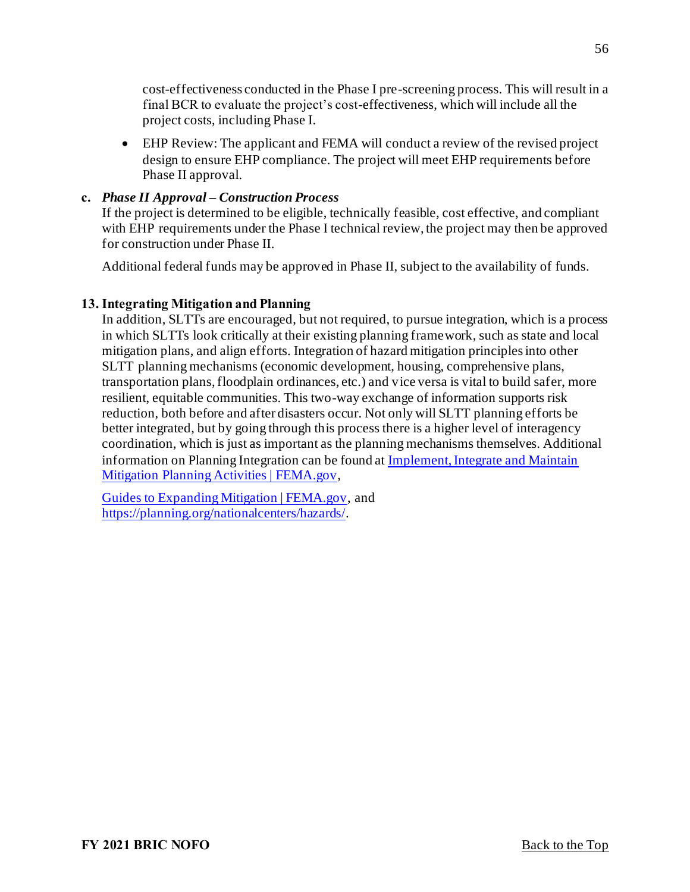cost-effectiveness conducted in the Phase I pre-screening process. This will result in a final BCR to evaluate the project's cost-effectiveness, which will include all the project costs, including Phase I.

- EHP Review: The applicant and FEMA will conduct a review of the revised project design to ensure EHP compliance. The project will meet EHP requirements before Phase II approval.

**c. *Phase II Approval – Construction Process***

If the project is determined to be eligible, technically feasible, cost effective, and compliant with EHP requirements under the Phase I technical review, the project may then be approved for construction under Phase II.

Additional federal funds may be approved in Phase II, subject to the availability of funds.

### 13. Integrating Mitigation and Planning

In addition, SLTTs are encouraged, but not required, to pursue integration, which is a process in which SLTTs look critically at their existing planning framework, such as state and local mitigation plans, and align efforts. Integration of hazard mitigation principles into other SLTT planning mechanisms (economic development, housing, comprehensive plans, transportation plans, floodplain ordinances, etc.) and vice versa is vital to build safer, more resilient, equitable communities. This two-way exchange of information supports risk reduction, both before and after disasters occur. Not only will SLTT planning efforts be better integrated, but by going through this process there is a higher level of interagency coordination, which is just as important as the planning mechanisms themselves. Additional information on Planning Integration can be found at Implement, Integrate and Maintain Mitigation Planning Activities | FEMA.gov,

Guides to Expanding Mitigation | FEMA.gov, and https://planning.org/nationalcenters/hazards/.